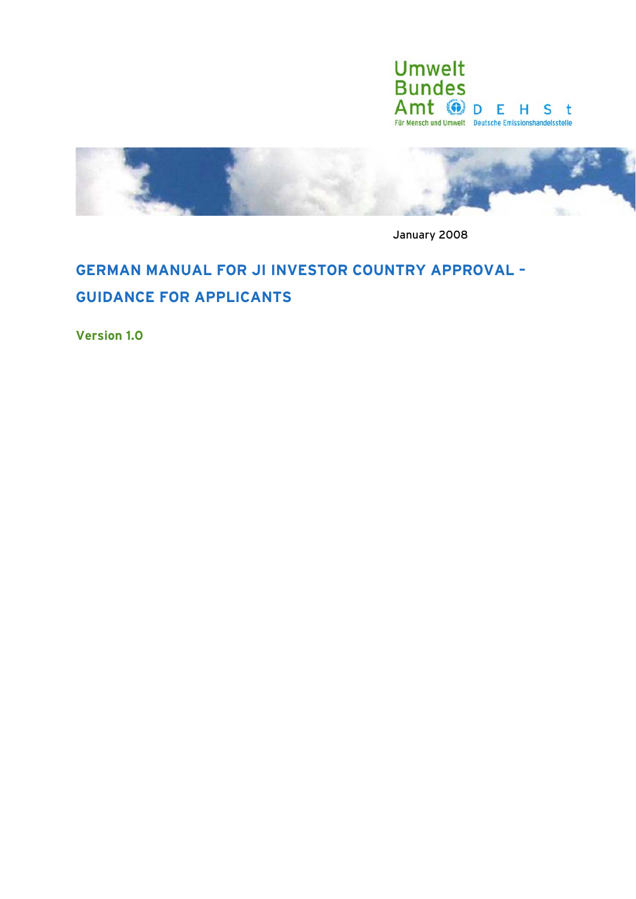Umwelt Bundes Amt

Für Mensch und Umwelt

DEHSt

Deutsche Emissionshandelsstelle

January 2008

# GERMAN MANUAL FOR JI INVESTOR COUNTRY APPROVAL – GUIDANCE FOR APPLICANTS

**Version 1.0**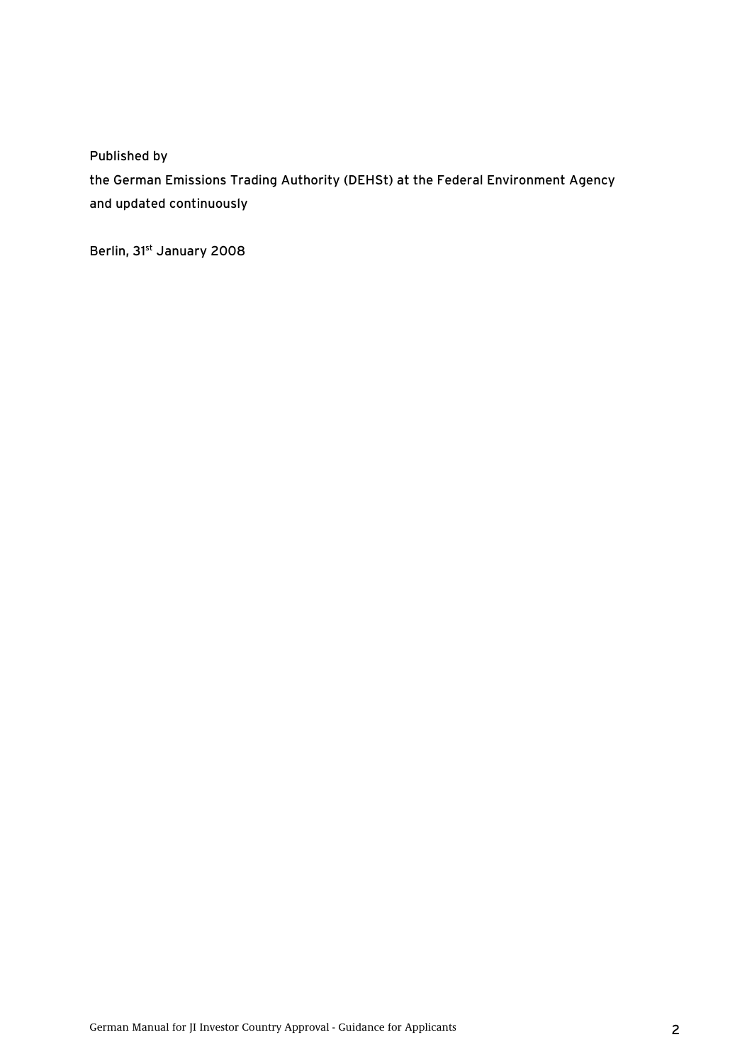Published by

the German Emissions Trading Authority (DEHSt) at the Federal Environment Agency
and updated continuously

Berlin, 31st January 2008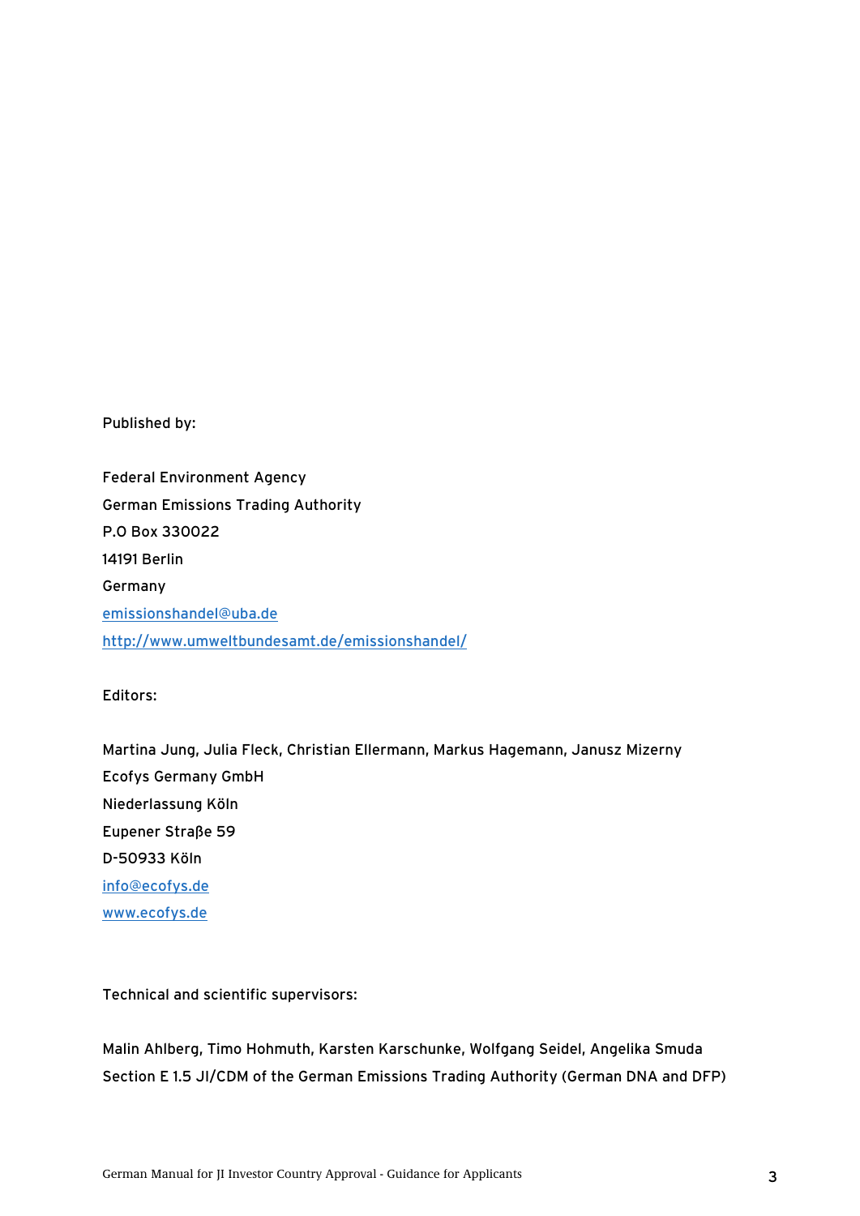Published by:

Federal Environment Agency
German Emissions Trading Authority
P.O Box 330022
14191 Berlin
Germany
emissionshandel@uba.de
http://www.umweltbundesamt.de/emissionshandel/

Editors:

Martina Jung, Julia Fleck, Christian Ellermann, Markus Hagemann, Janusz Mizerny
Ecofys Germany GmbH
Niederlassung Köln
Eupener Straβe 59
D-50933 Köln
info@ecofys.de
www.ecofys.de

Technical and scientific supervisors:

Malin Ahlberg, Timo Hohmuth, Karsten Karschunke, Wolfgang Seidel, Angelika Smuda
Section E 1.5 JI/CDM of the German Emissions Trading Authority (German DNA and DFP)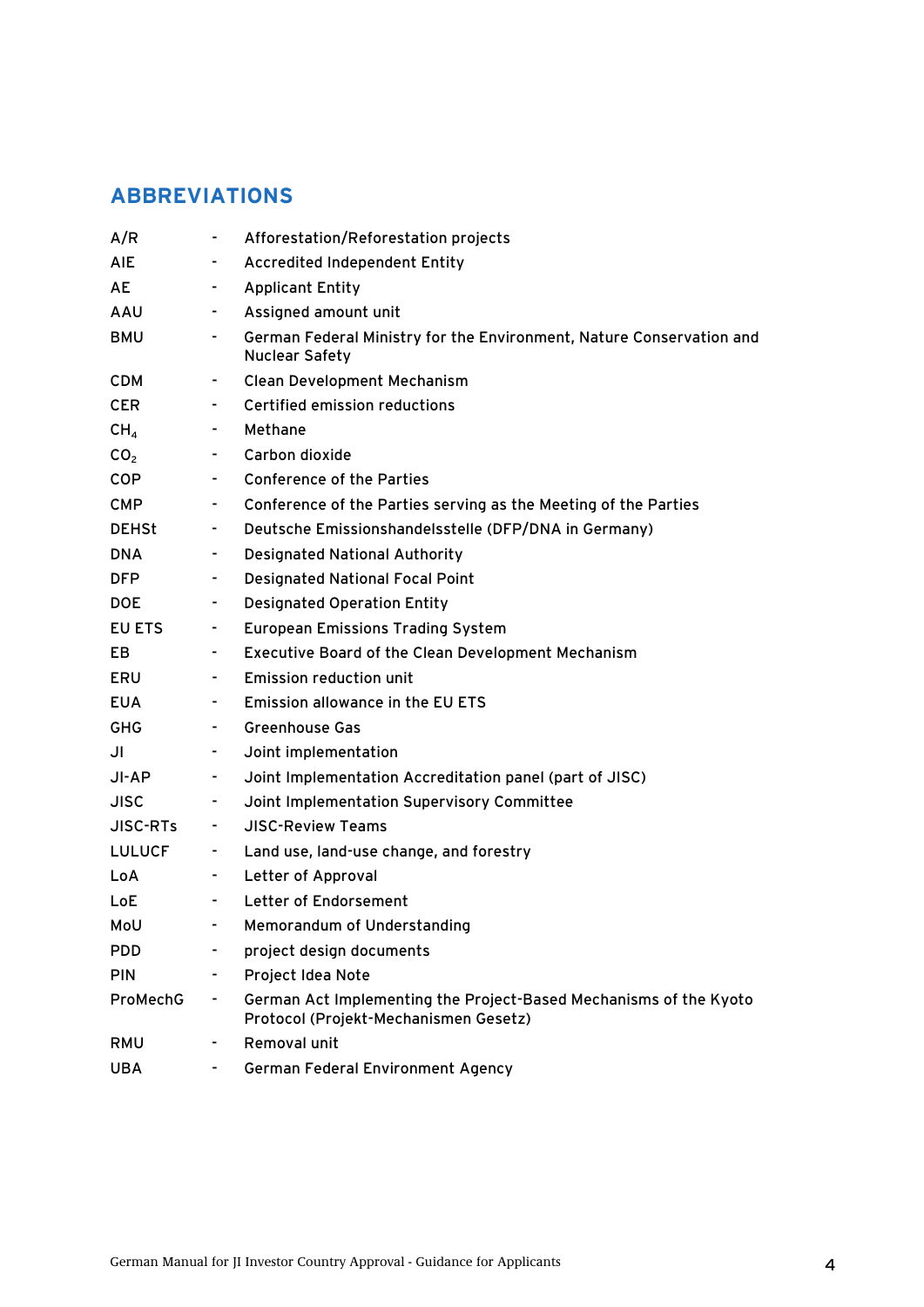## ABBREVIATIONS

| | | |
|---|---|---|
| A/R | - | Afforestation/Reforestation projects |
| AIE | - | Accredited Independent Entity |
| AE | - | Applicant Entity |
| AAU | - | Assigned amount unit |
| BMU | - | German Federal Ministry for the Environment, Nature Conservation and Nuclear Safety |
| CDM | - | Clean Development Mechanism |
| CER | - | Certified emission reductions |
| $CH_4$ | - | Methane |
| $CO_2$ | - | Carbon dioxide |
| COP | - | Conference of the Parties |
| CMP | - | Conference of the Parties serving as the Meeting of the Parties |
| DEHSt | - | Deutsche Emissionshandelsstelle (DFP/DNA in Germany) |
| DNA | - | Designated National Authority |
| DFP | - | Designated National Focal Point |
| DOE | - | Designated Operation Entity |
| EU ETS | - | European Emissions Trading System |
| EB | - | Executive Board of the Clean Development Mechanism |
| ERU | - | Emission reduction unit |
| EUA | - | Emission allowance in the EU ETS |
| GHG | - | Greenhouse Gas |
| JI | - | Joint implementation |
| JI-AP | - | Joint Implementation Accreditation panel (part of JISC) |
| JISC | - | Joint Implementation Supervisory Committee |
| JISC-RTs | - | JISC-Review Teams |
| LULUCF | - | Land use, land-use change, and forestry |
| LoA | - | Letter of Approval |
| LoE | - | Letter of Endorsement |
| MoU | - | Memorandum of Understanding |
| PDD | - | project design documents |
| PIN | - | Project Idea Note |
| ProMechG | - | German Act Implementing the Project-Based Mechanisms of the Kyoto Protocol (Projekt-Mechanismen Gesetz) |
| RMU | - | Removal unit |
| UBA | - | German Federal Environment Agency |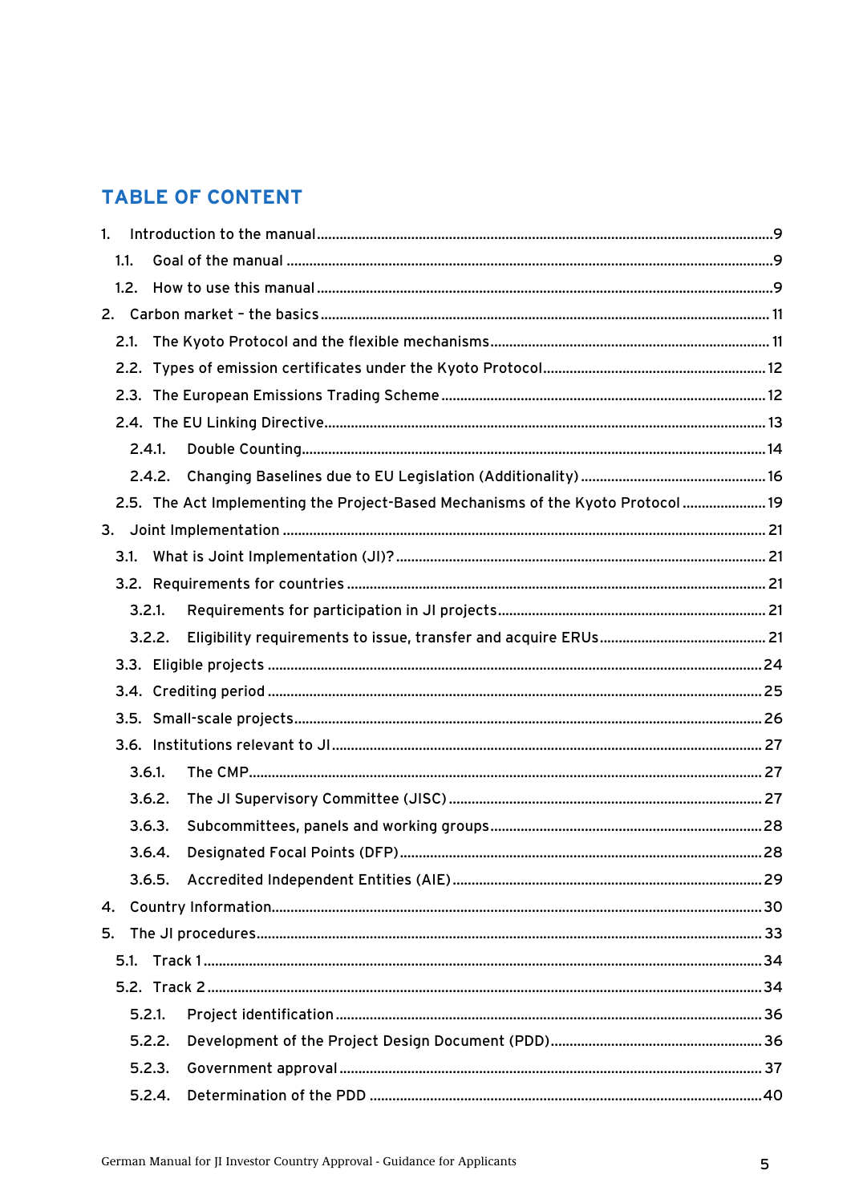# TABLE OF CONTENT

1. Introduction to the manual ..... 9
   - 1.1. Goal of the manual ..... 9
   - 1.2. How to use this manual ..... 9
2. Carbon market – the basics ..... 11
   - 2.1. The Kyoto Protocol and the flexible mechanisms ..... 11
   - 2.2. Types of emission certificates under the Kyoto Protocol ..... 12
   - 2.3. The European Emissions Trading Scheme ..... 12
   - 2.4. The EU Linking Directive ..... 13
     - 2.4.1. Double Counting ..... 14
     - 2.4.2. Changing Baselines due to EU Legislation (Additionality) ..... 16
   - 2.5. The Act Implementing the Project-Based Mechanisms of the Kyoto Protocol ..... 19
3. Joint Implementation ..... 21
   - 3.1. What is Joint Implementation (JI)? ..... 21
   - 3.2. Requirements for countries ..... 21
     - 3.2.1. Requirements for participation in JI projects ..... 21
     - 3.2.2. Eligibility requirements to issue, transfer and acquire ERUs ..... 21
   - 3.3. Eligible projects ..... 24
   - 3.4. Crediting period ..... 25
   - 3.5. Small-scale projects ..... 26
   - 3.6. Institutions relevant to JI ..... 27
     - 3.6.1. The CMP ..... 27
     - 3.6.2. The JI Supervisory Committee (JISC) ..... 27
     - 3.6.3. Subcommittees, panels and working groups ..... 28
     - 3.6.4. Designated Focal Points (DFP) ..... 28
     - 3.6.5. Accredited Independent Entities (AIE) ..... 29
4. Country Information ..... 30
5. The JI procedures ..... 33
   - 5.1. Track 1 ..... 34
   - 5.2. Track 2 ..... 34
     - 5.2.1. Project identification ..... 36
     - 5.2.2. Development of the Project Design Document (PDD) ..... 36
     - 5.2.3. Government approval ..... 37
     - 5.2.4. Determination of the PDD ..... 40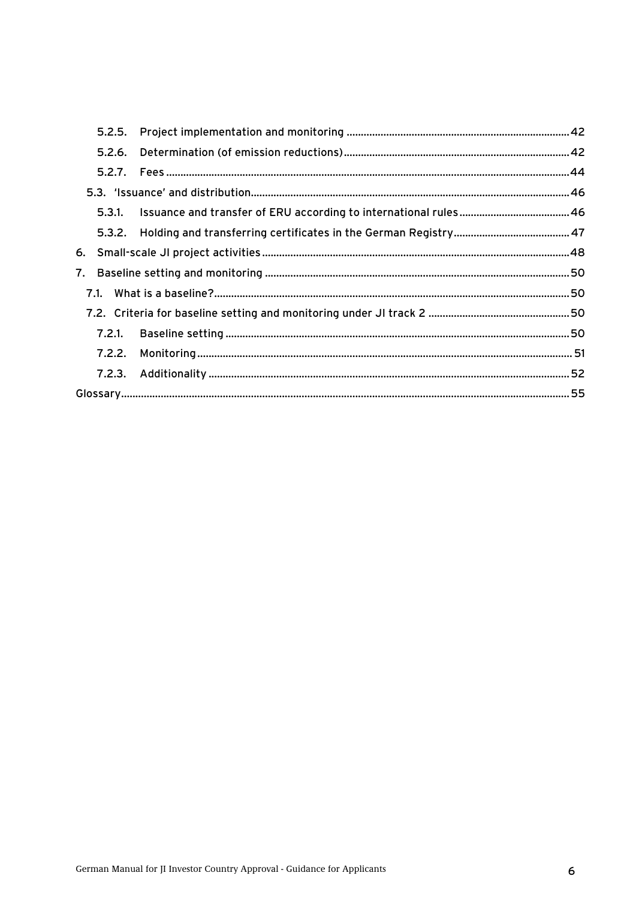5.2.5. Project implementation and monitoring ..... 42

5.2.6. Determination (of emission reductions) ..... 42

5.2.7. Fees ..... 44

5.3. 'Issuance' and distribution ..... 46

5.3.1. Issuance and transfer of ERU according to international rules ..... 46

5.3.2. Holding and transferring certificates in the German Registry ..... 47

6. Small-scale JI project activities ..... 48

7. Baseline setting and monitoring ..... 50

7.1. What is a baseline? ..... 50

7.2. Criteria for baseline setting and monitoring under JI track 2 ..... 50

7.2.1. Baseline setting ..... 50

7.2.2. Monitoring ..... 51

7.2.3. Additionality ..... 52

Glossary ..... 55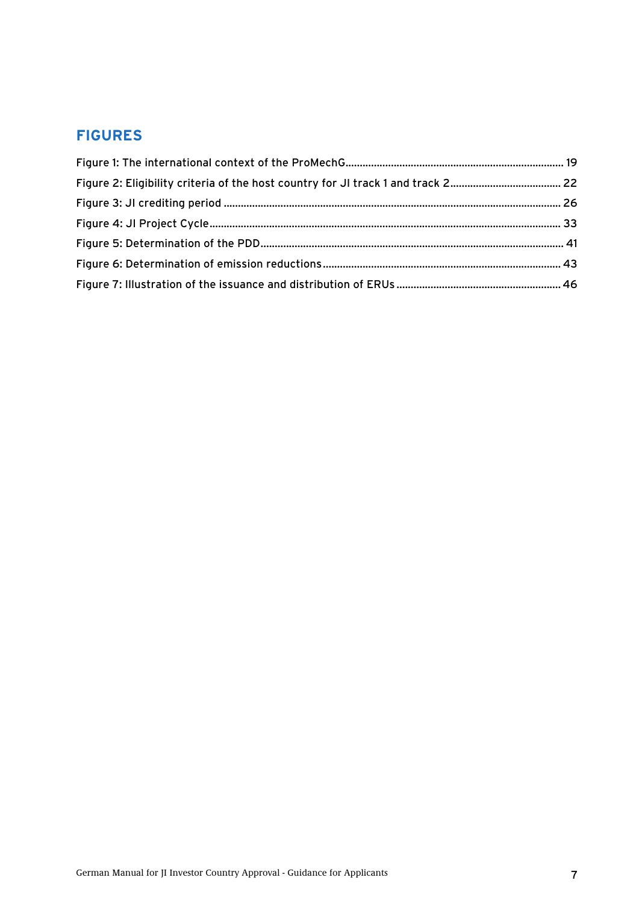## FIGURES

Figure 1: The international context of the ProMechG .......... 19
Figure 2: Eligibility criteria of the host country for JI track 1 and track 2 .......... 22
Figure 3: JI crediting period .......... 26
Figure 4: JI Project Cycle .......... 33
Figure 5: Determination of the PDD .......... 41
Figure 6: Determination of emission reductions .......... 43
Figure 7: Illustration of the issuance and distribution of ERUs .......... 46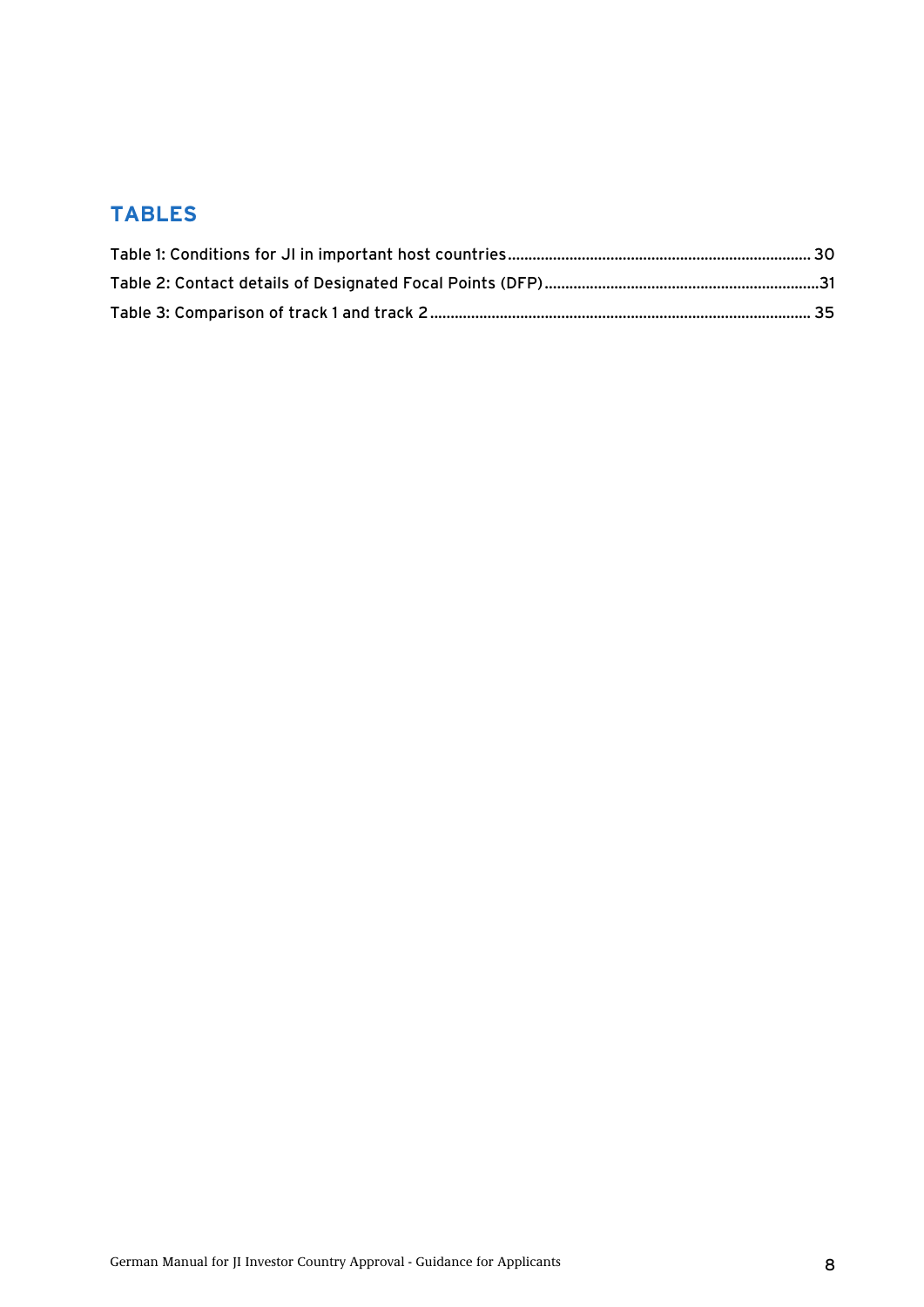## TABLES

Table 1: Conditions for JI in important host countries ........................................................................ 30

Table 2: Contact details of Designated Focal Points (DFP) ..................................................................31

Table 3: Comparison of track 1 and track 2 ........................................................................................... 35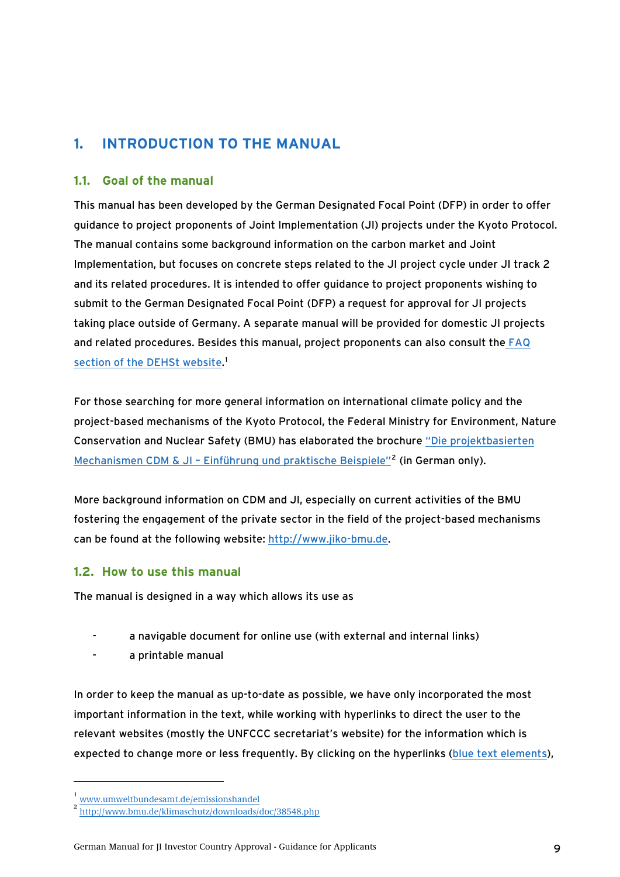# 1. INTRODUCTION TO THE MANUAL

## 1.1. Goal of the manual

This manual has been developed by the German Designated Focal Point (DFP) in order to offer guidance to project proponents of Joint Implementation (JI) projects under the Kyoto Protocol. The manual contains some background information on the carbon market and Joint Implementation, but focuses on concrete steps related to the JI project cycle under JI track 2 and its related procedures. It is intended to offer guidance to project proponents wishing to submit to the German Designated Focal Point (DFP) a request for approval for JI projects taking place outside of Germany. A separate manual will be provided for domestic JI projects and related procedures. Besides this manual, project proponents can also consult the FAQ section of the DEHSt website.[1]

For those searching for more general information on international climate policy and the project-based mechanisms of the Kyoto Protocol, the Federal Ministry for Environment, Nature Conservation and Nuclear Safety (BMU) has elaborated the brochure "Die projektbasierten Mechanismen CDM & JI – Einführung und praktische Beispiele"[2] (in German only).

More background information on CDM and JI, especially on current activities of the BMU fostering the engagement of the private sector in the field of the project-based mechanisms can be found at the following website: http://www.jiko-bmu.de.

## 1.2. How to use this manual

The manual is designed in a way which allows its use as

- a navigable document for online use (with external and internal links)
- a printable manual

In order to keep the manual as up-to-date as possible, we have only incorporated the most important information in the text, while working with hyperlinks to direct the user to the relevant websites (mostly the UNFCCC secretariat's website) for the information which is expected to change more or less frequently. By clicking on the hyperlinks (blue text elements),

---

[1] www.umweltbundesamt.de/emissionshandel

[2] http://www.bmu.de/klimaschutz/downloads/doc/38548.php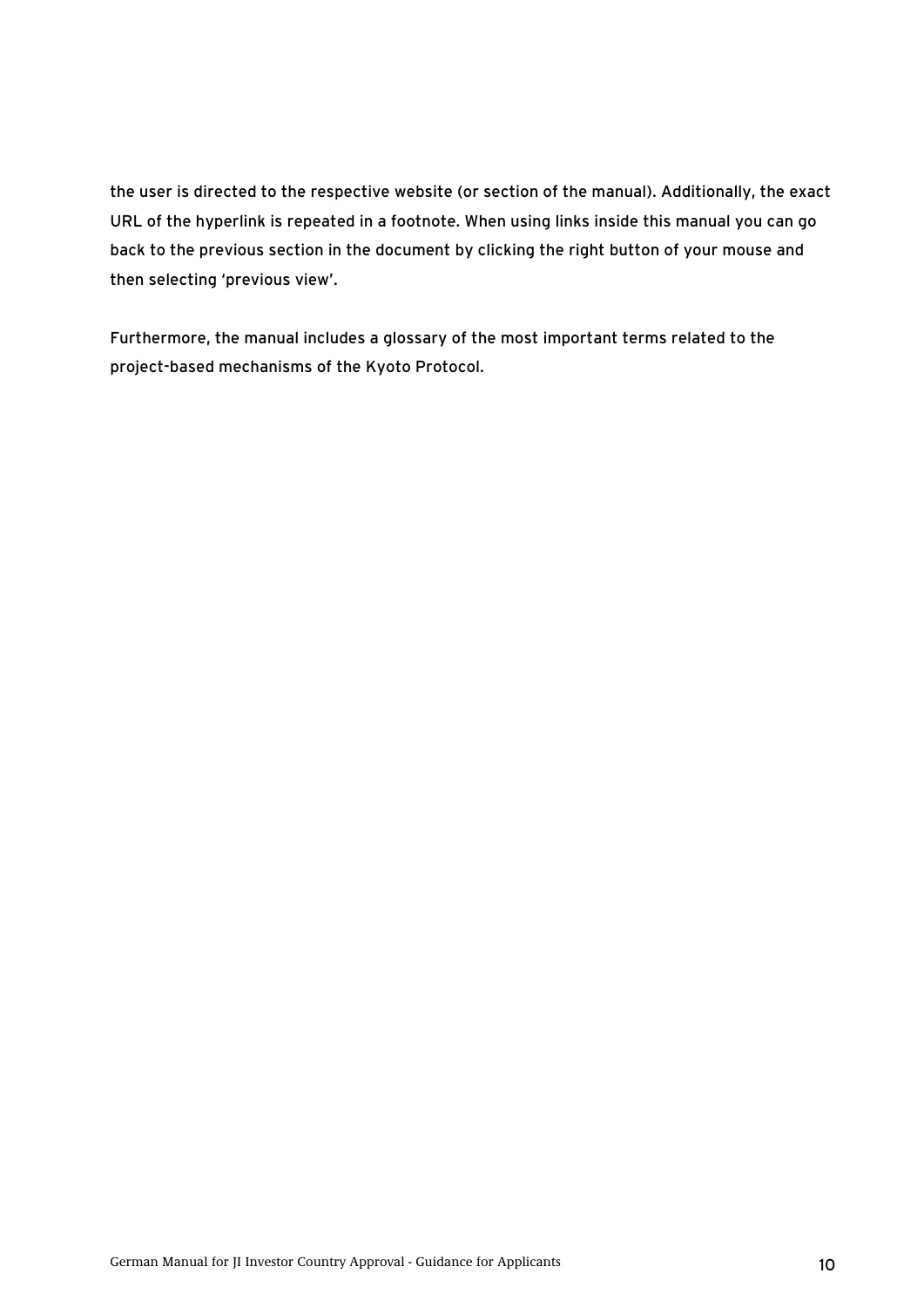the user is directed to the respective website (or section of the manual). Additionally, the exact URL of the hyperlink is repeated in a footnote. When using links inside this manual you can go back to the previous section in the document by clicking the right button of your mouse and then selecting 'previous view'.

Furthermore, the manual includes a glossary of the most important terms related to the project-based mechanisms of the Kyoto Protocol.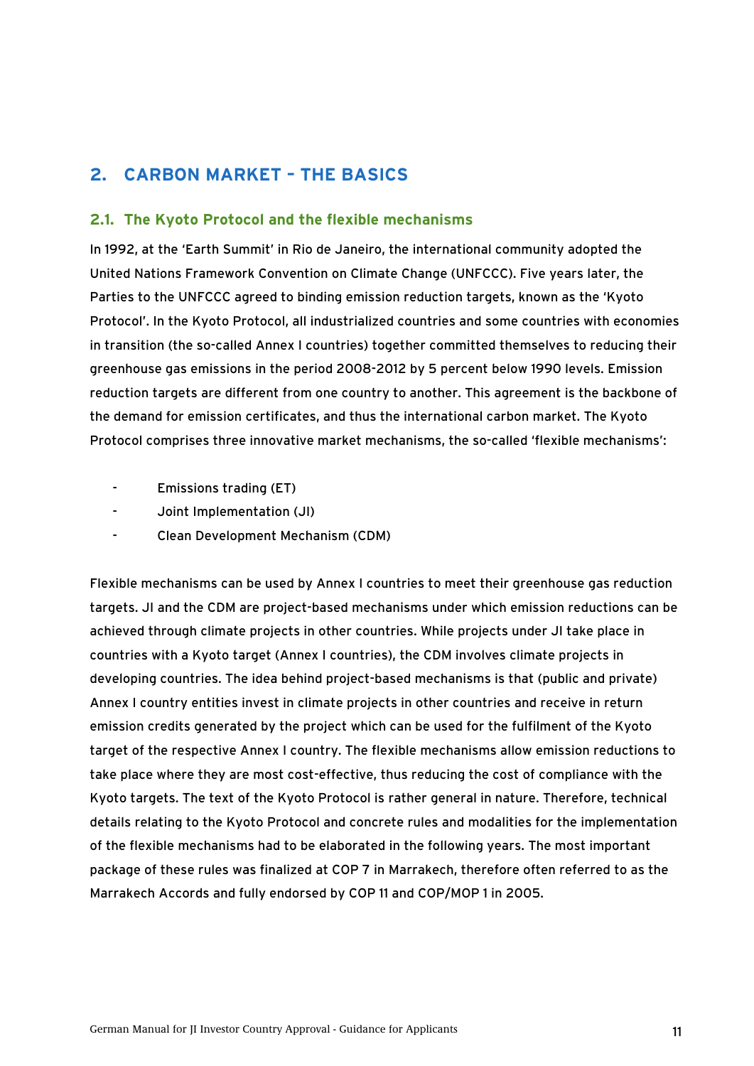# 2. CARBON MARKET – THE BASICS

## 2.1. The Kyoto Protocol and the flexible mechanisms

In 1992, at the 'Earth Summit' in Rio de Janeiro, the international community adopted the United Nations Framework Convention on Climate Change (UNFCCC). Five years later, the Parties to the UNFCCC agreed to binding emission reduction targets, known as the 'Kyoto Protocol'. In the Kyoto Protocol, all industrialized countries and some countries with economies in transition (the so-called Annex I countries) together committed themselves to reducing their greenhouse gas emissions in the period 2008-2012 by 5 percent below 1990 levels. Emission reduction targets are different from one country to another. This agreement is the backbone of the demand for emission certificates, and thus the international carbon market. The Kyoto Protocol comprises three innovative market mechanisms, the so-called 'flexible mechanisms':

- Emissions trading (ET)
- Joint Implementation (JI)
- Clean Development Mechanism (CDM)

Flexible mechanisms can be used by Annex I countries to meet their greenhouse gas reduction targets. JI and the CDM are project-based mechanisms under which emission reductions can be achieved through climate projects in other countries. While projects under JI take place in countries with a Kyoto target (Annex I countries), the CDM involves climate projects in developing countries. The idea behind project-based mechanisms is that (public and private) Annex I country entities invest in climate projects in other countries and receive in return emission credits generated by the project which can be used for the fulfilment of the Kyoto target of the respective Annex I country. The flexible mechanisms allow emission reductions to take place where they are most cost-effective, thus reducing the cost of compliance with the Kyoto targets. The text of the Kyoto Protocol is rather general in nature. Therefore, technical details relating to the Kyoto Protocol and concrete rules and modalities for the implementation of the flexible mechanisms had to be elaborated in the following years. The most important package of these rules was finalized at COP 7 in Marrakech, therefore often referred to as the Marrakech Accords and fully endorsed by COP 11 and COP/MOP 1 in 2005.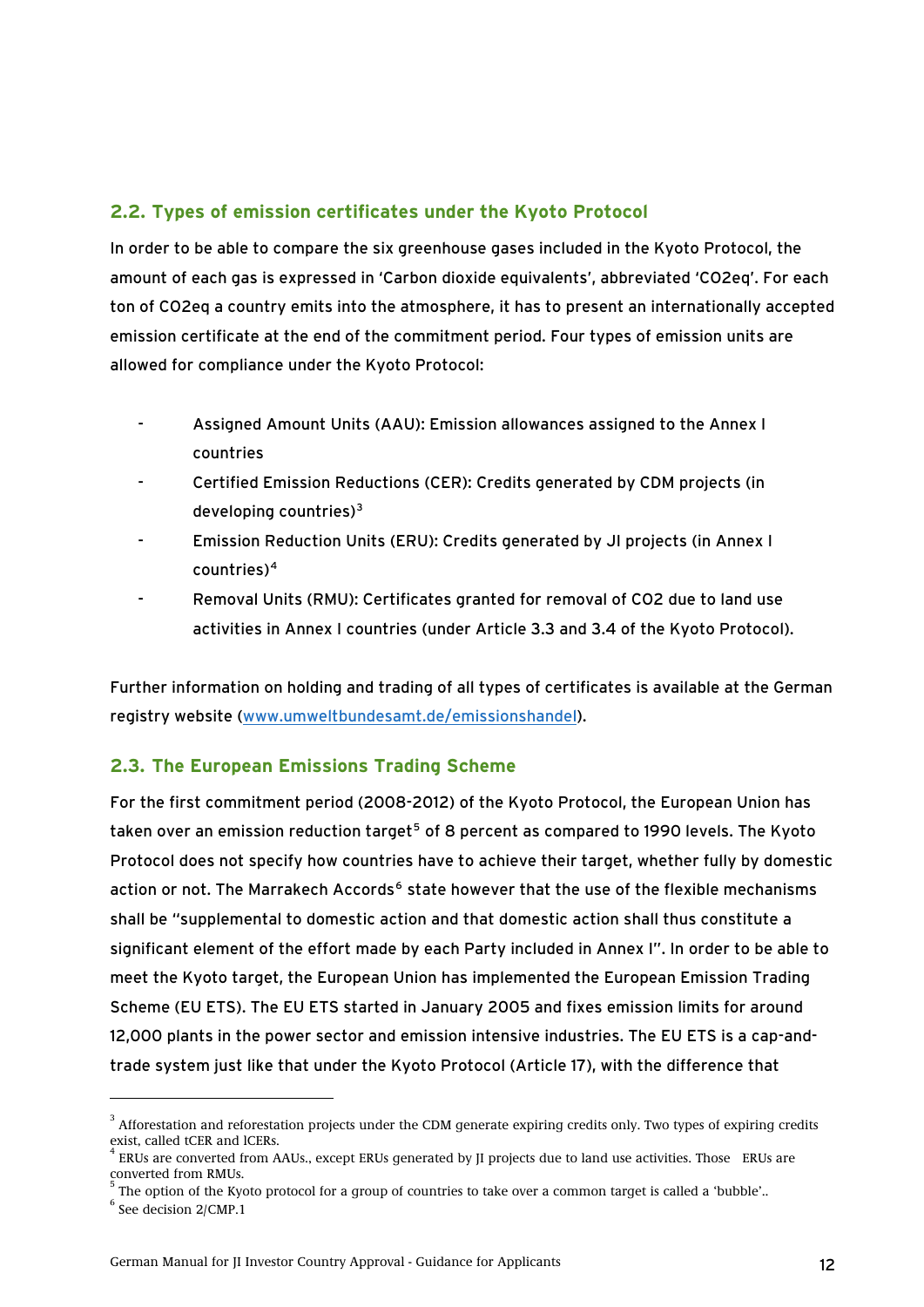## 2.2. Types of emission certificates under the Kyoto Protocol

In order to be able to compare the six greenhouse gases included in the Kyoto Protocol, the amount of each gas is expressed in 'Carbon dioxide equivalents', abbreviated 'CO2eq'. For each ton of CO2eq a country emits into the atmosphere, it has to present an internationally accepted emission certificate at the end of the commitment period. Four types of emission units are allowed for compliance under the Kyoto Protocol:

- Assigned Amount Units (AAU): Emission allowances assigned to the Annex I countries
- Certified Emission Reductions (CER): Credits generated by CDM projects (in developing countries)[3]
- Emission Reduction Units (ERU): Credits generated by JI projects (in Annex I countries)[4]
- Removal Units (RMU): Certificates granted for removal of CO2 due to land use activities in Annex I countries (under Article 3.3 and 3.4 of the Kyoto Protocol).

Further information on holding and trading of all types of certificates is available at the German registry website (www.umweltbundesamt.de/emissionshandel).

## 2.3. The European Emissions Trading Scheme

For the first commitment period (2008-2012) of the Kyoto Protocol, the European Union has taken over an emission reduction target[5] of 8 percent as compared to 1990 levels. The Kyoto Protocol does not specify how countries have to achieve their target, whether fully by domestic action or not. The Marrakech Accords[6] state however that the use of the flexible mechanisms shall be "supplemental to domestic action and that domestic action shall thus constitute a significant element of the effort made by each Party included in Annex I". In order to be able to meet the Kyoto target, the European Union has implemented the European Emission Trading Scheme (EU ETS). The EU ETS started in January 2005 and fixes emission limits for around 12,000 plants in the power sector and emission intensive industries. The EU ETS is a cap-and-trade system just like that under the Kyoto Protocol (Article 17), with the difference that

---

[3] Afforestation and reforestation projects under the CDM generate expiring credits only. Two types of expiring credits exist, called tCER and lCERs.

[4] ERUs are converted from AAUs., except ERUs generated by JI projects due to land use activities. Those ERUs are converted from RMUs.

[5] The option of the Kyoto protocol for a group of countries to take over a common target is called a 'bubble'..

[6] See decision 2/CMP.1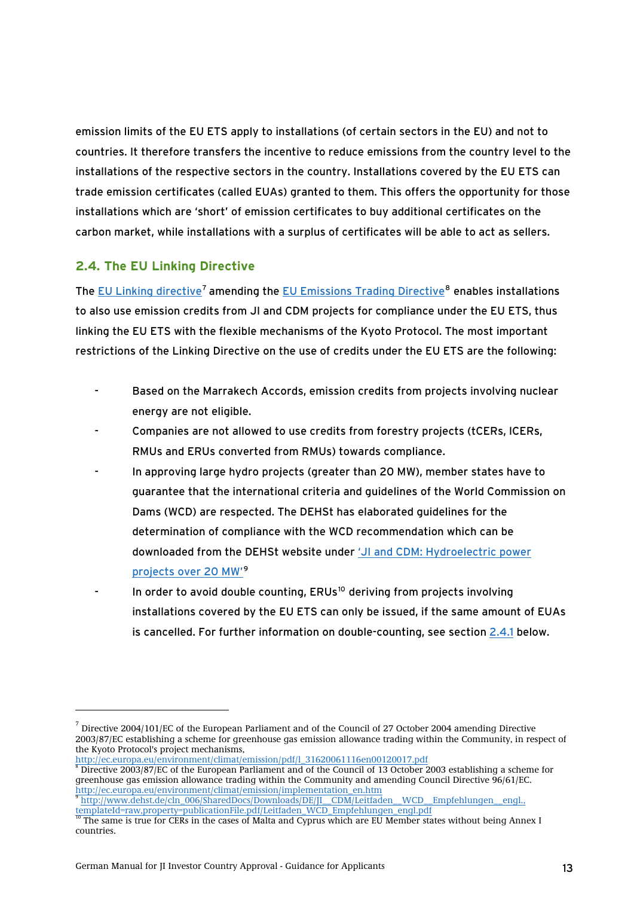emission limits of the EU ETS apply to installations (of certain sectors in the EU) and not to countries. It therefore transfers the incentive to reduce emissions from the country level to the installations of the respective sectors in the country. Installations covered by the EU ETS can trade emission certificates (called EUAs) granted to them. This offers the opportunity for those installations which are 'short' of emission certificates to buy additional certificates on the carbon market, while installations with a surplus of certificates will be able to act as sellers.

## 2.4. The EU Linking Directive

The EU Linking directive[7] amending the EU Emissions Trading Directive[8] enables installations to also use emission credits from JI and CDM projects for compliance under the EU ETS, thus linking the EU ETS with the flexible mechanisms of the Kyoto Protocol. The most important restrictions of the Linking Directive on the use of credits under the EU ETS are the following:

- Based on the Marrakech Accords, emission credits from projects involving nuclear energy are not eligible.
- Companies are not allowed to use credits from forestry projects (tCERs, lCERs, RMUs and ERUs converted from RMUs) towards compliance.
- In approving large hydro projects (greater than 20 MW), member states have to guarantee that the international criteria and guidelines of the World Commission on Dams (WCD) are respected. The DEHSt has elaborated guidelines for the determination of compliance with the WCD recommendation which can be downloaded from the DEHSt website under 'JI and CDM: Hydroelectric power projects over 20 MW'[9]
- In order to avoid double counting, ERUs[10] deriving from projects involving installations covered by the EU ETS can only be issued, if the same amount of EUAs is cancelled. For further information on double-counting, see section 2.4.1 below.

---

[7] Directive 2004/101/EC of the European Parliament and of the Council of 27 October 2004 amending Directive 2003/87/EC establishing a scheme for greenhouse gas emission allowance trading within the Community, in respect of the Kyoto Protocol's project mechanisms, http://ec.europa.eu/environment/climat/emission/pdf/l_31620061116en00120017.pdf

[8] Directive 2003/87/EC of the European Parliament and of the Council of 13 October 2003 establishing a scheme for greenhouse gas emission allowance trading within the Community and amending Council Directive 96/61/EC. http://ec.europa.eu/environment/climat/emission/implementation_en.htm

[9] http://www.dehst.de/cln_006/SharedDocs/Downloads/DE/JI__CDM/Leitfaden__WCD__Empfehlungen__engl.,templateId=raw,property=publicationFile.pdf/Leitfaden_WCD_Empfehlungen_engl.pdf

[10] The same is true for CERs in the cases of Malta and Cyprus which are EU Member states without being Annex I countries.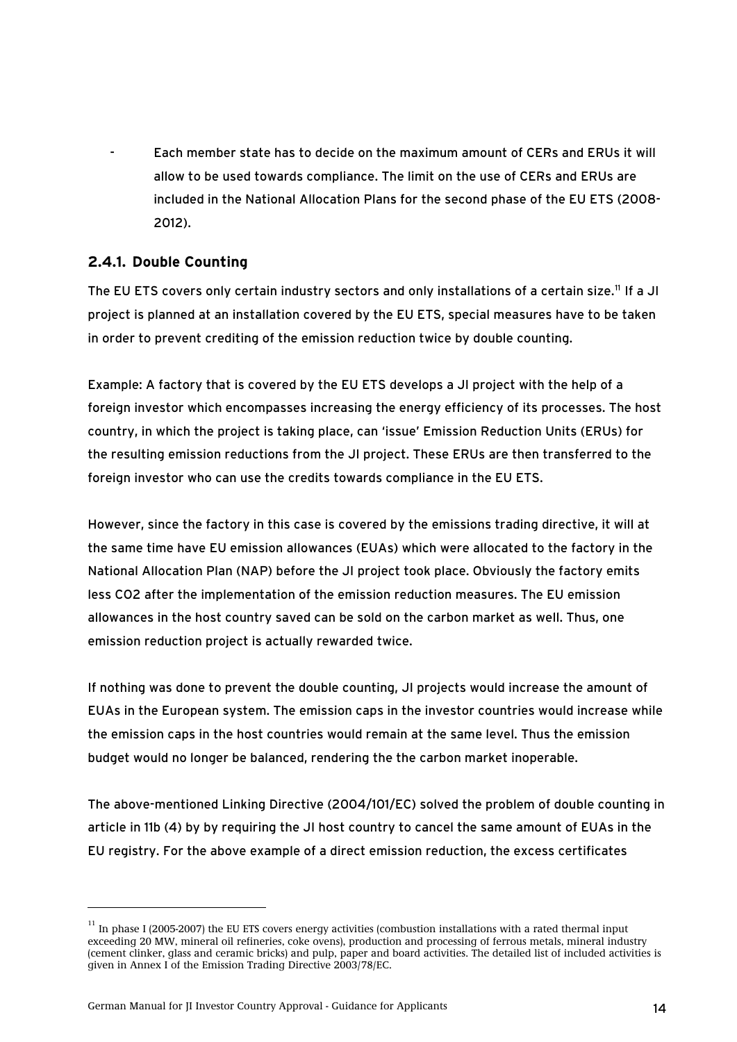- Each member state has to decide on the maximum amount of CERs and ERUs it will allow to be used towards compliance. The limit on the use of CERs and ERUs are included in the National Allocation Plans for the second phase of the EU ETS (2008-2012).

### 2.4.1. Double Counting

The EU ETS covers only certain industry sectors and only installations of a certain size.[11] If a JI project is planned at an installation covered by the EU ETS, special measures have to be taken in order to prevent crediting of the emission reduction twice by double counting.

Example: A factory that is covered by the EU ETS develops a JI project with the help of a foreign investor which encompasses increasing the energy efficiency of its processes. The host country, in which the project is taking place, can 'issue' Emission Reduction Units (ERUs) for the resulting emission reductions from the JI project. These ERUs are then transferred to the foreign investor who can use the credits towards compliance in the EU ETS.

However, since the factory in this case is covered by the emissions trading directive, it will at the same time have EU emission allowances (EUAs) which were allocated to the factory in the National Allocation Plan (NAP) before the JI project took place. Obviously the factory emits less CO2 after the implementation of the emission reduction measures. The EU emission allowances in the host country saved can be sold on the carbon market as well. Thus, one emission reduction project is actually rewarded twice.

If nothing was done to prevent the double counting, JI projects would increase the amount of EUAs in the European system. The emission caps in the investor countries would increase while the emission caps in the host countries would remain at the same level. Thus the emission budget would no longer be balanced, rendering the the carbon market inoperable.

The above-mentioned Linking Directive (2004/101/EC) solved the problem of double counting in article in 11b (4) by by requiring the JI host country to cancel the same amount of EUAs in the EU registry. For the above example of a direct emission reduction, the excess certificates

---

[11] In phase I (2005-2007) the EU ETS covers energy activities (combustion installations with a rated thermal input exceeding 20 MW, mineral oil refineries, coke ovens), production and processing of ferrous metals, mineral industry (cement clinker, glass and ceramic bricks) and pulp, paper and board activities. The detailed list of included activities is given in Annex I of the Emission Trading Directive 2003/78/EC.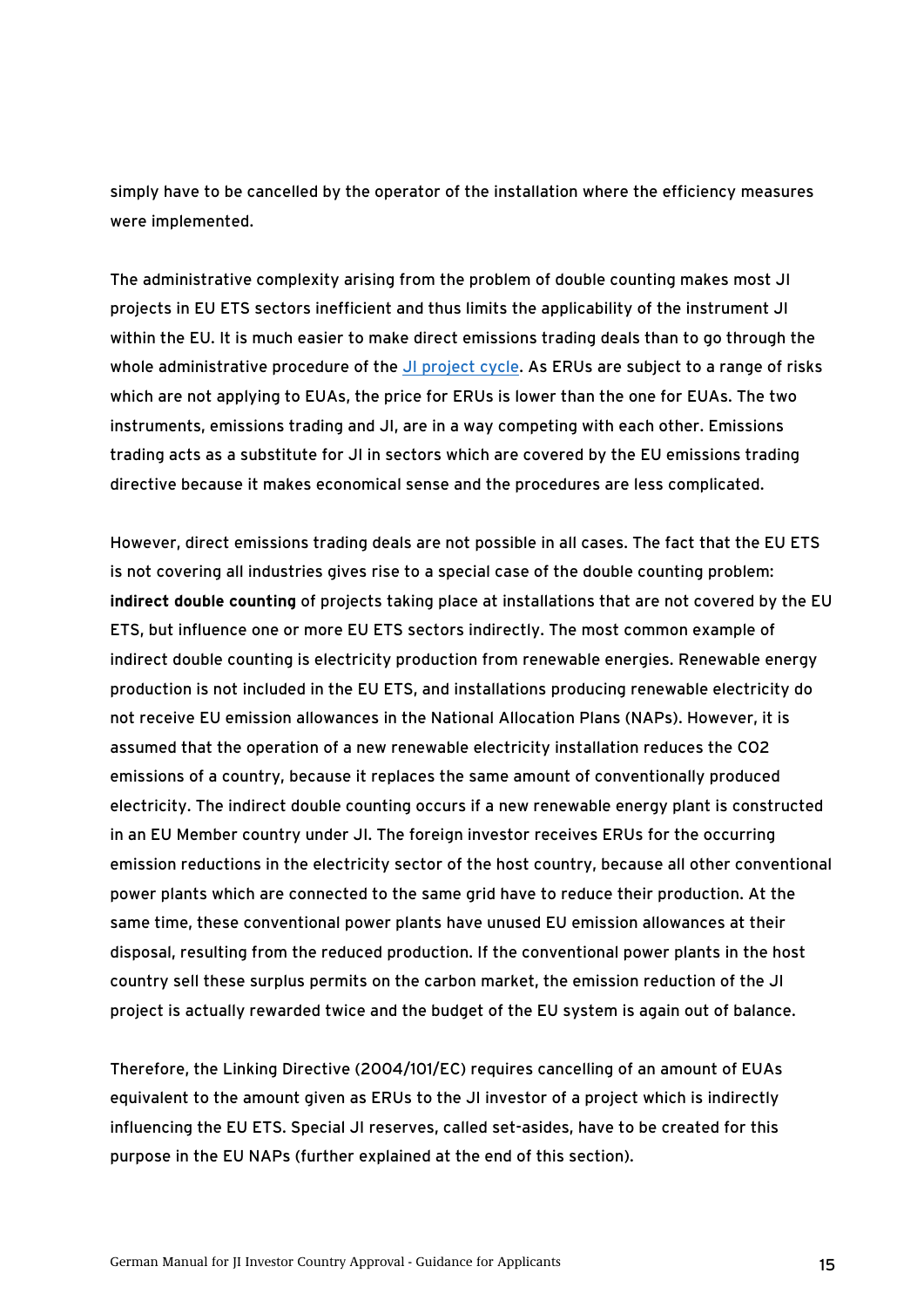simply have to be cancelled by the operator of the installation where the efficiency measures were implemented.

The administrative complexity arising from the problem of double counting makes most JI projects in EU ETS sectors inefficient and thus limits the applicability of the instrument JI within the EU. It is much easier to make direct emissions trading deals than to go through the whole administrative procedure of the JI project cycle. As ERUs are subject to a range of risks which are not applying to EUAs, the price for ERUs is lower than the one for EUAs. The two instruments, emissions trading and JI, are in a way competing with each other. Emissions trading acts as a substitute for JI in sectors which are covered by the EU emissions trading directive because it makes economical sense and the procedures are less complicated.

However, direct emissions trading deals are not possible in all cases. The fact that the EU ETS is not covering all industries gives rise to a special case of the double counting problem: **indirect double counting** of projects taking place at installations that are not covered by the EU ETS, but influence one or more EU ETS sectors indirectly. The most common example of indirect double counting is electricity production from renewable energies. Renewable energy production is not included in the EU ETS, and installations producing renewable electricity do not receive EU emission allowances in the National Allocation Plans (NAPs). However, it is assumed that the operation of a new renewable electricity installation reduces the $CO_2$ emissions of a country, because it replaces the same amount of conventionally produced electricity. The indirect double counting occurs if a new renewable energy plant is constructed in an EU Member country under JI. The foreign investor receives ERUs for the occurring emission reductions in the electricity sector of the host country, because all other conventional power plants which are connected to the same grid have to reduce their production. At the same time, these conventional power plants have unused EU emission allowances at their disposal, resulting from the reduced production. If the conventional power plants in the host country sell these surplus permits on the carbon market, the emission reduction of the JI project is actually rewarded twice and the budget of the EU system is again out of balance.

Therefore, the Linking Directive (2004/101/EC) requires cancelling of an amount of EUAs equivalent to the amount given as ERUs to the JI investor of a project which is indirectly influencing the EU ETS. Special JI reserves, called set-asides, have to be created for this purpose in the EU NAPs (further explained at the end of this section).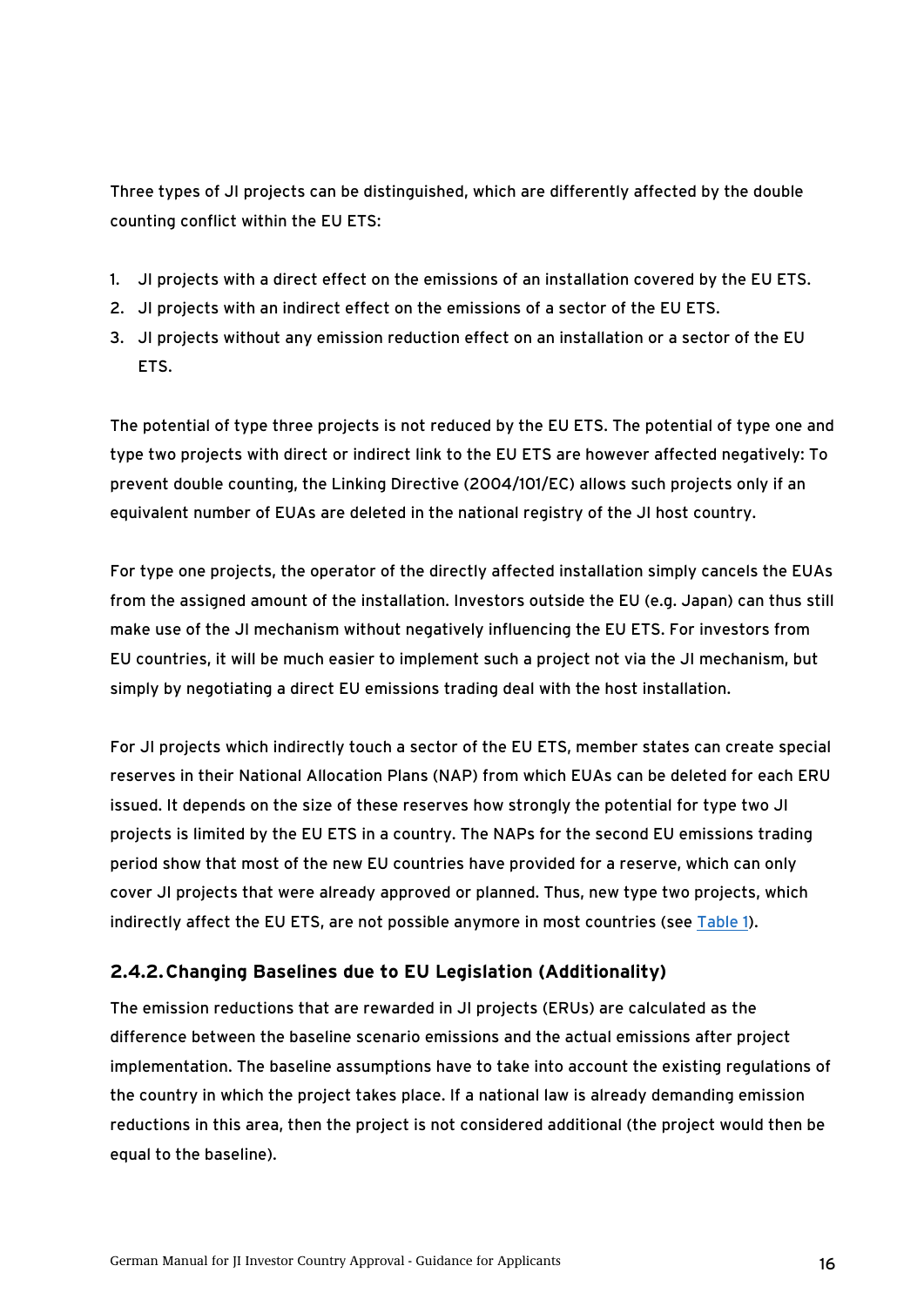Three types of JI projects can be distinguished, which are differently affected by the double counting conflict within the EU ETS:

1. JI projects with a direct effect on the emissions of an installation covered by the EU ETS.
2. JI projects with an indirect effect on the emissions of a sector of the EU ETS.
3. JI projects without any emission reduction effect on an installation or a sector of the EU ETS.

The potential of type three projects is not reduced by the EU ETS. The potential of type one and type two projects with direct or indirect link to the EU ETS are however affected negatively: To prevent double counting, the Linking Directive (2004/101/EC) allows such projects only if an equivalent number of EUAs are deleted in the national registry of the JI host country.

For type one projects, the operator of the directly affected installation simply cancels the EUAs from the assigned amount of the installation. Investors outside the EU (e.g. Japan) can thus still make use of the JI mechanism without negatively influencing the EU ETS. For investors from EU countries, it will be much easier to implement such a project not via the JI mechanism, but simply by negotiating a direct EU emissions trading deal with the host installation.

For JI projects which indirectly touch a sector of the EU ETS, member states can create special reserves in their National Allocation Plans (NAP) from which EUAs can be deleted for each ERU issued. It depends on the size of these reserves how strongly the potential for type two JI projects is limited by the EU ETS in a country. The NAPs for the second EU emissions trading period show that most of the new EU countries have provided for a reserve, which can only cover JI projects that were already approved or planned. Thus, new type two projects, which indirectly affect the EU ETS, are not possible anymore in most countries (see Table 1).

### 2.4.2. Changing Baselines due to EU Legislation (Additionality)

The emission reductions that are rewarded in JI projects (ERUs) are calculated as the difference between the baseline scenario emissions and the actual emissions after project implementation. The baseline assumptions have to take into account the existing regulations of the country in which the project takes place. If a national law is already demanding emission reductions in this area, then the project is not considered additional (the project would then be equal to the baseline).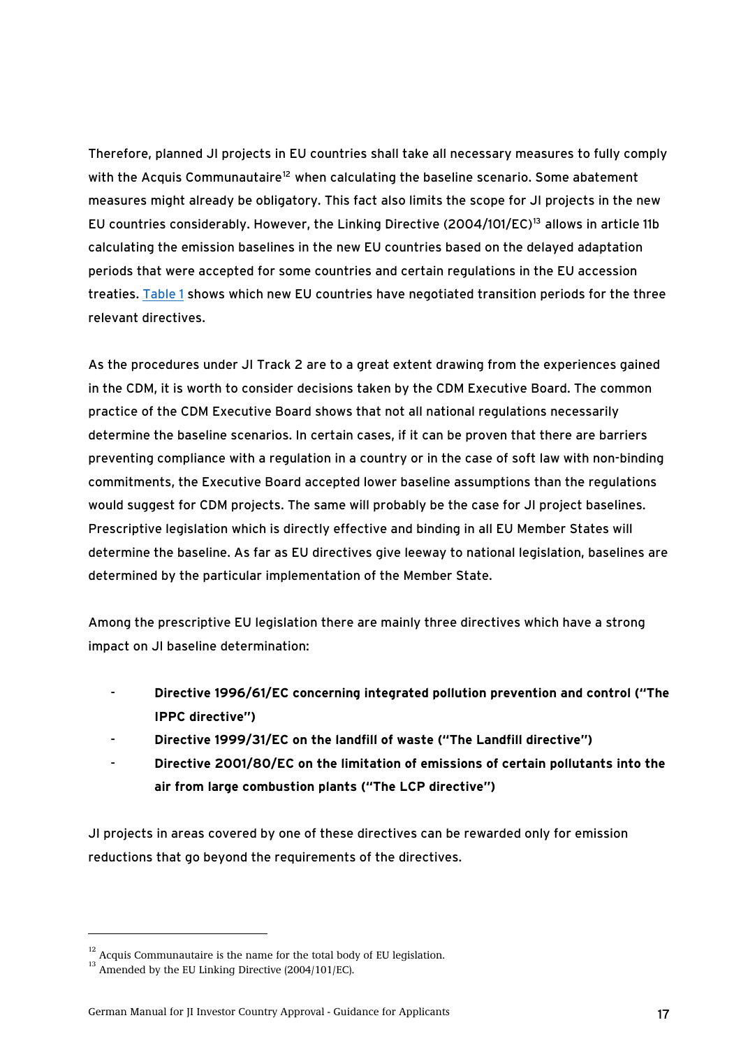Therefore, planned JI projects in EU countries shall take all necessary measures to fully comply with the Acquis Communautaire[12] when calculating the baseline scenario. Some abatement measures might already be obligatory. This fact also limits the scope for JI projects in the new EU countries considerably. However, the Linking Directive (2004/101/EC)[13] allows in article 11b calculating the emission baselines in the new EU countries based on the delayed adaptation periods that were accepted for some countries and certain regulations in the EU accession treaties. Table 1 shows which new EU countries have negotiated transition periods for the three relevant directives.

As the procedures under JI Track 2 are to a great extent drawing from the experiences gained in the CDM, it is worth to consider decisions taken by the CDM Executive Board. The common practice of the CDM Executive Board shows that not all national regulations necessarily determine the baseline scenarios. In certain cases, if it can be proven that there are barriers preventing compliance with a regulation in a country or in the case of soft law with non-binding commitments, the Executive Board accepted lower baseline assumptions than the regulations would suggest for CDM projects. The same will probably be the case for JI project baselines. Prescriptive legislation which is directly effective and binding in all EU Member States will determine the baseline. As far as EU directives give leeway to national legislation, baselines are determined by the particular implementation of the Member State.

Among the prescriptive EU legislation there are mainly three directives which have a strong impact on JI baseline determination:

- **Directive 1996/61/EC concerning integrated pollution prevention and control ("The IPPC directive")**
- **Directive 1999/31/EC on the landfill of waste ("The Landfill directive")**
- **Directive 2001/80/EC on the limitation of emissions of certain pollutants into the air from large combustion plants ("The LCP directive")**

JI projects in areas covered by one of these directives can be rewarded only for emission reductions that go beyond the requirements of the directives.

---

[12] Acquis Communautaire is the name for the total body of EU legislation.

[13] Amended by the EU Linking Directive (2004/101/EC).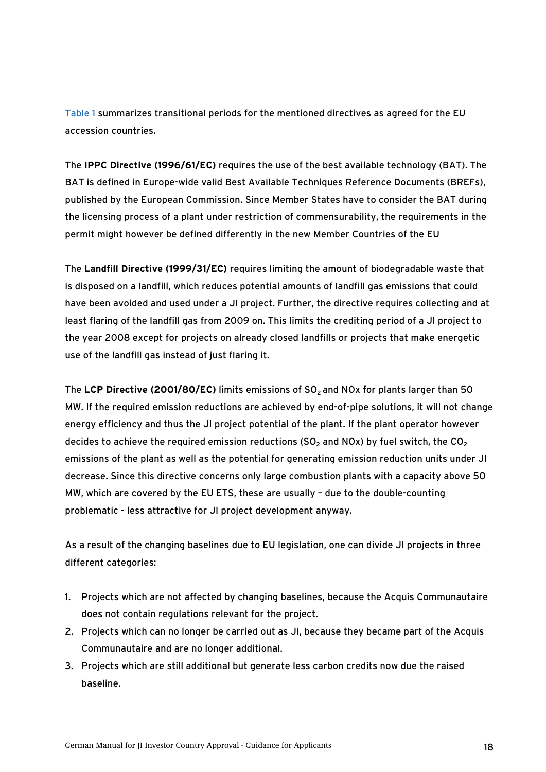Table 1 summarizes transitional periods for the mentioned directives as agreed for the EU accession countries.

The **IPPC Directive (1996/61/EC)** requires the use of the best available technology (BAT). The BAT is defined in Europe-wide valid Best Available Techniques Reference Documents (BREFs), published by the European Commission. Since Member States have to consider the BAT during the licensing process of a plant under restriction of commensurability, the requirements in the permit might however be defined differently in the new Member Countries of the EU

The **Landfill Directive (1999/31/EC)** requires limiting the amount of biodegradable waste that is disposed on a landfill, which reduces potential amounts of landfill gas emissions that could have been avoided and used under a JI project. Further, the directive requires collecting and at least flaring of the landfill gas from 2009 on. This limits the crediting period of a JI project to the year 2008 except for projects on already closed landfills or projects that make energetic use of the landfill gas instead of just flaring it.

The **LCP Directive (2001/80/EC)** limits emissions of $SO_2$ and NOx for plants larger than 50 MW. If the required emission reductions are achieved by end-of-pipe solutions, it will not change energy efficiency and thus the JI project potential of the plant. If the plant operator however decides to achieve the required emission reductions ($SO_2$ and NOx) by fuel switch, the $CO_2$ emissions of the plant as well as the potential for generating emission reduction units under JI decrease. Since this directive concerns only large combustion plants with a capacity above 50 MW, which are covered by the EU ETS, these are usually – due to the double-counting problematic - less attractive for JI project development anyway.

As a result of the changing baselines due to EU legislation, one can divide JI projects in three different categories:

1. Projects which are not affected by changing baselines, because the Acquis Communautaire does not contain regulations relevant for the project.
2. Projects which can no longer be carried out as JI, because they became part of the Acquis Communautaire and are no longer additional.
3. Projects which are still additional but generate less carbon credits now due the raised baseline.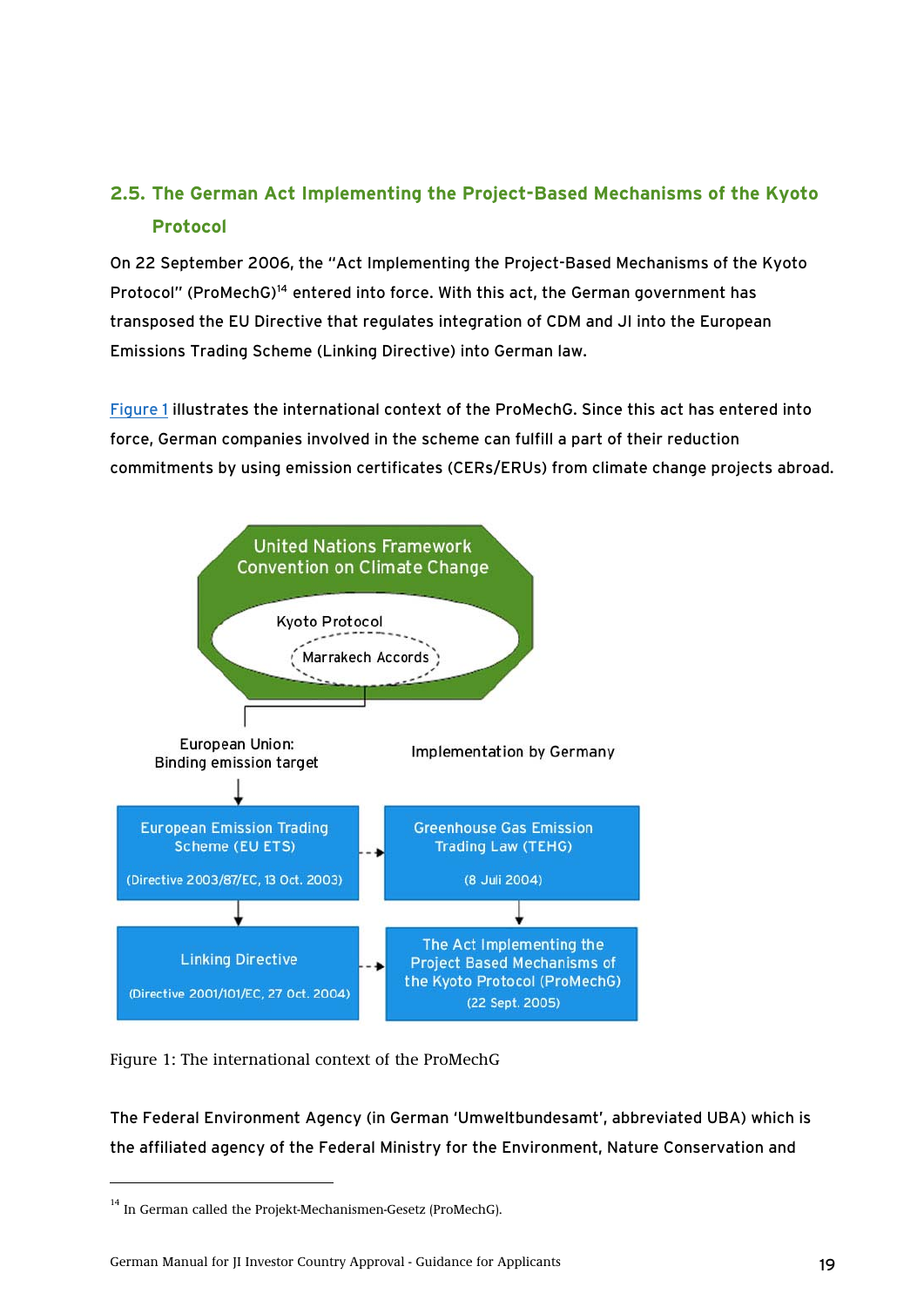## 2.5. The German Act Implementing the Project-Based Mechanisms of the Kyoto Protocol

On 22 September 2006, the "Act Implementing the Project-Based Mechanisms of the Kyoto Protocol" (ProMechG)[14] entered into force. With this act, the German government has transposed the EU Directive that regulates integration of CDM and JI into the European Emissions Trading Scheme (Linking Directive) into German law.

Figure 1 illustrates the international context of the ProMechG. Since this act has entered into force, German companies involved in the scheme can fulfill a part of their reduction commitments by using emission certificates (CERs/ERUs) from climate change projects abroad.

United Nations Framework Convention on Climate Change

Kyoto Protocol

Marrakech Accords

European Union: Binding emission target

Implementation by Germany

European Emission Trading Scheme (EU ETS) (Directive 2003/87/EC, 13 Oct. 2003)

Greenhouse Gas Emission Trading Law (TEHG) (8 Juli 2004)

Linking Directive (Directive 2001/101/EC, 27 Oct. 2004)

The Act Implementing the Project Based Mechanisms of the Kyoto Protocol (ProMechG) (22 Sept. 2005)

Figure 1: The international context of the ProMechG

The Federal Environment Agency (in German 'Umweltbundesamt', abbreviated UBA) which is the affiliated agency of the Federal Ministry for the Environment, Nature Conservation and

[14] In German called the Projekt-Mechanismen-Gesetz (ProMechG).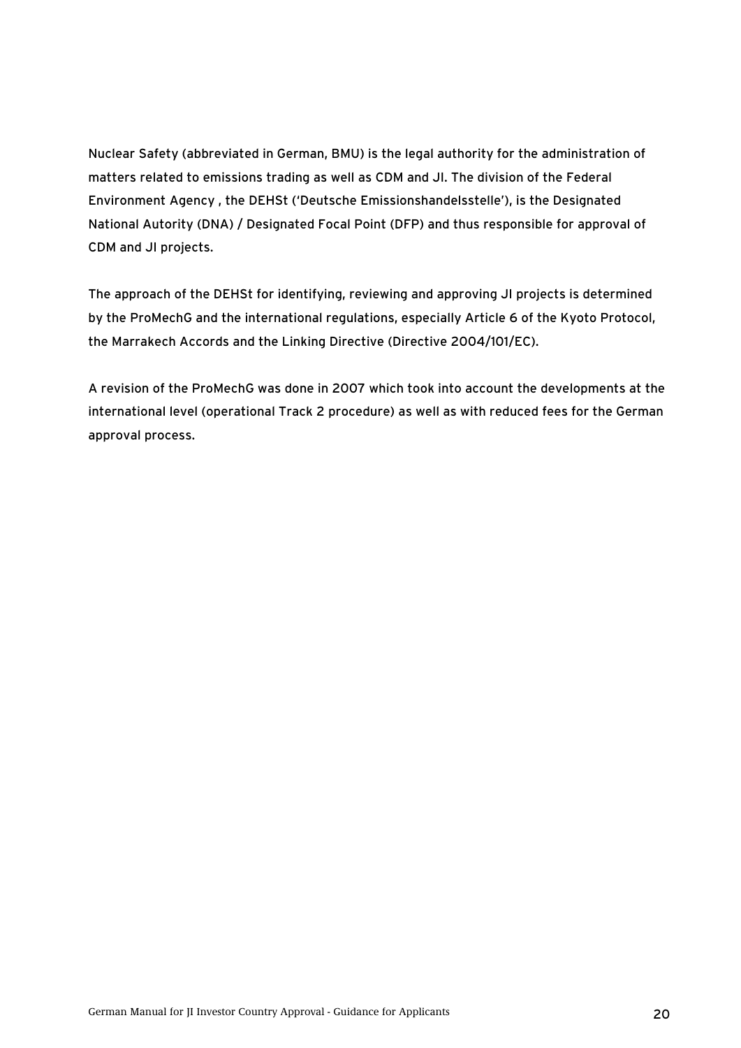Nuclear Safety (abbreviated in German, BMU) is the legal authority for the administration of matters related to emissions trading as well as CDM and JI. The division of the Federal Environment Agency , the DEHSt ('Deutsche Emissionshandelsstelle'), is the Designated National Autority (DNA) / Designated Focal Point (DFP) and thus responsible for approval of CDM and JI projects.

The approach of the DEHSt for identifying, reviewing and approving JI projects is determined by the ProMechG and the international regulations, especially Article 6 of the Kyoto Protocol, the Marrakech Accords and the Linking Directive (Directive 2004/101/EC).

A revision of the ProMechG was done in 2007 which took into account the developments at the international level (operational Track 2 procedure) as well as with reduced fees for the German approval process.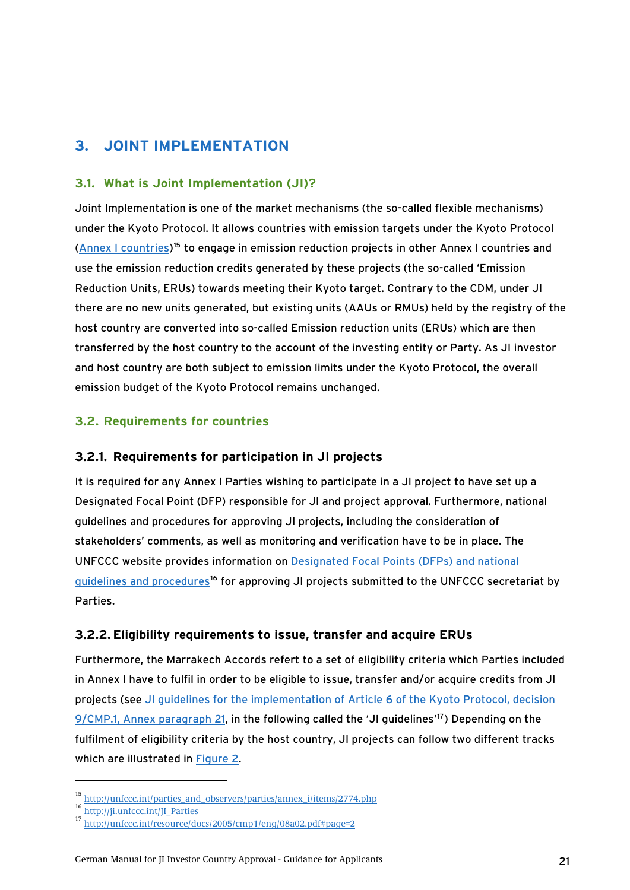# 3. JOINT IMPLEMENTATION

## 3.1. What is Joint Implementation (JI)?

Joint Implementation is one of the market mechanisms (the so-called flexible mechanisms) under the Kyoto Protocol. It allows countries with emission targets under the Kyoto Protocol (Annex I countries)[15] to engage in emission reduction projects in other Annex I countries and use the emission reduction credits generated by these projects (the so-called 'Emission Reduction Units, ERUs) towards meeting their Kyoto target. Contrary to the CDM, under JI there are no new units generated, but existing units (AAUs or RMUs) held by the registry of the host country are converted into so-called Emission reduction units (ERUs) which are then transferred by the host country to the account of the investing entity or Party. As JI investor and host country are both subject to emission limits under the Kyoto Protocol, the overall emission budget of the Kyoto Protocol remains unchanged.

## 3.2. Requirements for countries

### 3.2.1. Requirements for participation in JI projects

It is required for any Annex I Parties wishing to participate in a JI project to have set up a Designated Focal Point (DFP) responsible for JI and project approval. Furthermore, national guidelines and procedures for approving JI projects, including the consideration of stakeholders' comments, as well as monitoring and verification have to be in place. The UNFCCC website provides information on Designated Focal Points (DFPs) and national guidelines and procedures[16] for approving JI projects submitted to the UNFCCC secretariat by Parties.

### 3.2.2. Eligibility requirements to issue, transfer and acquire ERUs

Furthermore, the Marrakech Accords refert to a set of eligibility criteria which Parties included in Annex I have to fulfil in order to be eligible to issue, transfer and/or acquire credits from JI projects (see JI guidelines for the implementation of Article 6 of the Kyoto Protocol, decision 9/CMP.1, Annex paragraph 21, in the following called the 'JI guidelines'[17]) Depending on the fulfilment of eligibility criteria by the host country, JI projects can follow two different tracks which are illustrated in Figure 2.

---

[15] http://unfccc.int/parties_and_observers/parties/annex_i/items/2774.php
[16] http://ji.unfccc.int/JI_Parties
[17] http://unfccc.int/resource/docs/2005/cmp1/eng/08a02.pdf#page=2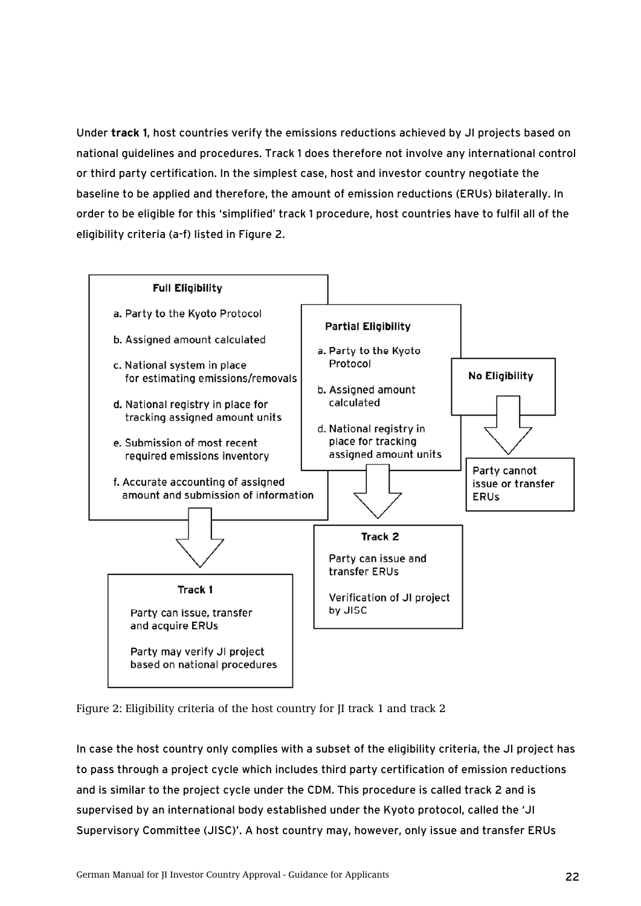Under **track 1**, host countries verify the emissions reductions achieved by JI projects based on national guidelines and procedures. Track 1 does therefore not involve any international control or third party certification. In the simplest case, host and investor country negotiate the baseline to be applied and therefore, the amount of emission reductions (ERUs) bilaterally. In order to be eligible for this 'simplified' track 1 procedure, host countries have to fulfil all of the eligibility criteria (a-f) listed in Figure 2.

**Full Eligibility**

a. Party to the Kyoto Protocol
b. Assigned amount calculated
c. National system in place for estimating emissions/removals
d. National registry in place for tracking assigned amount units
e. Submission of most recent required emissions inventory
f. Accurate accounting of assigned amount and submission of information

→ **Track 1**

Party can issue, transfer and acquire ERUs

Party may verify JI project based on national procedures

**Partial Eligibility**

a. Party to the Kyoto Protocol
b. Assigned amount calculated
d. National registry in place for tracking assigned amount units

→ **Track 2**

Party can issue and transfer ERUs

Verification of JI project by JISC

**No Eligibility**

→ Party cannot issue or transfer ERUs

Figure 2: Eligibility criteria of the host country for JI track 1 and track 2

In case the host country only complies with a subset of the eligibility criteria, the JI project has to pass through a project cycle which includes third party certification of emission reductions and is similar to the project cycle under the CDM. This procedure is called track 2 and is supervised by an international body established under the Kyoto protocol, called the 'JI Supervisory Committee (JISC)'. A host country may, however, only issue and transfer ERUs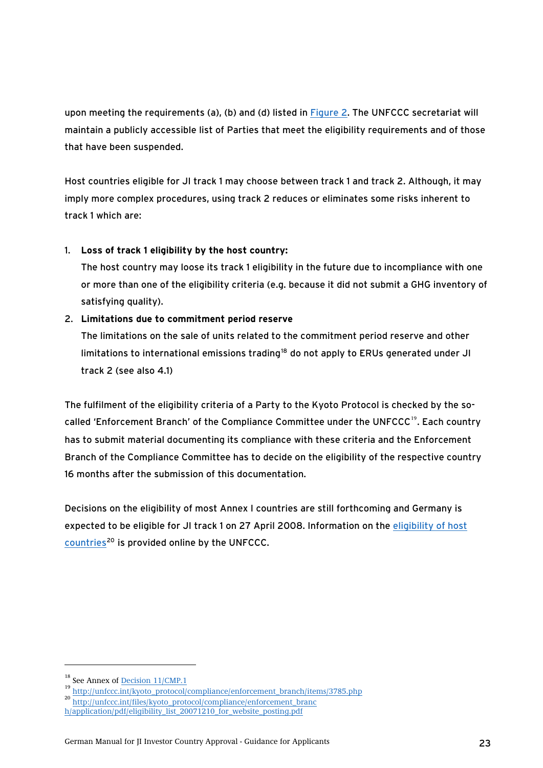upon meeting the requirements (a), (b) and (d) listed in Figure 2. The UNFCCC secretariat will maintain a publicly accessible list of Parties that meet the eligibility requirements and of those that have been suspended.

Host countries eligible for JI track 1 may choose between track 1 and track 2. Although, it may imply more complex procedures, using track 2 reduces or eliminates some risks inherent to track 1 which are:

1. **Loss of track 1 eligibility by the host country:**
   The host country may loose its track 1 eligibility in the future due to incompliance with one or more than one of the eligibility criteria (e.g. because it did not submit a GHG inventory of satisfying quality).
2. **Limitations due to commitment period reserve**
   The limitations on the sale of units related to the commitment period reserve and other limitations to international emissions trading[18] do not apply to ERUs generated under JI track 2 (see also 4.1)

The fulfilment of the eligibility criteria of a Party to the Kyoto Protocol is checked by the so-called 'Enforcement Branch' of the Compliance Committee under the UNFCCC[19]. Each country has to submit material documenting its compliance with these criteria and the Enforcement Branch of the Compliance Committee has to decide on the eligibility of the respective country 16 months after the submission of this documentation.

Decisions on the eligibility of most Annex I countries are still forthcoming and Germany is expected to be eligible for JI track 1 on 27 April 2008. Information on the eligibility of host countries[20] is provided online by the UNFCCC.

---

[18] See Annex of Decision 11/CMP.1

[19] http://unfccc.int/kyoto_protocol/compliance/enforcement_branch/items/3785.php

[20] http://unfccc.int/files/kyoto_protocol/compliance/enforcement_branch/application/pdf/eligibility_list_20071210_for_website_posting.pdf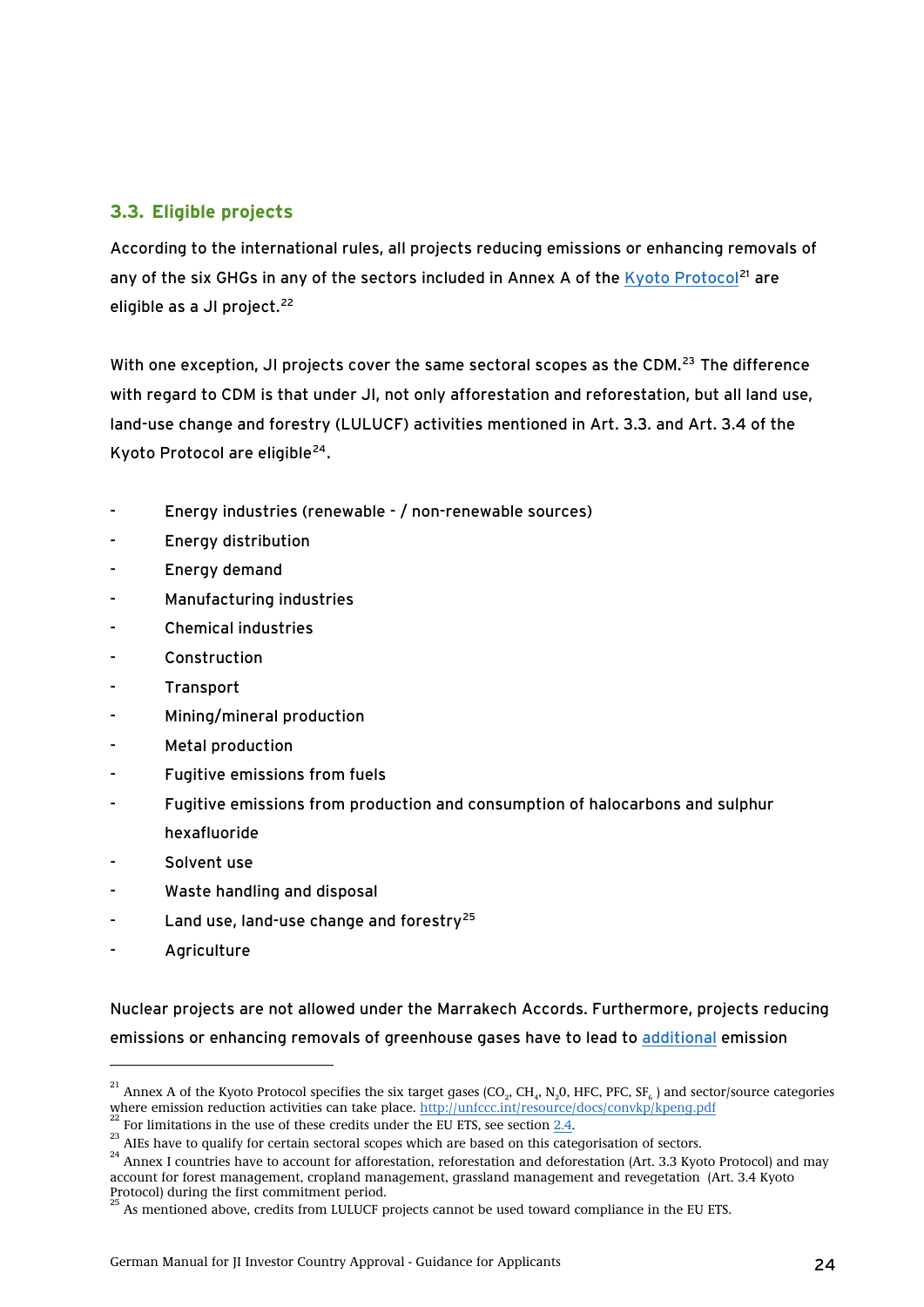### 3.3. Eligible projects

According to the international rules, all projects reducing emissions or enhancing removals of any of the six GHGs in any of the sectors included in Annex A of the Kyoto Protocol[21] are eligible as a JI project.[22]

With one exception, JI projects cover the same sectoral scopes as the CDM.[23] The difference with regard to CDM is that under JI, not only afforestation and reforestation, but all land use, land-use change and forestry (LULUCF) activities mentioned in Art. 3.3. and Art. 3.4 of the Kyoto Protocol are eligible[24].

- Energy industries (renewable - / non-renewable sources)
- Energy distribution
- Energy demand
- Manufacturing industries
- Chemical industries
- Construction
- Transport
- Mining/mineral production
- Metal production
- Fugitive emissions from fuels
- Fugitive emissions from production and consumption of halocarbons and sulphur hexafluoride
- Solvent use
- Waste handling and disposal
- Land use, land-use change and forestry[25]
- Agriculture

Nuclear projects are not allowed under the Marrakech Accords. Furthermore, projects reducing emissions or enhancing removals of greenhouse gases have to lead to additional emission

---

[21] Annex A of the Kyoto Protocol specifies the six target gases ($CO_2$, $CH_4$, $N_2O$, HFC, PFC, $SF_6$ ) and sector/source categories where emission reduction activities can take place. http://unfccc.int/resource/docs/convkp/kpeng.pdf

[22] For limitations in the use of these credits under the EU ETS, see section 2.4.

[23] AIEs have to qualify for certain sectoral scopes which are based on this categorisation of sectors.

[24] Annex I countries have to account for afforestation, reforestation and deforestation (Art. 3.3 Kyoto Protocol) and may account for forest management, cropland management, grassland management and revegetation (Art. 3.4 Kyoto Protocol) during the first commitment period.

[25] As mentioned above, credits from LULUCF projects cannot be used toward compliance in the EU ETS.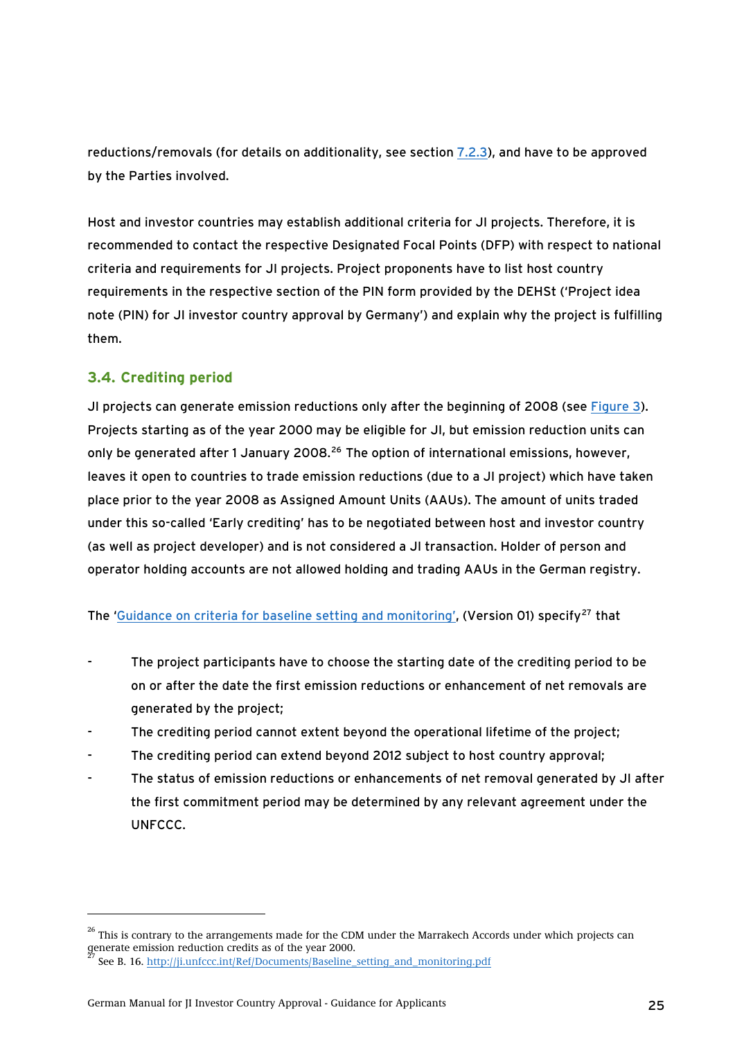reductions/removals (for details on additionality, see section 7.2.3), and have to be approved by the Parties involved.

Host and investor countries may establish additional criteria for JI projects. Therefore, it is recommended to contact the respective Designated Focal Points (DFP) with respect to national criteria and requirements for JI projects. Project proponents have to list host country requirements in the respective section of the PIN form provided by the DEHSt ('Project idea note (PIN) for JI investor country approval by Germany') and explain why the project is fulfilling them.

## 3.4. Crediting period

JI projects can generate emission reductions only after the beginning of 2008 (see Figure 3). Projects starting as of the year 2000 may be eligible for JI, but emission reduction units can only be generated after 1 January 2008.[26] The option of international emissions, however, leaves it open to countries to trade emission reductions (due to a JI project) which have taken place prior to the year 2008 as Assigned Amount Units (AAUs). The amount of units traded under this so-called 'Early crediting' has to be negotiated between host and investor country (as well as project developer) and is not considered a JI transaction. Holder of person and operator holding accounts are not allowed holding and trading AAUs in the German registry.

The 'Guidance on criteria for baseline setting and monitoring', (Version 01) specify[27] that

- The project participants have to choose the starting date of the crediting period to be on or after the date the first emission reductions or enhancement of net removals are generated by the project;
- The crediting period cannot extent beyond the operational lifetime of the project;
- The crediting period can extend beyond 2012 subject to host country approval;
- The status of emission reductions or enhancements of net removal generated by JI after the first commitment period may be determined by any relevant agreement under the UNFCCC.

---

[26] This is contrary to the arrangements made for the CDM under the Marrakech Accords under which projects can generate emission reduction credits as of the year 2000.

[27] See B. 16. http://ji.unfccc.int/Ref/Documents/Baseline_setting_and_monitoring.pdf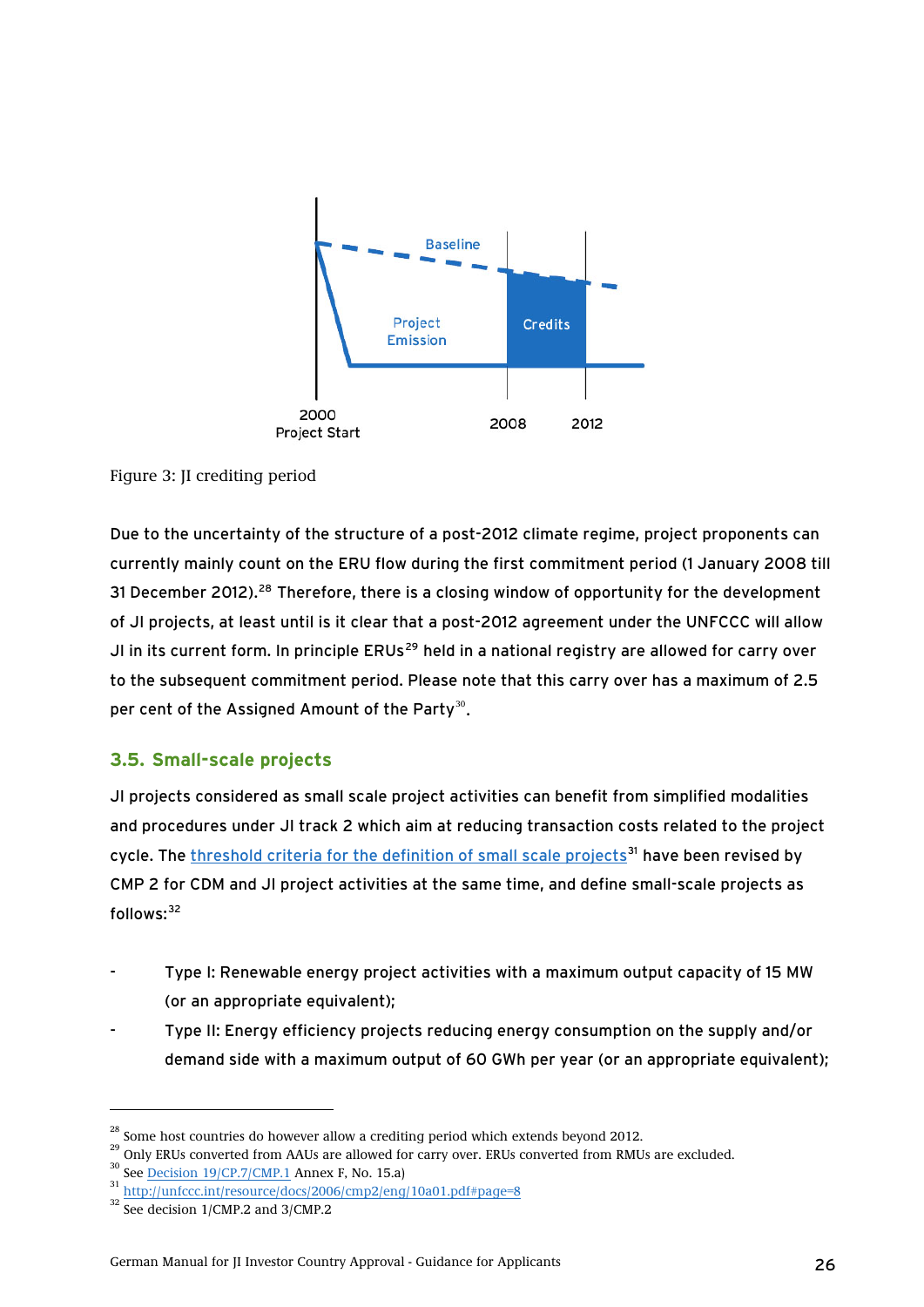Figure 3: JI crediting period

Due to the uncertainty of the structure of a post-2012 climate regime, project proponents can currently mainly count on the ERU flow during the first commitment period (1 January 2008 till 31 December 2012).[28] Therefore, there is a closing window of opportunity for the development of JI projects, at least until is it clear that a post-2012 agreement under the UNFCCC will allow JI in its current form. In principle ERUs[29] held in a national registry are allowed for carry over to the subsequent commitment period. Please note that this carry over has a maximum of 2.5 per cent of the Assigned Amount of the Party[30].

## 3.5. Small-scale projects

JI projects considered as small scale project activities can benefit from simplified modalities and procedures under JI track 2 which aim at reducing transaction costs related to the project cycle. The threshold criteria for the definition of small scale projects[31] have been revised by CMP 2 for CDM and JI project activities at the same time, and define small-scale projects as follows:[32]

- Type I: Renewable energy project activities with a maximum output capacity of 15 MW (or an appropriate equivalent);
- Type II: Energy efficiency projects reducing energy consumption on the supply and/or demand side with a maximum output of 60 GWh per year (or an appropriate equivalent);

---

[28] Some host countries do however allow a crediting period which extends beyond 2012.

[29] Only ERUs converted from AAUs are allowed for carry over. ERUs converted from RMUs are excluded.

[30] See Decision 19/CP.7/CMP.1 Annex F, No. 15.a)

[31] http://unfccc.int/resource/docs/2006/cmp2/eng/10a01.pdf#page=8

[32] See decision 1/CMP.2 and 3/CMP.2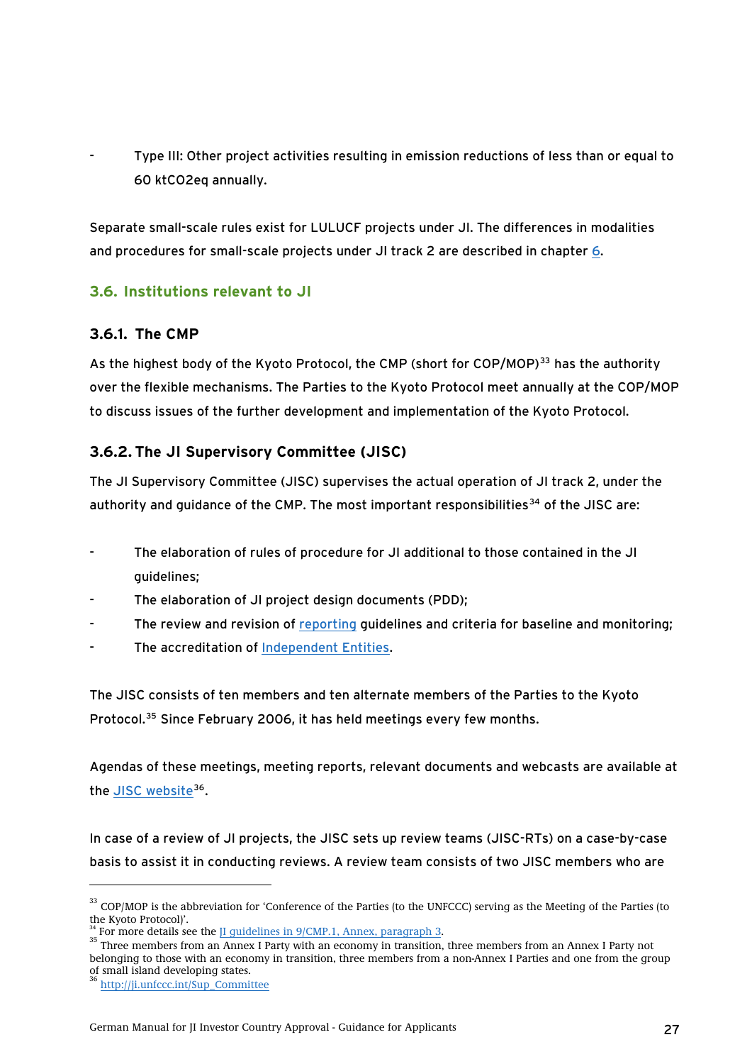- Type III: Other project activities resulting in emission reductions of less than or equal to 60 ktCO2eq annually.

Separate small-scale rules exist for LULUCF projects under JI. The differences in modalities and procedures for small-scale projects under JI track 2 are described in chapter 6.

## 3.6. Institutions relevant to JI

### 3.6.1. The CMP

As the highest body of the Kyoto Protocol, the CMP (short for COP/MOP)[33] has the authority over the flexible mechanisms. The Parties to the Kyoto Protocol meet annually at the COP/MOP to discuss issues of the further development and implementation of the Kyoto Protocol.

### 3.6.2. The JI Supervisory Committee (JISC)

The JI Supervisory Committee (JISC) supervises the actual operation of JI track 2, under the authority and guidance of the CMP. The most important responsibilities[34] of the JISC are:

- The elaboration of rules of procedure for JI additional to those contained in the JI guidelines;
- The elaboration of JI project design documents (PDD);
- The review and revision of reporting guidelines and criteria for baseline and monitoring;
- The accreditation of Independent Entities.

The JISC consists of ten members and ten alternate members of the Parties to the Kyoto Protocol.[35] Since February 2006, it has held meetings every few months.

Agendas of these meetings, meeting reports, relevant documents and webcasts are available at the JISC website[36].

In case of a review of JI projects, the JISC sets up review teams (JISC-RTs) on a case-by-case basis to assist it in conducting reviews. A review team consists of two JISC members who are

---

[33] COP/MOP is the abbreviation for 'Conference of the Parties (to the UNFCCC) serving as the Meeting of the Parties (to the Kyoto Protocol)'.

[34] For more details see the JI guidelines in 9/CMP.1, Annex, paragraph 3.

[35] Three members from an Annex I Party with an economy in transition, three members from an Annex I Party not belonging to those with an economy in transition, three members from a non-Annex I Parties and one from the group of small island developing states.

[36] http://ji.unfccc.int/Sup_Committee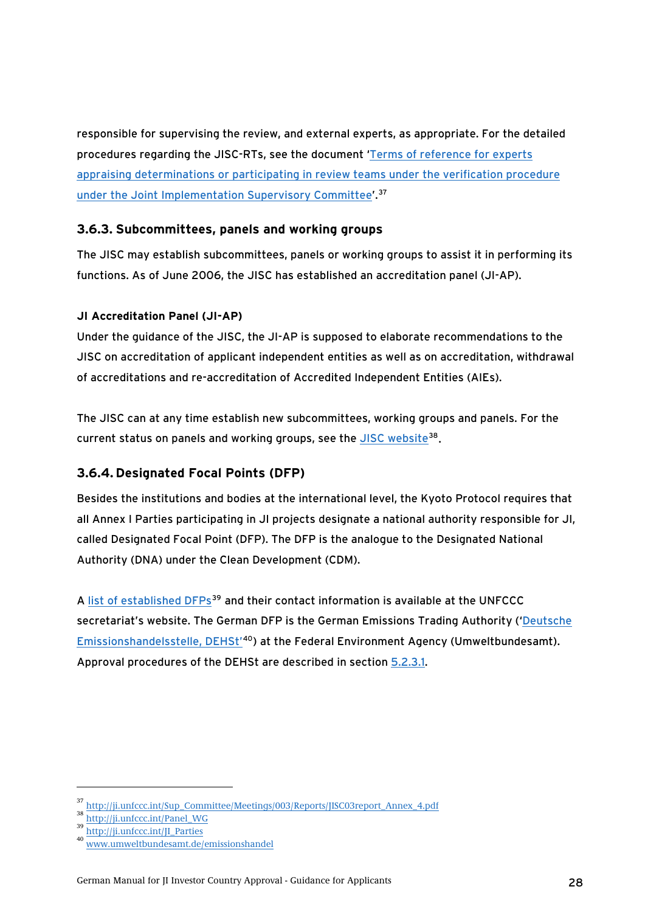responsible for supervising the review, and external experts, as appropriate. For the detailed procedures regarding the JISC-RTs, see the document 'Terms of reference for experts appraising determinations or participating in review teams under the verification procedure under the Joint Implementation Supervisory Committee'.[37]

### 3.6.3. Subcommittees, panels and working groups

The JISC may establish subcommittees, panels or working groups to assist it in performing its functions. As of June 2006, the JISC has established an accreditation panel (JI-AP).

**JI Accreditation Panel (JI-AP)**

Under the guidance of the JISC, the JI-AP is supposed to elaborate recommendations to the JISC on accreditation of applicant independent entities as well as on accreditation, withdrawal of accreditations and re-accreditation of Accredited Independent Entities (AIEs).

The JISC can at any time establish new subcommittees, working groups and panels. For the current status on panels and working groups, see the JISC website[38].

### 3.6.4. Designated Focal Points (DFP)

Besides the institutions and bodies at the international level, the Kyoto Protocol requires that all Annex I Parties participating in JI projects designate a national authority responsible for JI, called Designated Focal Point (DFP). The DFP is the analogue to the Designated National Authority (DNA) under the Clean Development (CDM).

A list of established DFPs[39] and their contact information is available at the UNFCCC secretariat's website. The German DFP is the German Emissions Trading Authority ('Deutsche Emissionshandelsstelle, DEHSt'[40]) at the Federal Environment Agency (Umweltbundesamt). Approval procedures of the DEHSt are described in section 5.2.3.1.

---

[37] http://ji.unfccc.int/Sup_Committee/Meetings/003/Reports/JISC03report_Annex_4.pdf
[38] http://ji.unfccc.int/Panel_WG
[39] http://ji.unfccc.int/JI_Parties
[40] www.umweltbundesamt.de/emissionshandel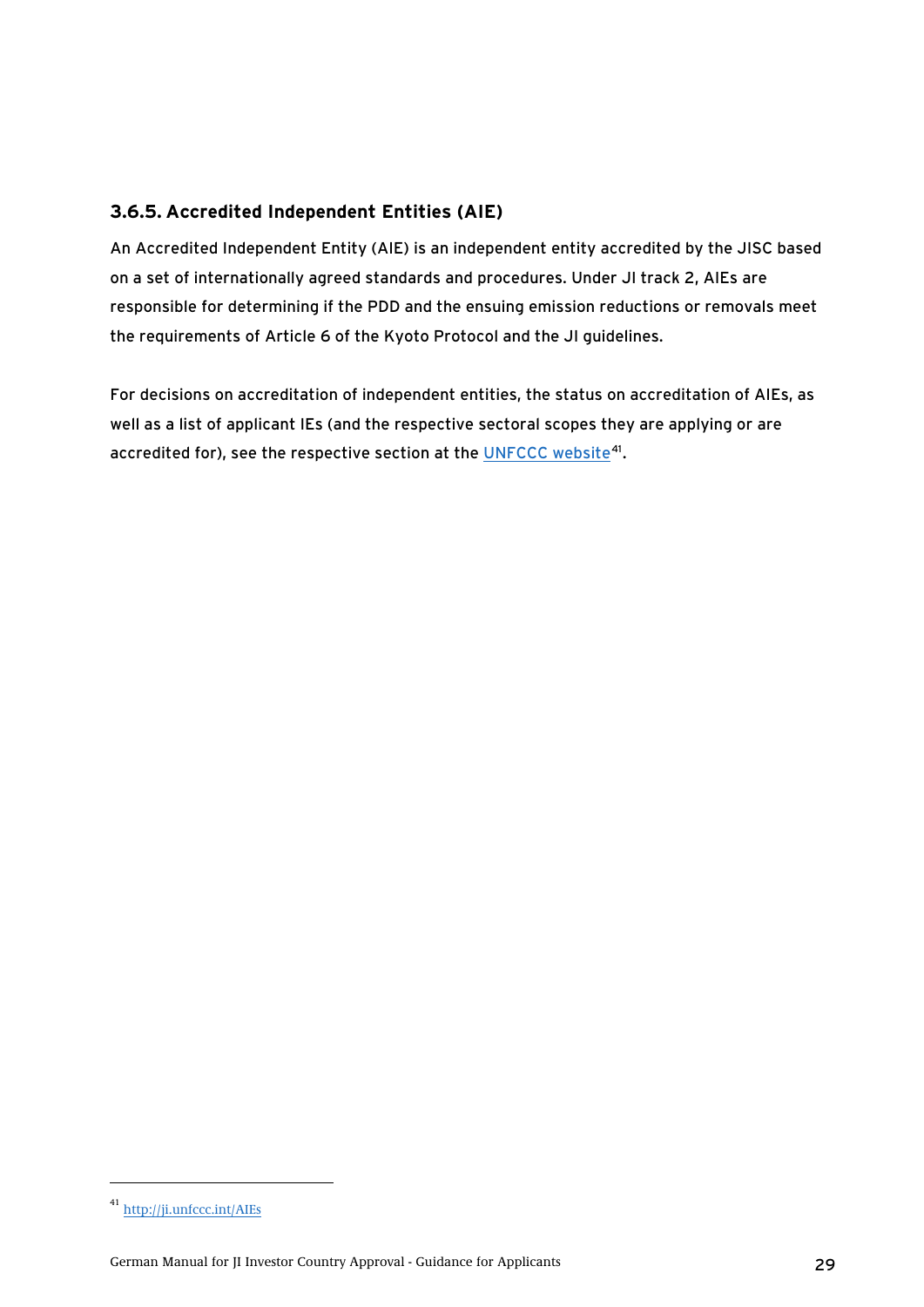### 3.6.5. Accredited Independent Entities (AIE)

An Accredited Independent Entity (AIE) is an independent entity accredited by the JISC based on a set of internationally agreed standards and procedures. Under JI track 2, AIEs are responsible for determining if the PDD and the ensuing emission reductions or removals meet the requirements of Article 6 of the Kyoto Protocol and the JI guidelines.

For decisions on accreditation of independent entities, the status on accreditation of AIEs, as well as a list of applicant IEs (and the respective sectoral scopes they are applying or are accredited for), see the respective section at the UNFCCC website[41].

[41] http://ji.unfccc.int/AIEs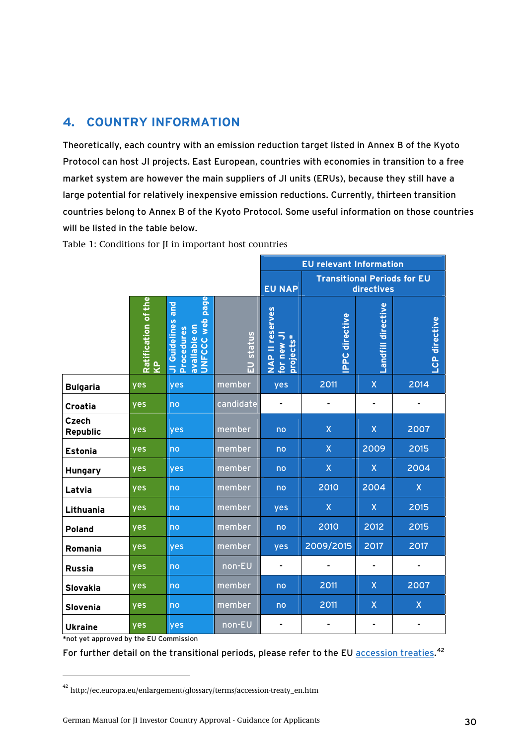## 4. COUNTRY INFORMATION

Theoretically, each country with an emission reduction target listed in Annex B of the Kyoto Protocol can host JI projects. East European, countries with economies in transition to a free market system are however the main suppliers of JI units (ERUs), because they still have a large potential for relatively inexpensive emission reductions. Currently, thirteen transition countries belong to Annex B of the Kyoto Protocol. Some useful information on those countries will be listed in the table below.

Table 1: Conditions for JI in important host countries

| | | | | EU relevant Information | | | |
|---|---|---|---|---|---|---|---|
| | | | | EU NAP | Transitional Periods for EU directives | | |
| | Ratification of the KP | JI Guidelines and Procedures available on UNFCCC web page | EU status | NAP II reserves for new JI projects* | IPPC directive | Landfill directive | LCP directive |
| **Bulgaria** | yes | yes | member | yes | 2011 | X | 2014 |
| **Croatia** | yes | no | candidate | - | - | - | - |
| **Czech Republic** | yes | yes | member | no | X | X | 2007 |
| **Estonia** | yes | no | member | no | X | 2009 | 2015 |
| **Hungary** | yes | yes | member | no | X | X | 2004 |
| **Latvia** | yes | no | member | no | 2010 | 2004 | X |
| **Lithuania** | yes | no | member | yes | X | X | 2015 |
| **Poland** | yes | no | member | no | 2010 | 2012 | 2015 |
| **Romania** | yes | yes | member | yes | 2009/2015 | 2017 | 2017 |
| **Russia** | yes | no | non-EU | - | - | - | - |
| **Slovakia** | yes | no | member | no | 2011 | X | 2007 |
| **Slovenia** | yes | no | member | no | 2011 | X | X |
| **Ukraine** | yes | yes | non-EU | - | - | - | - |

*not yet approved by the EU Commission

For further detail on the transitional periods, please refer to the EU accession treaties.[42]

[42] http://ec.europa.eu/enlargement/glossary/terms/accession-treaty_en.htm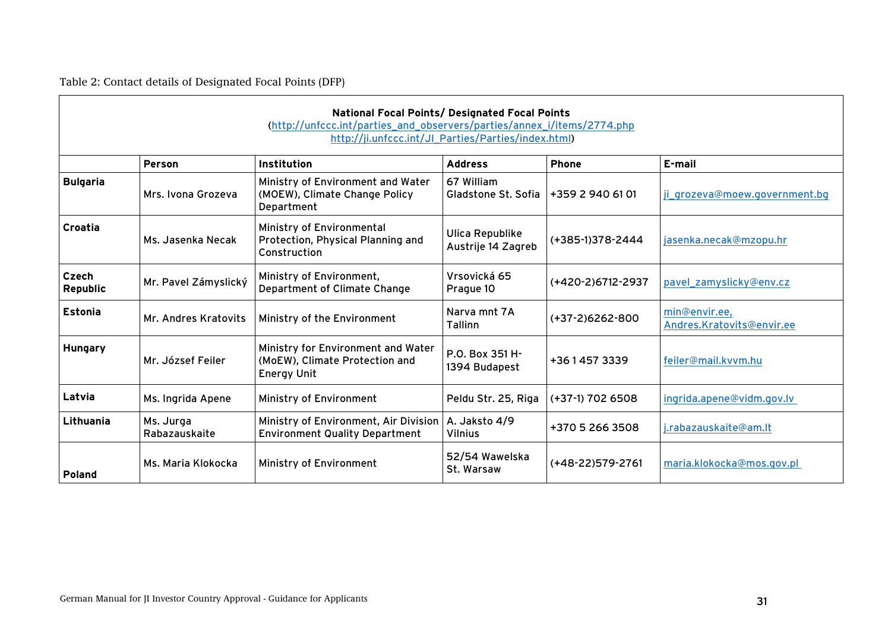Table 2: Contact details of Designated Focal Points (DFP)

| **National Focal Points/ Designated Focal Points** (http://unfccc.int/parties_and_observers/parties/annex_i/items/2774.php http://ji.unfccc.int/JI_Parties/Parties/index.html) | | | | | |
|---|---|---|---|---|---|
| | **Person** | **Institution** | **Address** | **Phone** | **E-mail** |
| **Bulgaria** | Mrs. Ivona Grozeva | Ministry of Environment and Water (MOEW), Climate Change Policy Department | 67 William Gladstone St. Sofia | +359 2 940 61 01 | ji_grozeva@moew.government.bg |
| **Croatia** | Ms. Jasenka Necak | Ministry of Environmental Protection, Physical Planning and Construction | Ulica Republike Austrije 14 Zagreb | (+385-1)378-2444 | jasenka.necak@mzopu.hr |
| **Czech Republic** | Mr. Pavel Zámyslický | Ministry of Environment, Department of Climate Change | Vrsovická 65 Prague 10 | (+420-2)6712-2937 | pavel_zamyslicky@env.cz |
| **Estonia** | Mr. Andres Kratovits | Ministry of the Environment | Narva mnt 7A Tallinn | (+37-2)6262-800 | min@envir.ee, Andres.Kratovits@envir.ee |
| **Hungary** | Mr. József Feiler | Ministry for Environment and Water (MoEW), Climate Protection and Energy Unit | P.O. Box 351 H-1394 Budapest | +36 1 457 3339 | feiler@mail.kvvm.hu |
| **Latvia** | Ms. Ingrida Apene | Ministry of Environment | Peldu Str. 25, Riga | (+37-1) 702 6508 | ingrida.apene@vidm.gov.lv |
| **Lithuania** | Ms. Jurga Rabazauskaite | Ministry of Environment, Air Division Environment Quality Department | A. Jaksto 4/9 Vilnius | +370 5 266 3508 | j.rabazauskaite@am.lt |
| **Poland** | Ms. Maria Klokocka | Ministry of Environment | 52/54 Wawelska St. Warsaw | (+48-22)579-2761 | maria.klokocka@mos.gov.pl |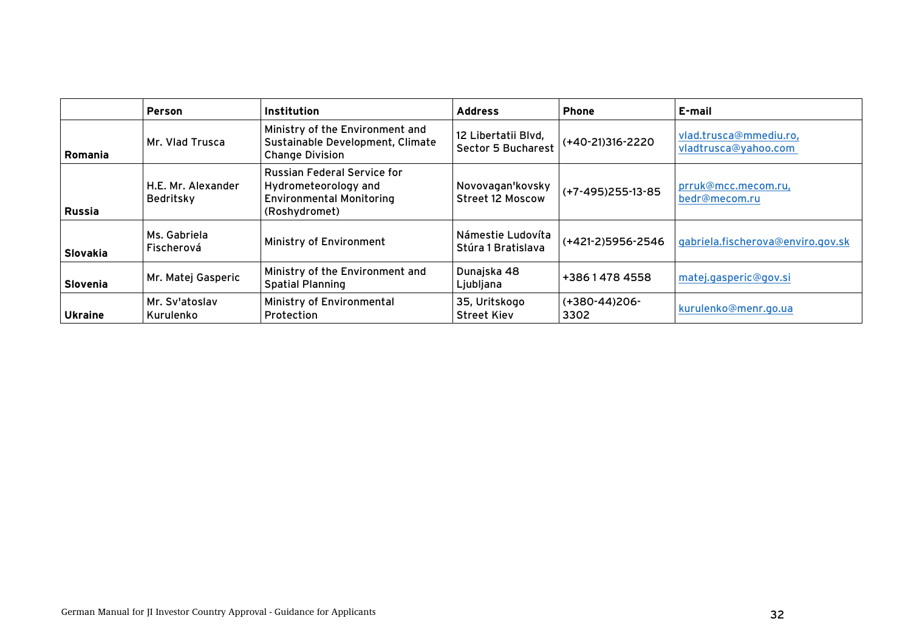|  | Person | Institution | Address | Phone | E-mail |
|---|---|---|---|---|---|
| **Romania** | Mr. Vlad Trusca | Ministry of the Environment and Sustainable Development, Climate Change Division | 12 Libertatii Blvd, Sector 5 Bucharest | (+40-21)316-2220 | vlad.trusca@mmediu.ro, vladtrusca@yahoo.com |
| **Russia** | H.E. Mr. Alexander Bedritsky | Russian Federal Service for Hydrometeorology and Environmental Monitoring (Roshydromet) | Novovagan'kovsky Street 12 Moscow | (+7-495)255-13-85 | prruk@mcc.mecom.ru, bedr@mecom.ru |
| **Slovakia** | Ms. Gabriela Fischerová | Ministry of Environment | Námestie Ludovíta Stúra 1 Bratislava | (+421-2)5956-2546 | gabriela.fischerova@enviro.gov.sk |
| **Slovenia** | Mr. Matej Gasperic | Ministry of the Environment and Spatial Planning | Dunajska 48 Ljubljana | +386 1 478 4558 | matej.gasperic@gov.si |
| **Ukraine** | Mr. Sv'atoslav Kurulenko | Ministry of Environmental Protection | 35, Uritskogo Street Kiev | (+380-44)206-3302 | kurulenko@menr.go.ua |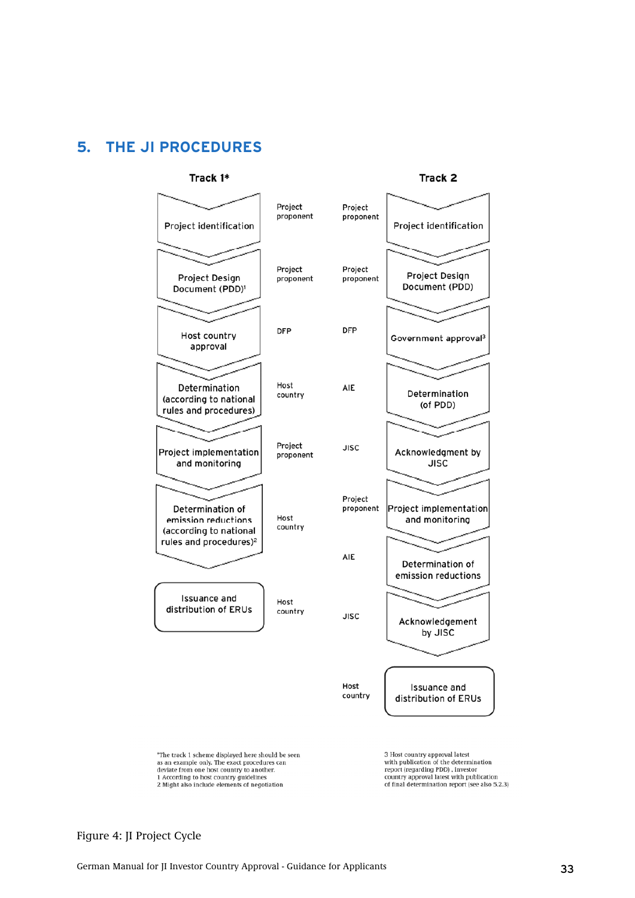## 5. THE JI PROCEDURES

| Track 1* | Responsible | Responsible | Track 2 |
|---|---|---|---|
| Project identification | Project proponent | Project proponent | Project identification |
| Project Design Document (PDD)[1] | Project proponent | Project proponent | Project Design Document (PDD) |
| Host country approval | DFP | DFP | Government approval[3] |
| Determination (according to national rules and procedures) | Host country | AIE | Determination (of PDD) |
| Project implementation and monitoring | Project proponent | JISC | Acknowledgment by JISC |
| Determination of emission reductions (according to national rules and procedures)[2] | Host country | Project proponent | Project implementation and monitoring |
| Issuance and distribution of ERUs | Host country | AIE | Determination of emission reductions |
| | | JISC | Acknowledgement by JISC |
| | | Host country | Issuance and distribution of ERUs |

*The track 1 scheme displayed here should be seen as an example only. The exact procedures can deviate from one host country to another.
1 According to host country guidelines
2 Might also include elements of negotiation

3 Host country approval latest with publication of the determination report (regarding PDD), investor country approval latest with publication of final determination report (see also 5.2.3)

Figure 4: JI Project Cycle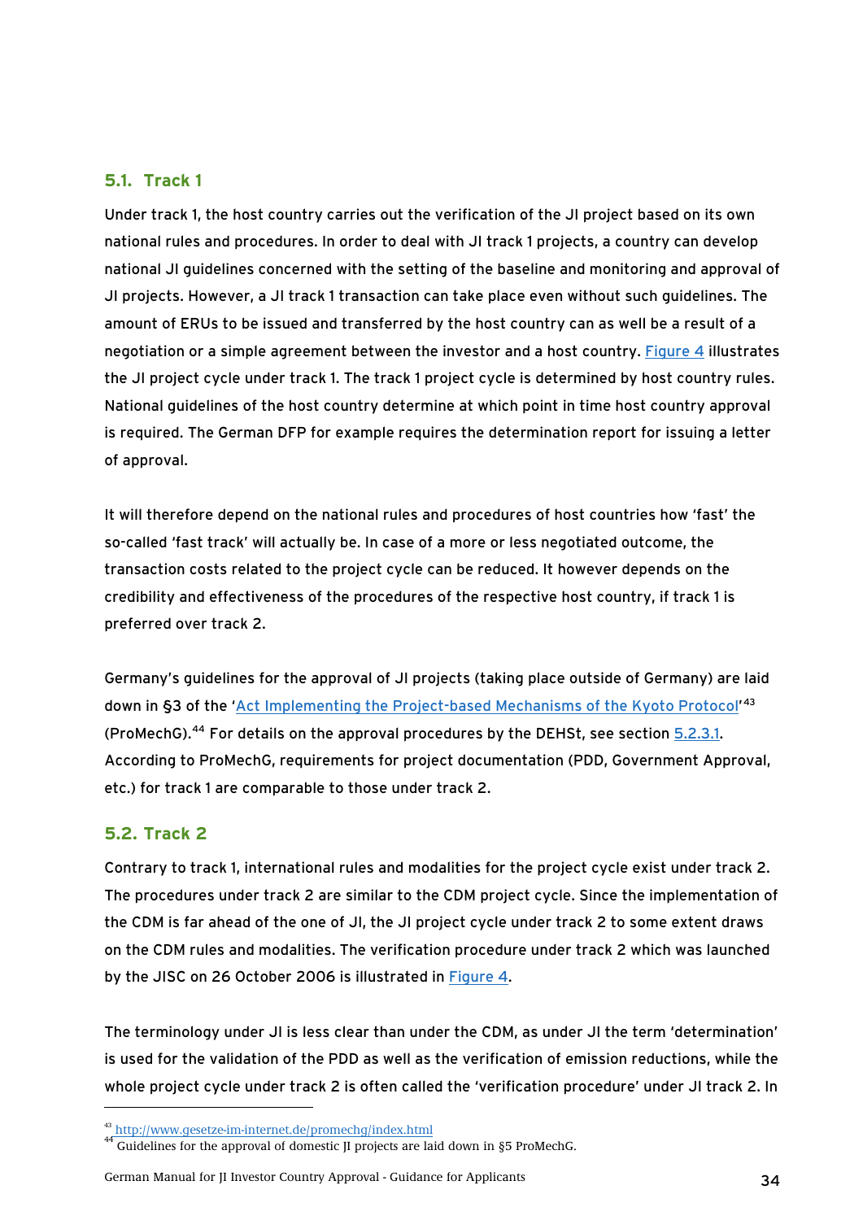## 5.1. Track 1

Under track 1, the host country carries out the verification of the JI project based on its own national rules and procedures. In order to deal with JI track 1 projects, a country can develop national JI guidelines concerned with the setting of the baseline and monitoring and approval of JI projects. However, a JI track 1 transaction can take place even without such guidelines. The amount of ERUs to be issued and transferred by the host country can as well be a result of a negotiation or a simple agreement between the investor and a host country. Figure 4 illustrates the JI project cycle under track 1. The track 1 project cycle is determined by host country rules. National guidelines of the host country determine at which point in time host country approval is required. The German DFP for example requires the determination report for issuing a letter of approval.

It will therefore depend on the national rules and procedures of host countries how 'fast' the so-called 'fast track' will actually be. In case of a more or less negotiated outcome, the transaction costs related to the project cycle can be reduced. It however depends on the credibility and effectiveness of the procedures of the respective host country, if track 1 is preferred over track 2.

Germany's guidelines for the approval of JI projects (taking place outside of Germany) are laid down in §3 of the 'Act Implementing the Project-based Mechanisms of the Kyoto Protocol'[43] (ProMechG).[44] For details on the approval procedures by the DEHSt, see section 5.2.3.1. According to ProMechG, requirements for project documentation (PDD, Government Approval, etc.) for track 1 are comparable to those under track 2.

## 5.2. Track 2

Contrary to track 1, international rules and modalities for the project cycle exist under track 2. The procedures under track 2 are similar to the CDM project cycle. Since the implementation of the CDM is far ahead of the one of JI, the JI project cycle under track 2 to some extent draws on the CDM rules and modalities. The verification procedure under track 2 which was launched by the JISC on 26 October 2006 is illustrated in Figure 4.

The terminology under JI is less clear than under the CDM, as under JI the term 'determination' is used for the validation of the PDD as well as the verification of emission reductions, while the whole project cycle under track 2 is often called the 'verification procedure' under JI track 2. In

---

[43] http://www.gesetze-im-internet.de/promechg/index.html

[44] Guidelines for the approval of domestic JI projects are laid down in §5 ProMechG.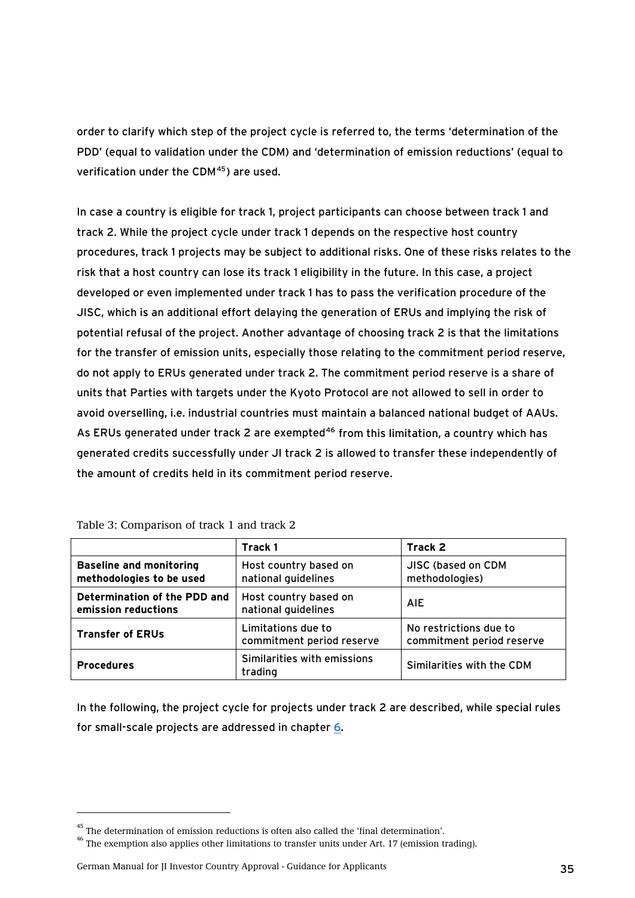order to clarify which step of the project cycle is referred to, the terms 'determination of the PDD' (equal to validation under the CDM) and 'determination of emission reductions' (equal to verification under the CDM[45]) are used.

In case a country is eligible for track 1, project participants can choose between track 1 and track 2. While the project cycle under track 1 depends on the respective host country procedures, track 1 projects may be subject to additional risks. One of these risks relates to the risk that a host country can lose its track 1 eligibility in the future. In this case, a project developed or even implemented under track 1 has to pass the verification procedure of the JISC, which is an additional effort delaying the generation of ERUs and implying the risk of potential refusal of the project. Another advantage of choosing track 2 is that the limitations for the transfer of emission units, especially those relating to the commitment period reserve, do not apply to ERUs generated under track 2. The commitment period reserve is a share of units that Parties with targets under the Kyoto Protocol are not allowed to sell in order to avoid overselling, i.e. industrial countries must maintain a balanced national budget of AAUs. As ERUs generated under track 2 are exempted[46] from this limitation, a country which has generated credits successfully under JI track 2 is allowed to transfer these independently of the amount of credits held in its commitment period reserve.

Table 3: Comparison of track 1 and track 2

| | Track 1 | Track 2 |
|---|---|---|
| **Baseline and monitoring methodologies to be used** | Host country based on national guidelines | JISC (based on CDM methodologies) |
| **Determination of the PDD and emission reductions** | Host country based on national guidelines | AIE |
| **Transfer of ERUs** | Limitations due to commitment period reserve | No restrictions due to commitment period reserve |
| **Procedures** | Similarities with emissions trading | Similarities with the CDM |

In the following, the project cycle for projects under track 2 are described, while special rules for small-scale projects are addressed in chapter 6.

[45] The determination of emission reductions is often also called the 'final determination'.

[46] The exemption also applies other limitations to transfer units under Art. 17 (emission trading).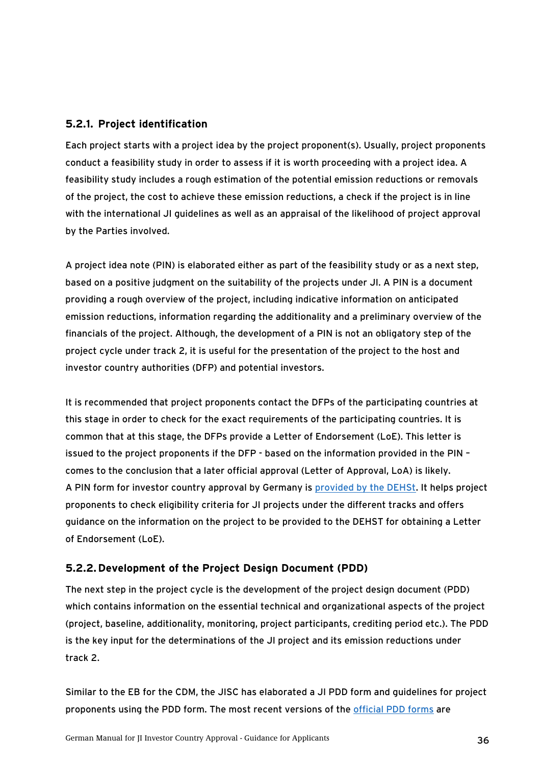### 5.2.1. Project identification

Each project starts with a project idea by the project proponent(s). Usually, project proponents conduct a feasibility study in order to assess if it is worth proceeding with a project idea. A feasibility study includes a rough estimation of the potential emission reductions or removals of the project, the cost to achieve these emission reductions, a check if the project is in line with the international JI guidelines as well as an appraisal of the likelihood of project approval by the Parties involved.

A project idea note (PIN) is elaborated either as part of the feasibility study or as a next step, based on a positive judgment on the suitability of the projects under JI. A PIN is a document providing a rough overview of the project, including indicative information on anticipated emission reductions, information regarding the additionality and a preliminary overview of the financials of the project. Although, the development of a PIN is not an obligatory step of the project cycle under track 2, it is useful for the presentation of the project to the host and investor country authorities (DFP) and potential investors.

It is recommended that project proponents contact the DFPs of the participating countries at this stage in order to check for the exact requirements of the participating countries. It is common that at this stage, the DFPs provide a Letter of Endorsement (LoE). This letter is issued to the project proponents if the DFP - based on the information provided in the PIN – comes to the conclusion that a later official approval (Letter of Approval, LoA) is likely. A PIN form for investor country approval by Germany is provided by the DEHSt. It helps project proponents to check eligibility criteria for JI projects under the different tracks and offers guidance on the information on the project to be provided to the DEHST for obtaining a Letter of Endorsement (LoE).

### 5.2.2. Development of the Project Design Document (PDD)

The next step in the project cycle is the development of the project design document (PDD) which contains information on the essential technical and organizational aspects of the project (project, baseline, additionality, monitoring, project participants, crediting period etc.). The PDD is the key input for the determinations of the JI project and its emission reductions under track 2.

Similar to the EB for the CDM, the JISC has elaborated a JI PDD form and guidelines for project proponents using the PDD form. The most recent versions of the official PDD forms are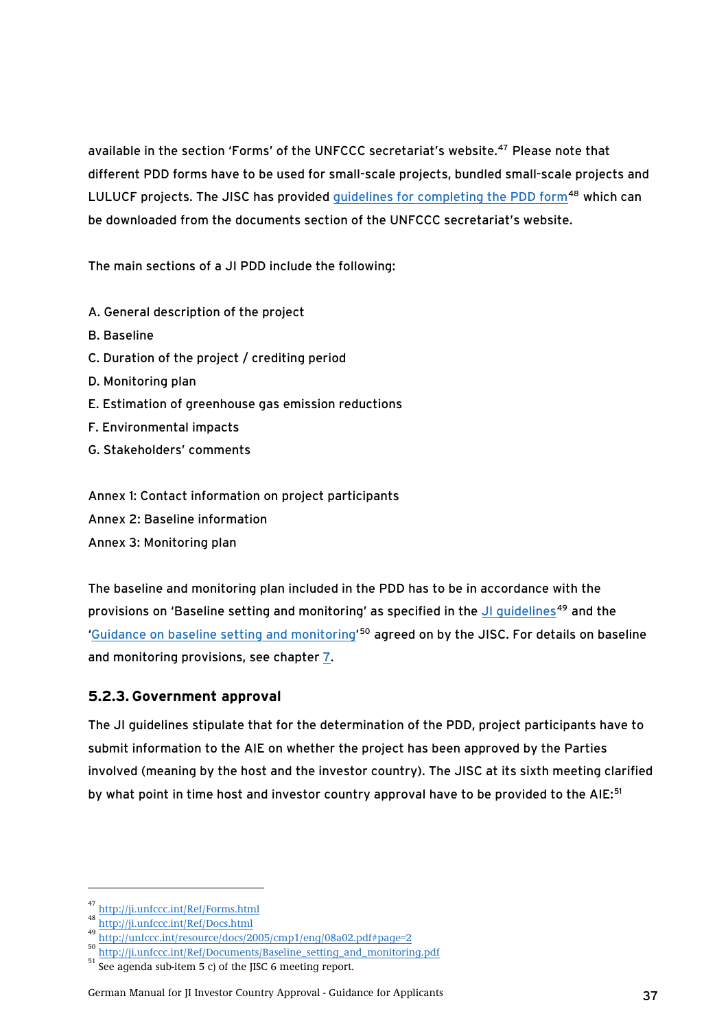available in the section 'Forms' of the UNFCCC secretariat's website.[47] Please note that different PDD forms have to be used for small-scale projects, bundled small-scale projects and LULUCF projects. The JISC has provided guidelines for completing the PDD form[48] which can be downloaded from the documents section of the UNFCCC secretariat's website.

The main sections of a JI PDD include the following:

A. General description of the project
B. Baseline
C. Duration of the project / crediting period
D. Monitoring plan
E. Estimation of greenhouse gas emission reductions
F. Environmental impacts
G. Stakeholders' comments

Annex 1: Contact information on project participants
Annex 2: Baseline information
Annex 3: Monitoring plan

The baseline and monitoring plan included in the PDD has to be in accordance with the provisions on 'Baseline setting and monitoring' as specified in the JI guidelines[49] and the 'Guidance on baseline setting and monitoring'[50] agreed on by the JISC. For details on baseline and monitoring provisions, see chapter 7.

### 5.2.3. Government approval

The JI guidelines stipulate that for the determination of the PDD, project participants have to submit information to the AIE on whether the project has been approved by the Parties involved (meaning by the host and the investor country). The JISC at its sixth meeting clarified by what point in time host and investor country approval have to be provided to the AIE:[51]

---

[47] http://ji.unfccc.int/Ref/Forms.html
[48] http://ji.unfccc.int/Ref/Docs.html
[49] http://unfccc.int/resource/docs/2005/cmp1/eng/08a02.pdf#page=2
[50] http://ji.unfccc.int/Ref/Documents/Baseline_setting_and_monitoring.pdf
[51] See agenda sub-item 5 c) of the JISC 6 meeting report.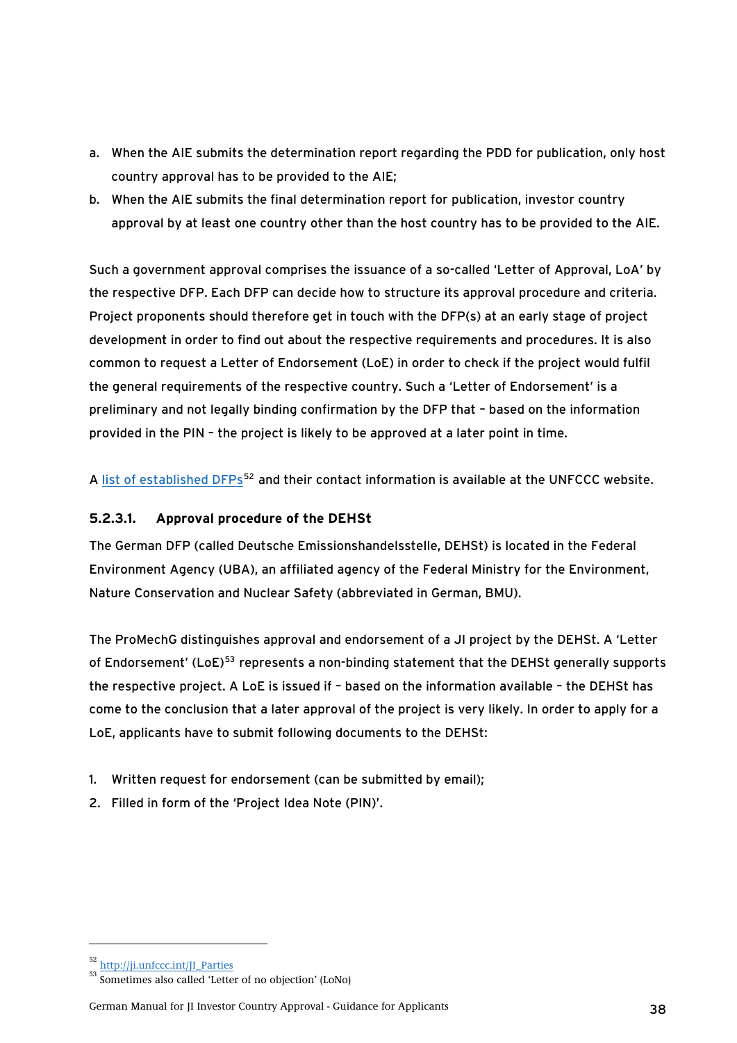a. When the AIE submits the determination report regarding the PDD for publication, only host country approval has to be provided to the AIE;
b. When the AIE submits the final determination report for publication, investor country approval by at least one country other than the host country has to be provided to the AIE.

Such a government approval comprises the issuance of a so-called 'Letter of Approval, LoA' by the respective DFP. Each DFP can decide how to structure its approval procedure and criteria. Project proponents should therefore get in touch with the DFP(s) at an early stage of project development in order to find out about the respective requirements and procedures. It is also common to request a Letter of Endorsement (LoE) in order to check if the project would fulfil the general requirements of the respective country. Such a 'Letter of Endorsement' is a preliminary and not legally binding confirmation by the DFP that – based on the information provided in the PIN – the project is likely to be approved at a later point in time.

A list of established DFPs[52] and their contact information is available at the UNFCCC website.

#### 5.2.3.1. Approval procedure of the DEHSt

The German DFP (called Deutsche Emissionshandelsstelle, DEHSt) is located in the Federal Environment Agency (UBA), an affiliated agency of the Federal Ministry for the Environment, Nature Conservation and Nuclear Safety (abbreviated in German, BMU).

The ProMechG distinguishes approval and endorsement of a JI project by the DEHSt. A 'Letter of Endorsement' (LoE)[53] represents a non-binding statement that the DEHSt generally supports the respective project. A LoE is issued if – based on the information available – the DEHSt has come to the conclusion that a later approval of the project is very likely. In order to apply for a LoE, applicants have to submit following documents to the DEHSt:

1. Written request for endorsement (can be submitted by email);
2. Filled in form of the 'Project Idea Note (PIN)'.

[52] http://ji.unfccc.int/JI_Parties

[53] Sometimes also called 'Letter of no objection' (LoNo)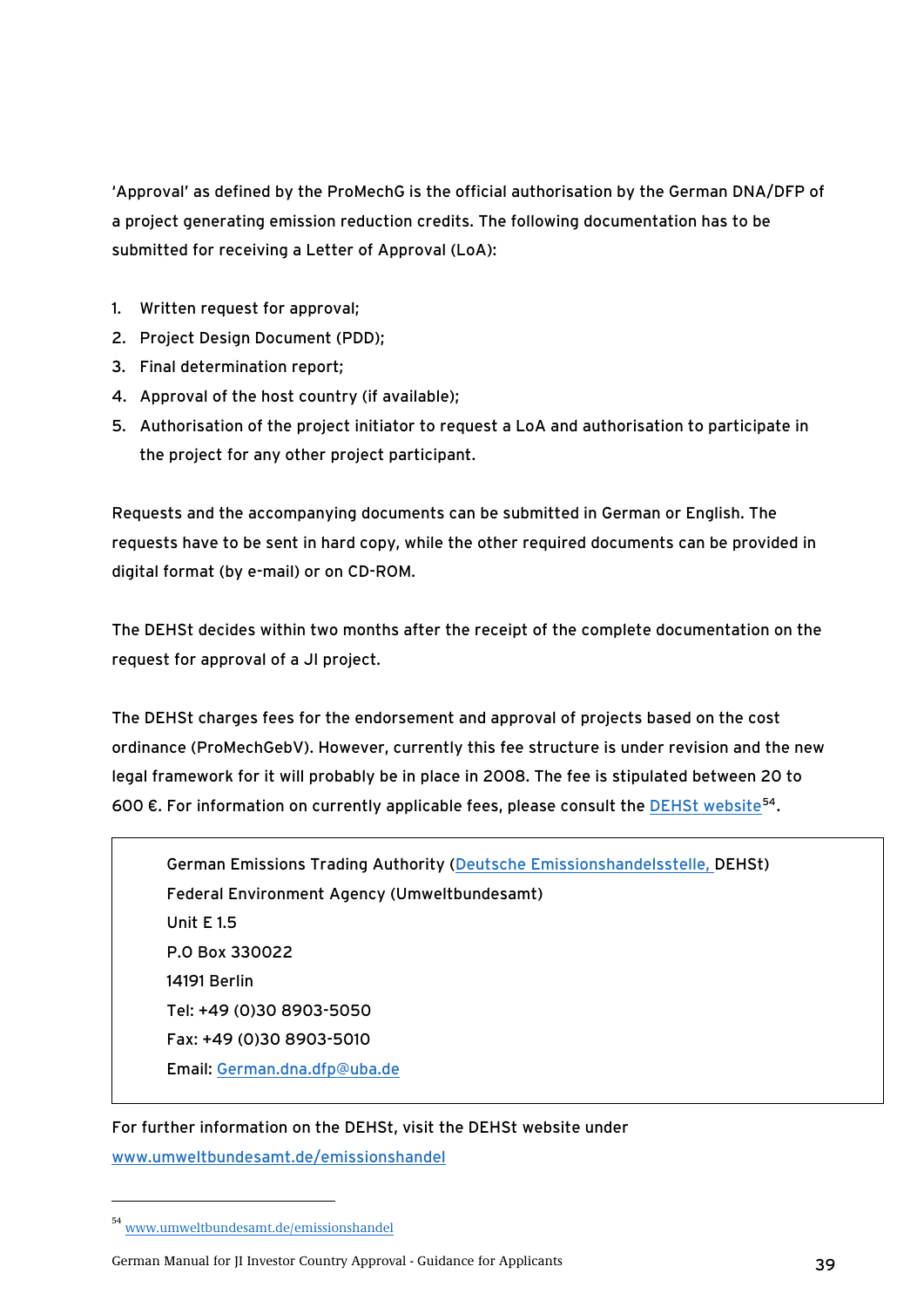'Approval' as defined by the ProMechG is the official authorisation by the German DNA/DFP of a project generating emission reduction credits. The following documentation has to be submitted for receiving a Letter of Approval (LoA):

1. Written request for approval;
2. Project Design Document (PDD);
3. Final determination report;
4. Approval of the host country (if available);
5. Authorisation of the project initiator to request a LoA and authorisation to participate in the project for any other project participant.

Requests and the accompanying documents can be submitted in German or English. The requests have to be sent in hard copy, while the other required documents can be provided in digital format (by e-mail) or on CD-ROM.

The DEHSt decides within two months after the receipt of the complete documentation on the request for approval of a JI project.

The DEHSt charges fees for the endorsement and approval of projects based on the cost ordinance (ProMechGebV). However, currently this fee structure is under revision and the new legal framework for it will probably be in place in 2008. The fee is stipulated between 20 to 600 €. For information on currently applicable fees, please consult the DEHSt website[54].

> German Emissions Trading Authority (Deutsche Emissionshandelsstelle, DEHSt)
> Federal Environment Agency (Umweltbundesamt)
> Unit E 1.5
> P.O Box 330022
> 14191 Berlin
> Tel: +49 (0)30 8903-5050
> Fax: +49 (0)30 8903-5010
> Email: German.dna.dfp@uba.de

For further information on the DEHSt, visit the DEHSt website under www.umweltbundesamt.de/emissionshandel

[54] www.umweltbundesamt.de/emissionshandel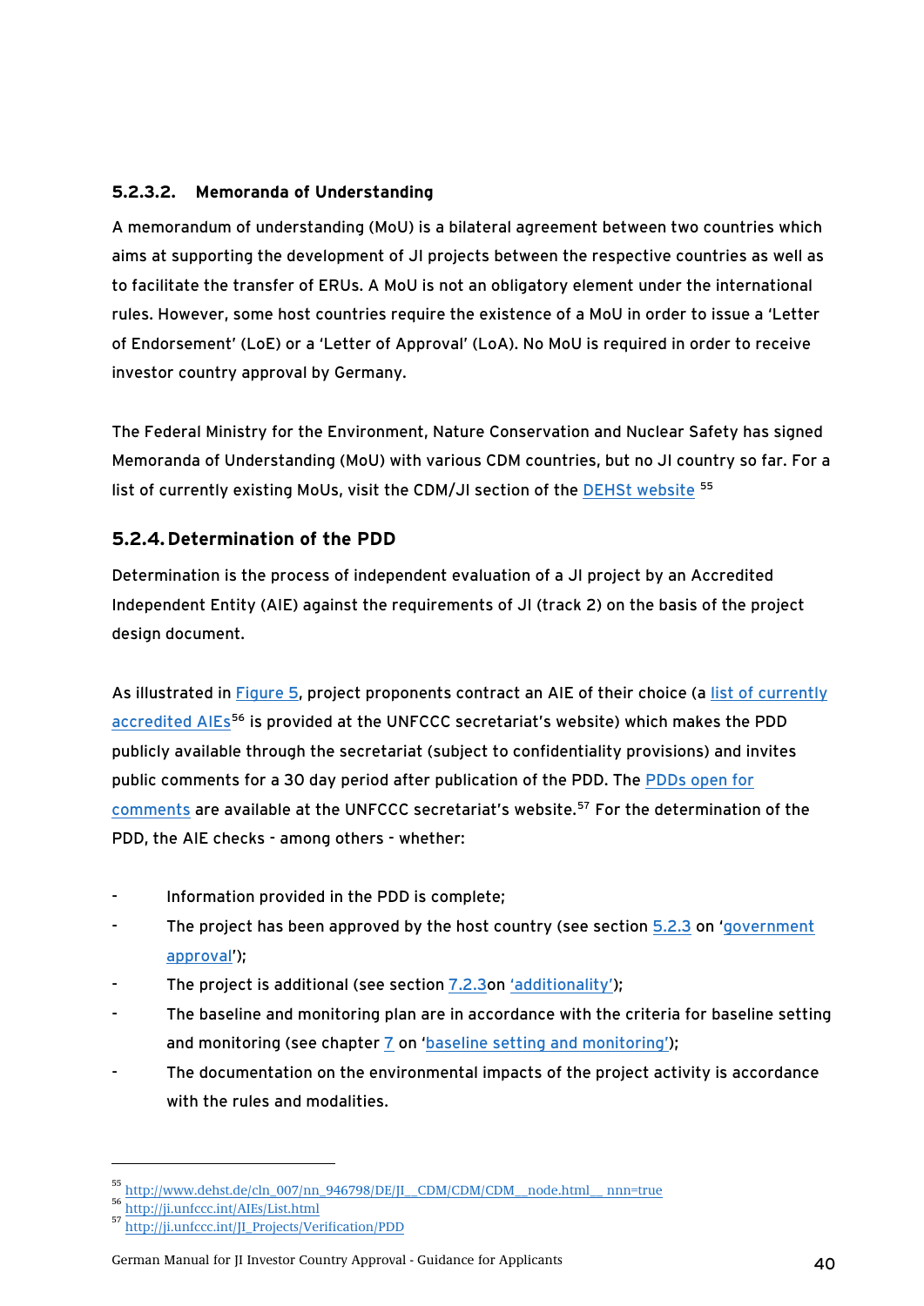#### 5.2.3.2. Memoranda of Understanding

A memorandum of understanding (MoU) is a bilateral agreement between two countries which aims at supporting the development of JI projects between the respective countries as well as to facilitate the transfer of ERUs. A MoU is not an obligatory element under the international rules. However, some host countries require the existence of a MoU in order to issue a 'Letter of Endorsement' (LoE) or a 'Letter of Approval' (LoA). No MoU is required in order to receive investor country approval by Germany.

The Federal Ministry for the Environment, Nature Conservation and Nuclear Safety has signed Memoranda of Understanding (MoU) with various CDM countries, but no JI country so far. For a list of currently existing MoUs, visit the CDM/JI section of the DEHSt website [55]

### 5.2.4. Determination of the PDD

Determination is the process of independent evaluation of a JI project by an Accredited Independent Entity (AIE) against the requirements of JI (track 2) on the basis of the project design document.

As illustrated in Figure 5, project proponents contract an AIE of their choice (a list of currently accredited AIEs[56] is provided at the UNFCCC secretariat's website) which makes the PDD publicly available through the secretariat (subject to confidentiality provisions) and invites public comments for a 30 day period after publication of the PDD. The PDDs open for comments are available at the UNFCCC secretariat's website.[57] For the determination of the PDD, the AIE checks - among others - whether:

- Information provided in the PDD is complete;
- The project has been approved by the host country (see section 5.2.3 on 'government approval');
- The project is additional (see section 7.2.3on 'additionality');
- The baseline and monitoring plan are in accordance with the criteria for baseline setting and monitoring (see chapter 7 on 'baseline setting and monitoring');
- The documentation on the environmental impacts of the project activity is accordance with the rules and modalities.

---

[55] http://www.dehst.de/cln_007/nn_946798/DE/JI__CDM/CDM/CDM__node.html__nnn=true
[56] http://ji.unfccc.int/AIEs/List.html
[57] http://ji.unfccc.int/JI_Projects/Verification/PDD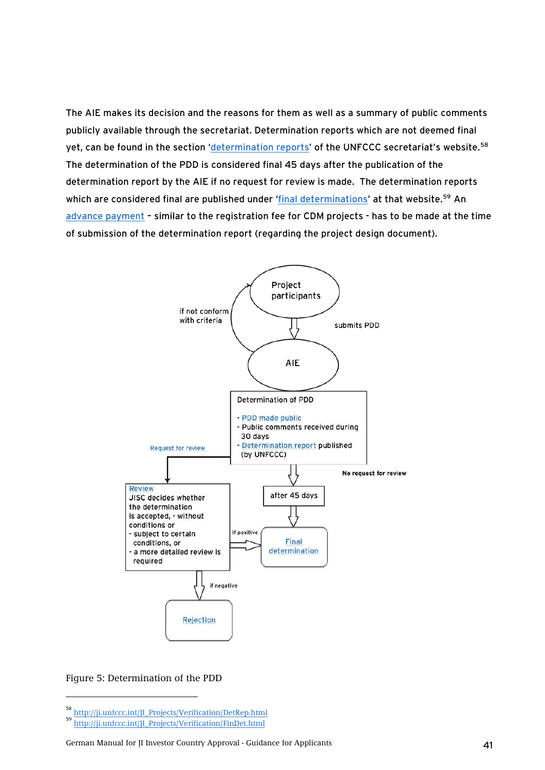The AIE makes its decision and the reasons for them as well as a summary of public comments publicly available through the secretariat. Determination reports which are not deemed final yet, can be found in the section 'determination reports' of the UNFCCC secretariat's website.[58] The determination of the PDD is considered final 45 days after the publication of the determination report by the AIE if no request for review is made. The determination reports which are considered final are published under 'final determinations' at that website.[59] An advance payment – similar to the registration fee for CDM projects - has to be made at the time of submission of the determination report (regarding the project design document).

Project participants

if not conform with criteria

submits PDD

AIE

Determination of PDD

- PDD made public
- Public comments received during 30 days
- Determination report published (by UNFCCC)

Request for review

No request for review

Review
JISC decides whether the determination is accepted, - without conditions or
- subject to certain conditions, or
- a more detailed review is required

after 45 days

if positive

Final determination

if negative

Rejection

Figure 5: Determination of the PDD

---

[58] http://ji.unfccc.int/JI_Projects/Verification/DetRep.html

[59] http://ji.unfccc.int/JI_Projects/Verification/FinDet.html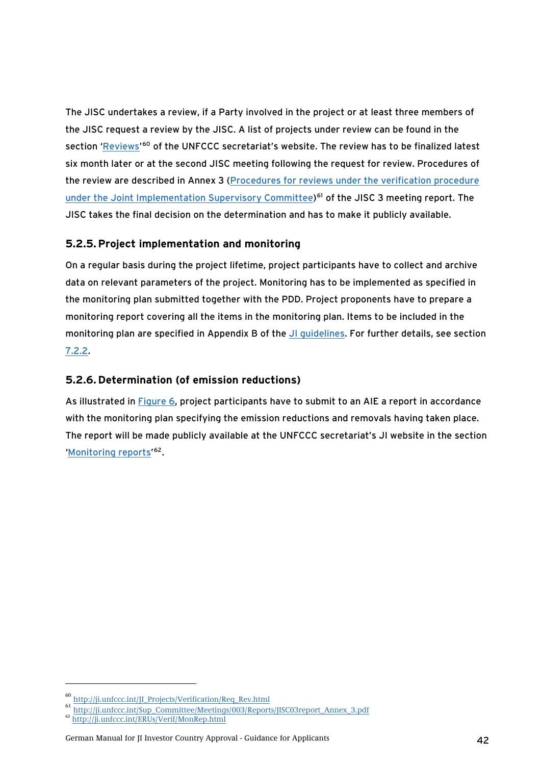The JISC undertakes a review, if a Party involved in the project or at least three members of the JISC request a review by the JISC. A list of projects under review can be found in the section 'Reviews'[60] of the UNFCCC secretariat's website. The review has to be finalized latest six month later or at the second JISC meeting following the request for review. Procedures of the review are described in Annex 3 (Procedures for reviews under the verification procedure under the Joint Implementation Supervisory Committee)[61] of the JISC 3 meeting report. The JISC takes the final decision on the determination and has to make it publicly available.

### 5.2.5. Project implementation and monitoring

On a regular basis during the project lifetime, project participants have to collect and archive data on relevant parameters of the project. Monitoring has to be implemented as specified in the monitoring plan submitted together with the PDD. Project proponents have to prepare a monitoring report covering all the items in the monitoring plan. Items to be included in the monitoring plan are specified in Appendix B of the JI guidelines. For further details, see section 7.2.2.

### 5.2.6. Determination (of emission reductions)

As illustrated in Figure 6, project participants have to submit to an AIE a report in accordance with the monitoring plan specifying the emission reductions and removals having taken place. The report will be made publicly available at the UNFCCC secretariat's JI website in the section 'Monitoring reports'[62].

---

[60] http://ji.unfccc.int/JI_Projects/Verification/Req_Rev.html

[61] http://ji.unfccc.int/Sup_Committee/Meetings/003/Reports/JISC03report_Annex_3.pdf

[62] http://ji.unfccc.int/ERUs/Verif/MonRep.html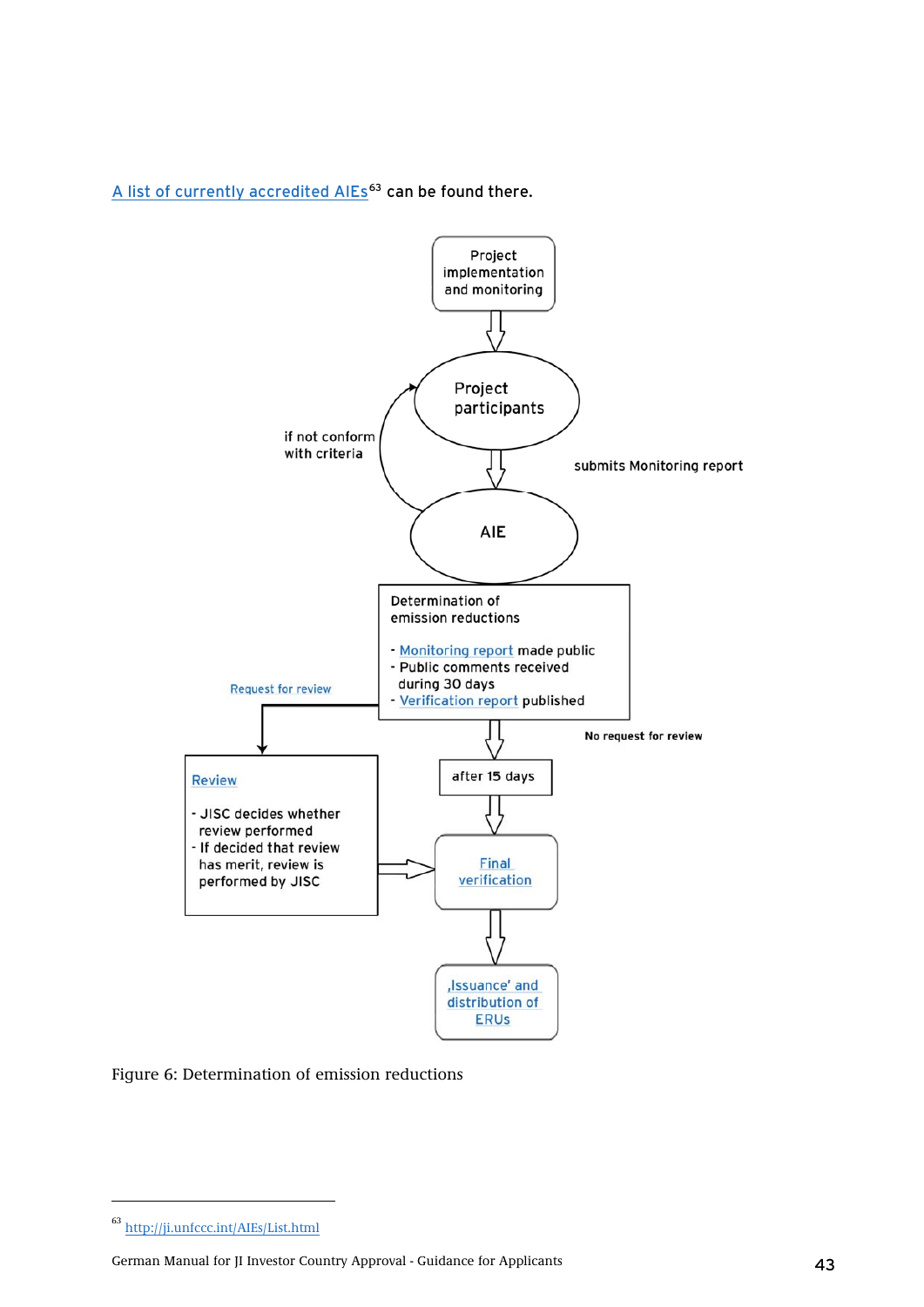A list of currently accredited AIEs[63] can be found there.

Project implementation and monitoring

Project participants

if not conform with criteria

submits Monitoring report

AIE

Determination of emission reductions

- Monitoring report made public
- Public comments received during 30 days
- Verification report published

Request for review

No request for review

Review

- JISC decides whether review performed
- If decided that review has merit, review is performed by JISC

after 15 days

Final verification

‚Issuance' and distribution of ERUs

Figure 6: Determination of emission reductions

[63] http://ji.unfccc.int/AIEs/List.html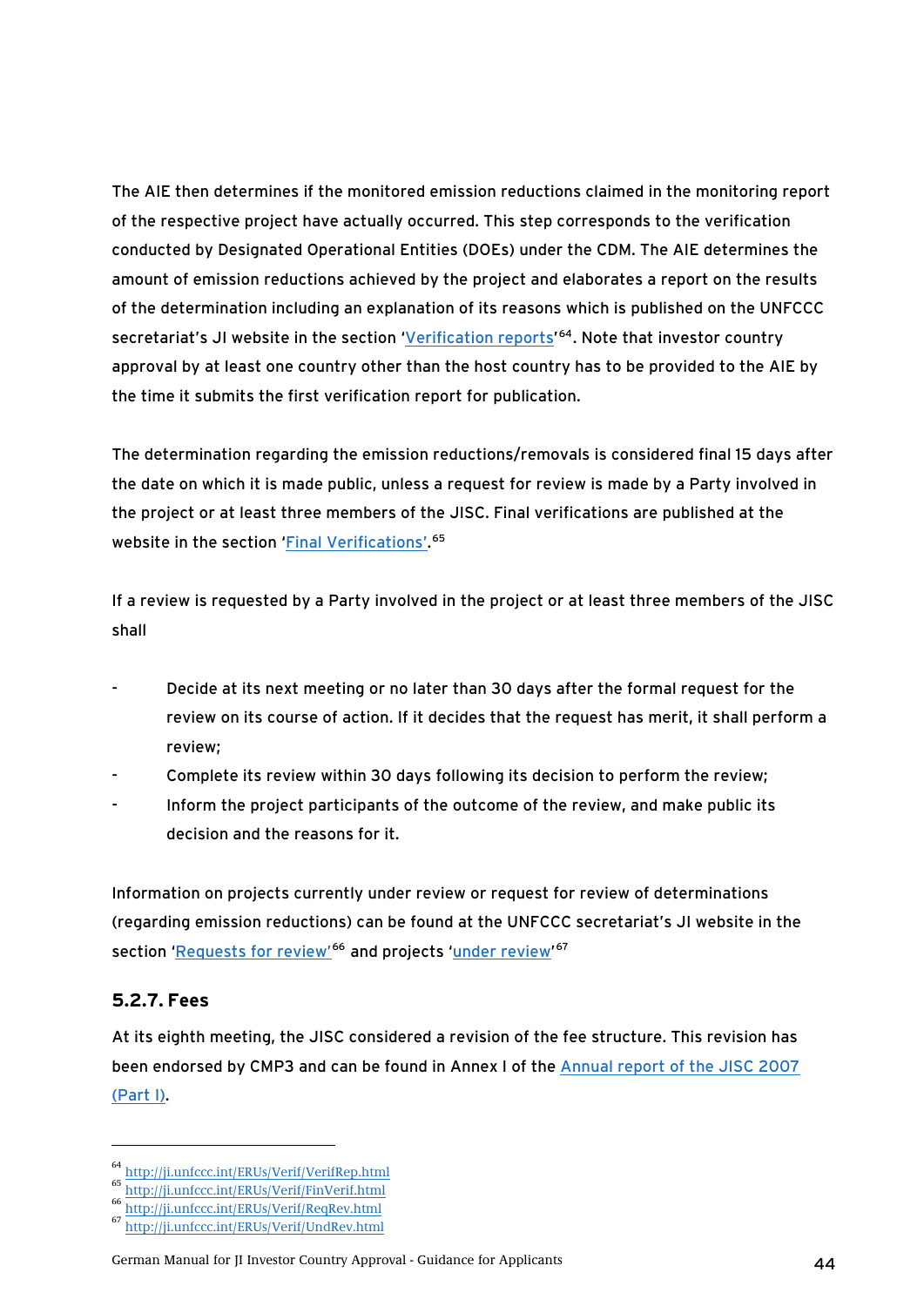The AIE then determines if the monitored emission reductions claimed in the monitoring report of the respective project have actually occurred. This step corresponds to the verification conducted by Designated Operational Entities (DOEs) under the CDM. The AIE determines the amount of emission reductions achieved by the project and elaborates a report on the results of the determination including an explanation of its reasons which is published on the UNFCCC secretariat's JI website in the section 'Verification reports'[64]. Note that investor country approval by at least one country other than the host country has to be provided to the AIE by the time it submits the first verification report for publication.

The determination regarding the emission reductions/removals is considered final 15 days after the date on which it is made public, unless a request for review is made by a Party involved in the project or at least three members of the JISC. Final verifications are published at the website in the section 'Final Verifications'.[65]

If a review is requested by a Party involved in the project or at least three members of the JISC shall

- Decide at its next meeting or no later than 30 days after the formal request for the review on its course of action. If it decides that the request has merit, it shall perform a review;
- Complete its review within 30 days following its decision to perform the review;
- Inform the project participants of the outcome of the review, and make public its decision and the reasons for it.

Information on projects currently under review or request for review of determinations (regarding emission reductions) can be found at the UNFCCC secretariat's JI website in the section 'Requests for review'[66] and projects 'under review'[67]

### 5.2.7. Fees

At its eighth meeting, the JISC considered a revision of the fee structure. This revision has been endorsed by CMP3 and can be found in Annex I of the Annual report of the JISC 2007 (Part I).

---

[64] http://ji.unfccc.int/ERUs/Verif/VerifRep.html
[65] http://ji.unfccc.int/ERUs/Verif/FinVerif.html
[66] http://ji.unfccc.int/ERUs/Verif/ReqRev.html
[67] http://ji.unfccc.int/ERUs/Verif/UndRev.html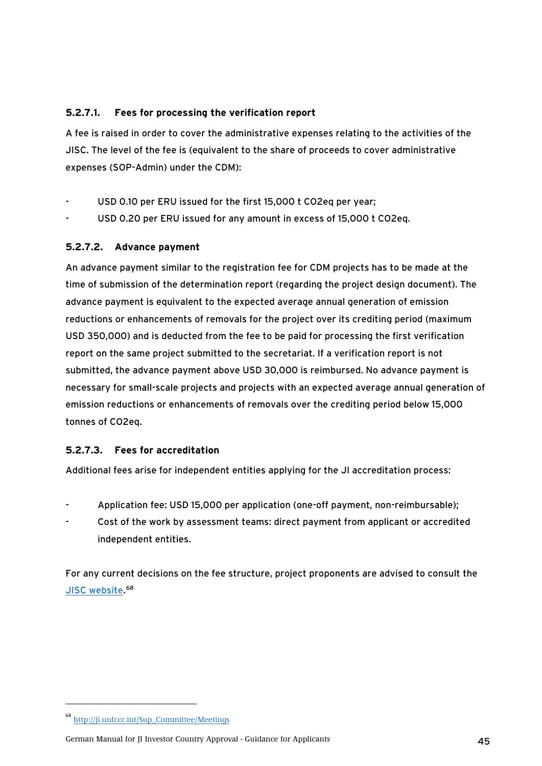#### 5.2.7.1. Fees for processing the verification report

A fee is raised in order to cover the administrative expenses relating to the activities of the JISC. The level of the fee is (equivalent to the share of proceeds to cover administrative expenses (SOP-Admin) under the CDM):

- USD 0.10 per ERU issued for the first 15,000 t CO2eq per year;
- USD 0.20 per ERU issued for any amount in excess of 15,000 t CO2eq.

#### 5.2.7.2. Advance payment

An advance payment similar to the registration fee for CDM projects has to be made at the time of submission of the determination report (regarding the project design document). The advance payment is equivalent to the expected average annual generation of emission reductions or enhancements of removals for the project over its crediting period (maximum USD 350,000) and is deducted from the fee to be paid for processing the first verification report on the same project submitted to the secretariat. If a verification report is not submitted, the advance payment above USD 30,000 is reimbursed. No advance payment is necessary for small-scale projects and projects with an expected average annual generation of emission reductions or enhancements of removals over the crediting period below 15,000 tonnes of CO2eq.

#### 5.2.7.3. Fees for accreditation

Additional fees arise for independent entities applying for the JI accreditation process:

- Application fee: USD 15,000 per application (one-off payment, non-reimbursable);
- Cost of the work by assessment teams: direct payment from applicant or accredited independent entities.

For any current decisions on the fee structure, project proponents are advised to consult the JISC website.[68]

---

[68] http://ji.unfccc.int/Sup_Committee/Meetings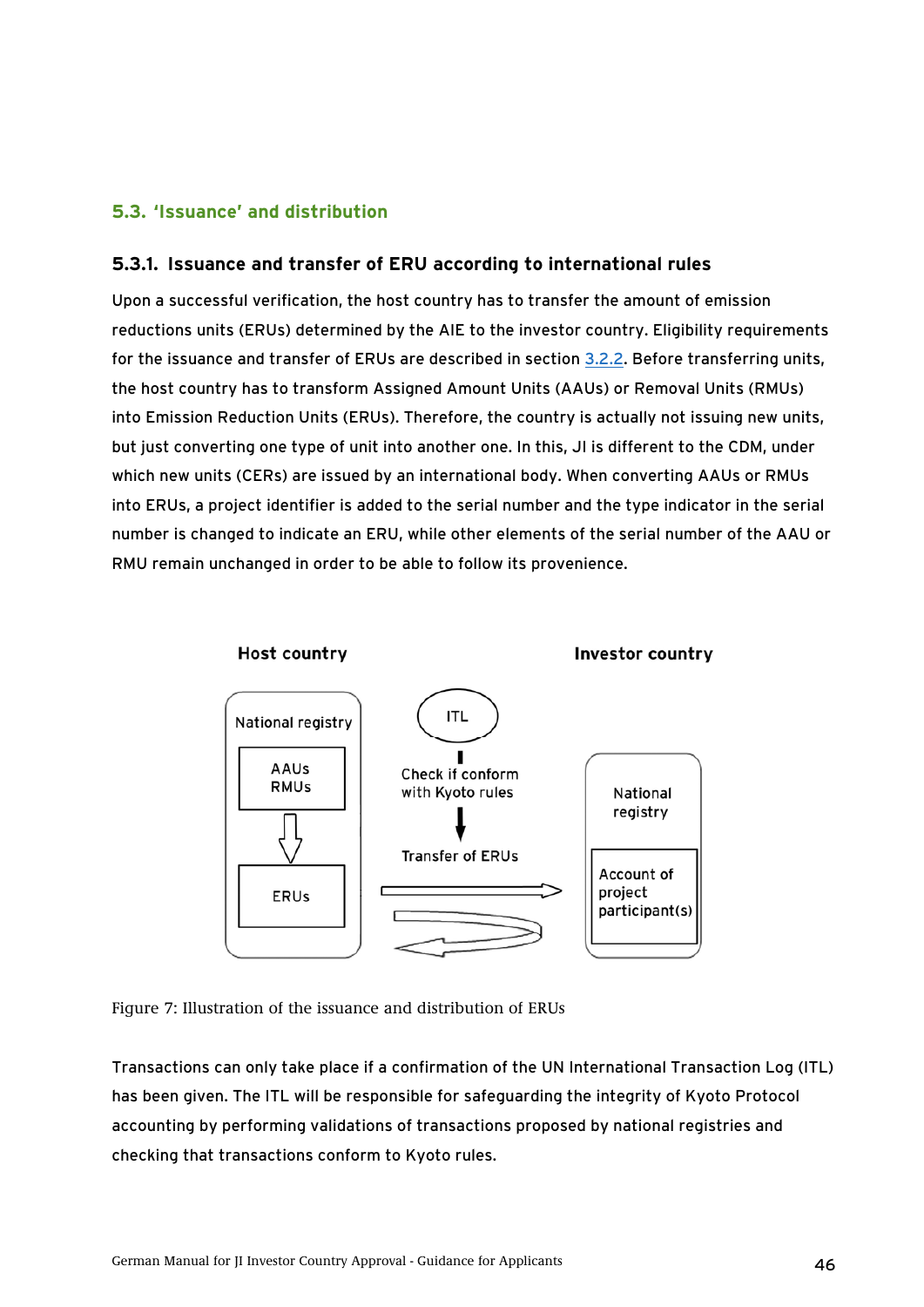## 5.3. 'Issuance' and distribution

### 5.3.1. Issuance and transfer of ERU according to international rules

Upon a successful verification, the host country has to transfer the amount of emission reductions units (ERUs) determined by the AIE to the investor country. Eligibility requirements for the issuance and transfer of ERUs are described in section 3.2.2. Before transferring units, the host country has to transform Assigned Amount Units (AAUs) or Removal Units (RMUs) into Emission Reduction Units (ERUs). Therefore, the country is actually not issuing new units, but just converting one type of unit into another one. In this, JI is different to the CDM, under which new units (CERs) are issued by an international body. When converting AAUs or RMUs into ERUs, a project identifier is added to the serial number and the type indicator in the serial number is changed to indicate an ERU, while other elements of the serial number of the AAU or RMU remain unchanged in order to be able to follow its provenience.

Host country | Investor country

National registry: AAUs RMUs → ERUs

ITL — Check if conform with Kyoto rules — Transfer of ERUs

National registry: Account of project participant(s)

Figure 7: Illustration of the issuance and distribution of ERUs

Transactions can only take place if a confirmation of the UN International Transaction Log (ITL) has been given. The ITL will be responsible for safeguarding the integrity of Kyoto Protocol accounting by performing validations of transactions proposed by national registries and checking that transactions conform to Kyoto rules.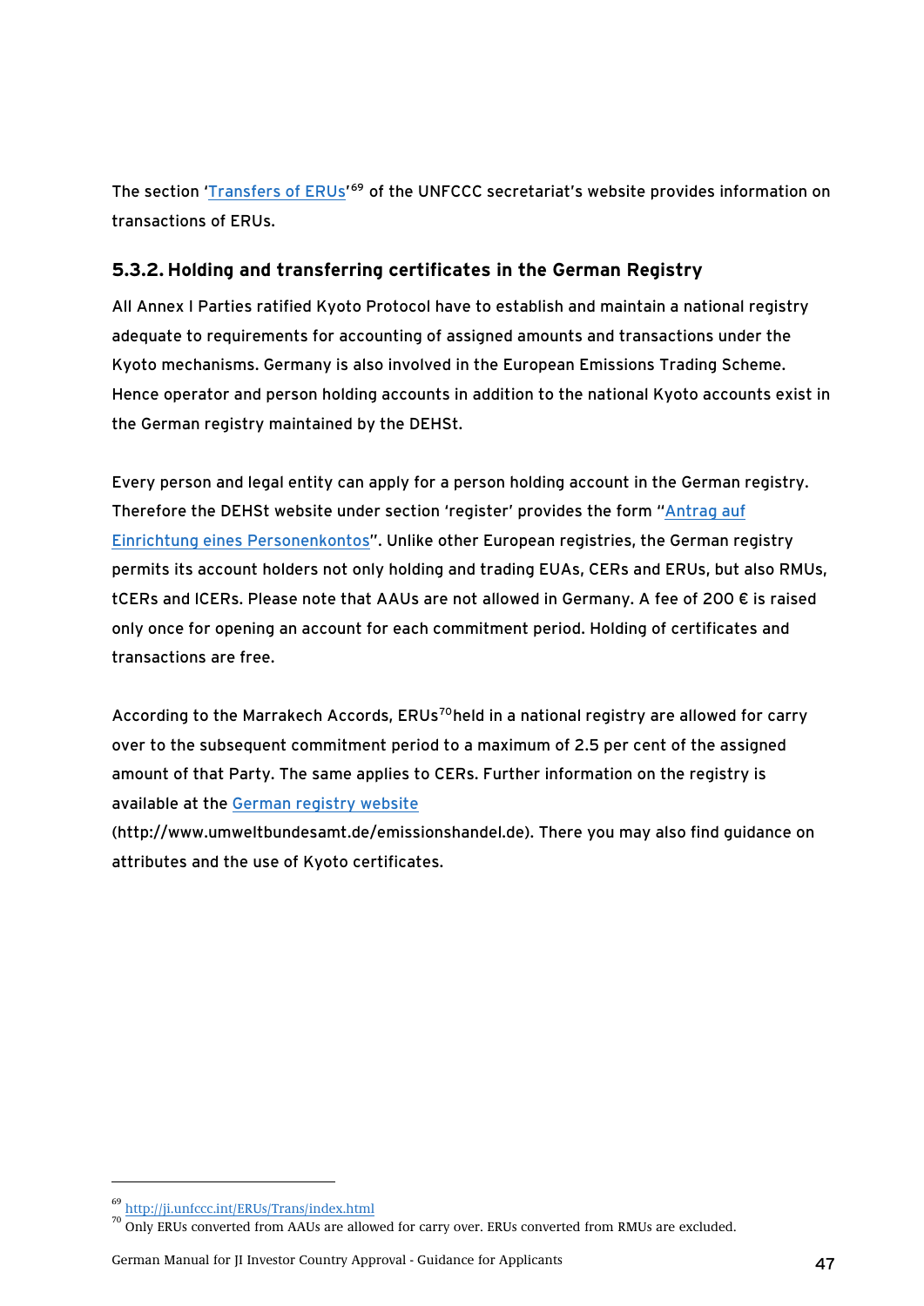The section 'Transfers of ERUs'[69] of the UNFCCC secretariat's website provides information on transactions of ERUs.

### 5.3.2. Holding and transferring certificates in the German Registry

All Annex I Parties ratified Kyoto Protocol have to establish and maintain a national registry adequate to requirements for accounting of assigned amounts and transactions under the Kyoto mechanisms. Germany is also involved in the European Emissions Trading Scheme. Hence operator and person holding accounts in addition to the national Kyoto accounts exist in the German registry maintained by the DEHSt.

Every person and legal entity can apply for a person holding account in the German registry. Therefore the DEHSt website under section 'register' provides the form "Antrag auf Einrichtung eines Personenkontos". Unlike other European registries, the German registry permits its account holders not only holding and trading EUAs, CERs and ERUs, but also RMUs, tCERs and lCERs. Please note that AAUs are not allowed in Germany. A fee of 200 € is raised only once for opening an account for each commitment period. Holding of certificates and transactions are free.

According to the Marrakech Accords, ERUs[70]held in a national registry are allowed for carry over to the subsequent commitment period to a maximum of 2.5 per cent of the assigned amount of that Party. The same applies to CERs. Further information on the registry is available at the German registry website (http://www.umweltbundesamt.de/emissionshandel.de). There you may also find guidance on attributes and the use of Kyoto certificates.

---

[69] http://ji.unfccc.int/ERUs/Trans/index.html

[70] Only ERUs converted from AAUs are allowed for carry over. ERUs converted from RMUs are excluded.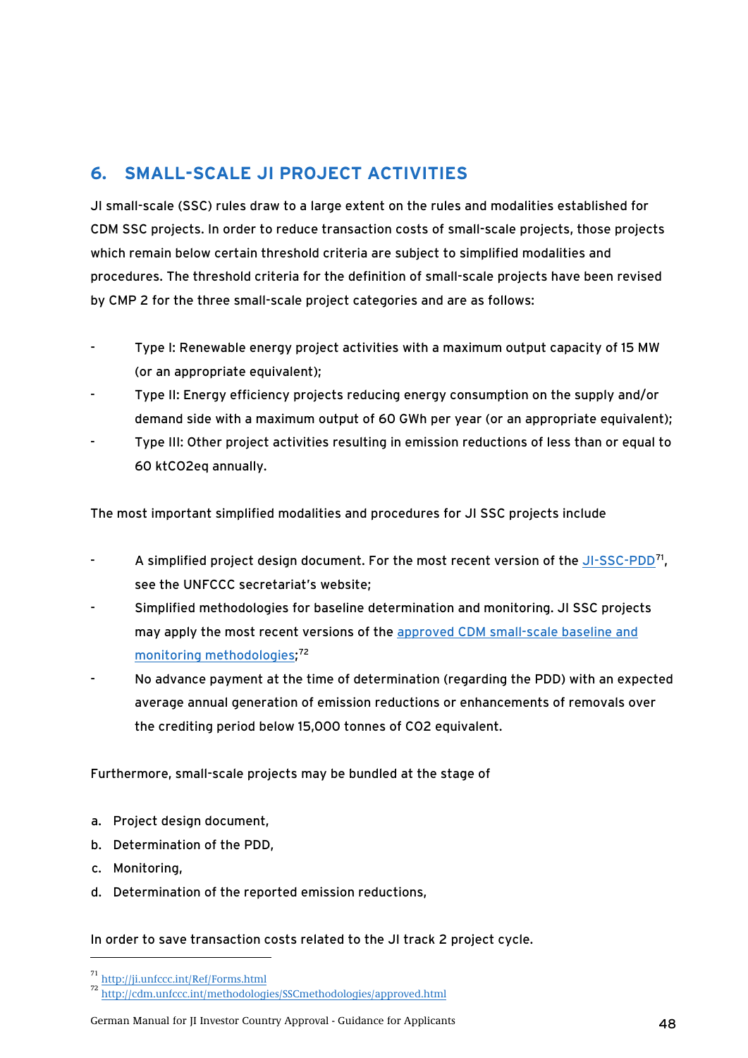## 6. SMALL-SCALE JI PROJECT ACTIVITIES

JI small-scale (SSC) rules draw to a large extent on the rules and modalities established for CDM SSC projects. In order to reduce transaction costs of small-scale projects, those projects which remain below certain threshold criteria are subject to simplified modalities and procedures. The threshold criteria for the definition of small-scale projects have been revised by CMP 2 for the three small-scale project categories and are as follows:

- Type I: Renewable energy project activities with a maximum output capacity of 15 MW (or an appropriate equivalent);
- Type II: Energy efficiency projects reducing energy consumption on the supply and/or demand side with a maximum output of 60 GWh per year (or an appropriate equivalent);
- Type III: Other project activities resulting in emission reductions of less than or equal to 60 ktCO2eq annually.

The most important simplified modalities and procedures for JI SSC projects include

- A simplified project design document. For the most recent version of the JI-SSC-PDD[71], see the UNFCCC secretariat's website;
- Simplified methodologies for baseline determination and monitoring. JI SSC projects may apply the most recent versions of the approved CDM small-scale baseline and monitoring methodologies;[72]
- No advance payment at the time of determination (regarding the PDD) with an expected average annual generation of emission reductions or enhancements of removals over the crediting period below 15,000 tonnes of CO2 equivalent.

Furthermore, small-scale projects may be bundled at the stage of

a. Project design document,
b. Determination of the PDD,
c. Monitoring,
d. Determination of the reported emission reductions,

In order to save transaction costs related to the JI track 2 project cycle.

---

[71] http://ji.unfccc.int/Ref/Forms.html

[72] http://cdm.unfccc.int/methodologies/SSCmethodologies/approved.html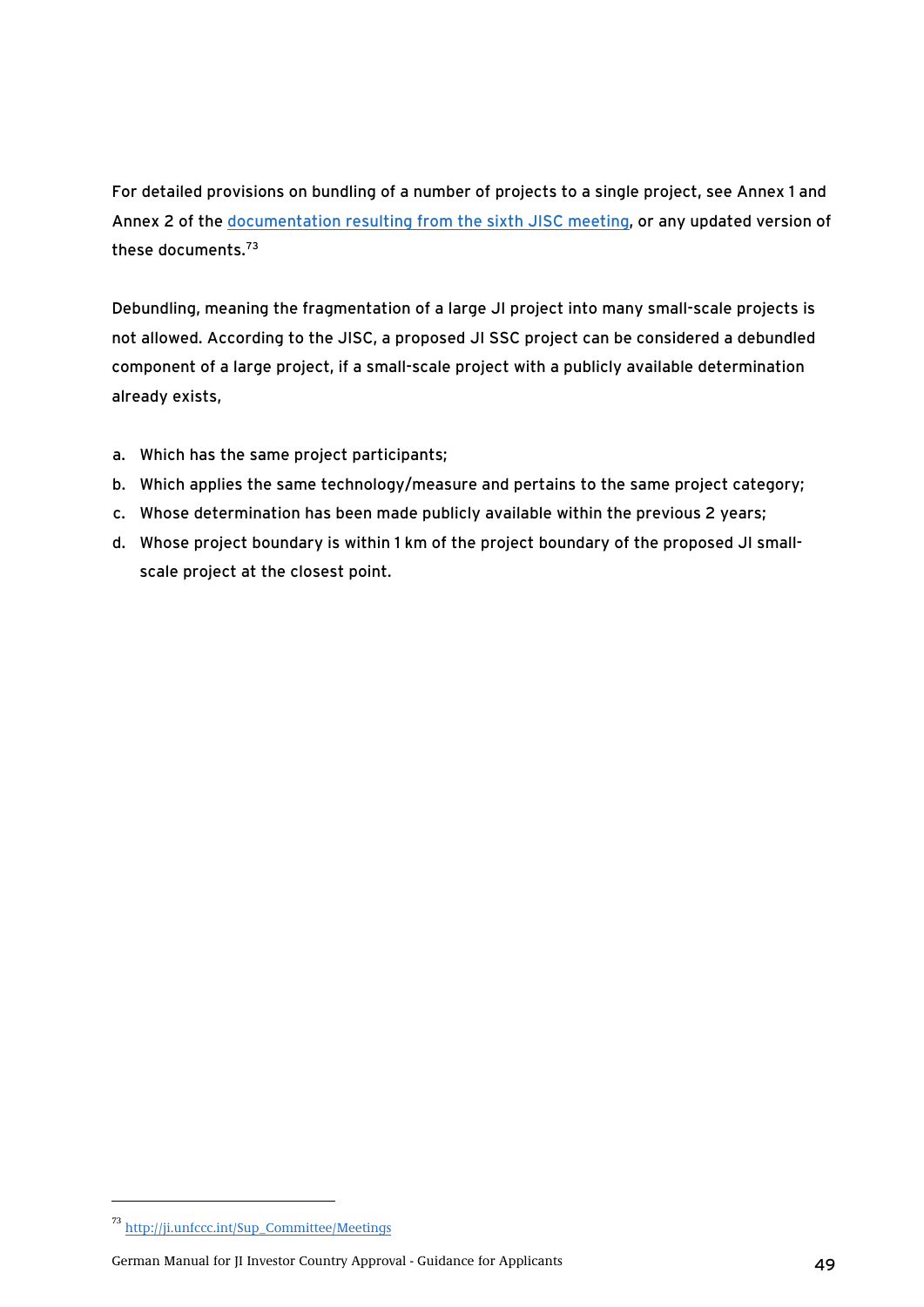For detailed provisions on bundling of a number of projects to a single project, see Annex 1 and Annex 2 of the documentation resulting from the sixth JISC meeting, or any updated version of these documents.[73]

Debundling, meaning the fragmentation of a large JI project into many small-scale projects is not allowed. According to the JISC, a proposed JI SSC project can be considered a debundled component of a large project, if a small-scale project with a publicly available determination already exists,

a. Which has the same project participants;
b. Which applies the same technology/measure and pertains to the same project category;
c. Whose determination has been made publicly available within the previous 2 years;
d. Whose project boundary is within 1 km of the project boundary of the proposed JI small-scale project at the closest point.

[73] http://ji.unfccc.int/Sup_Committee/Meetings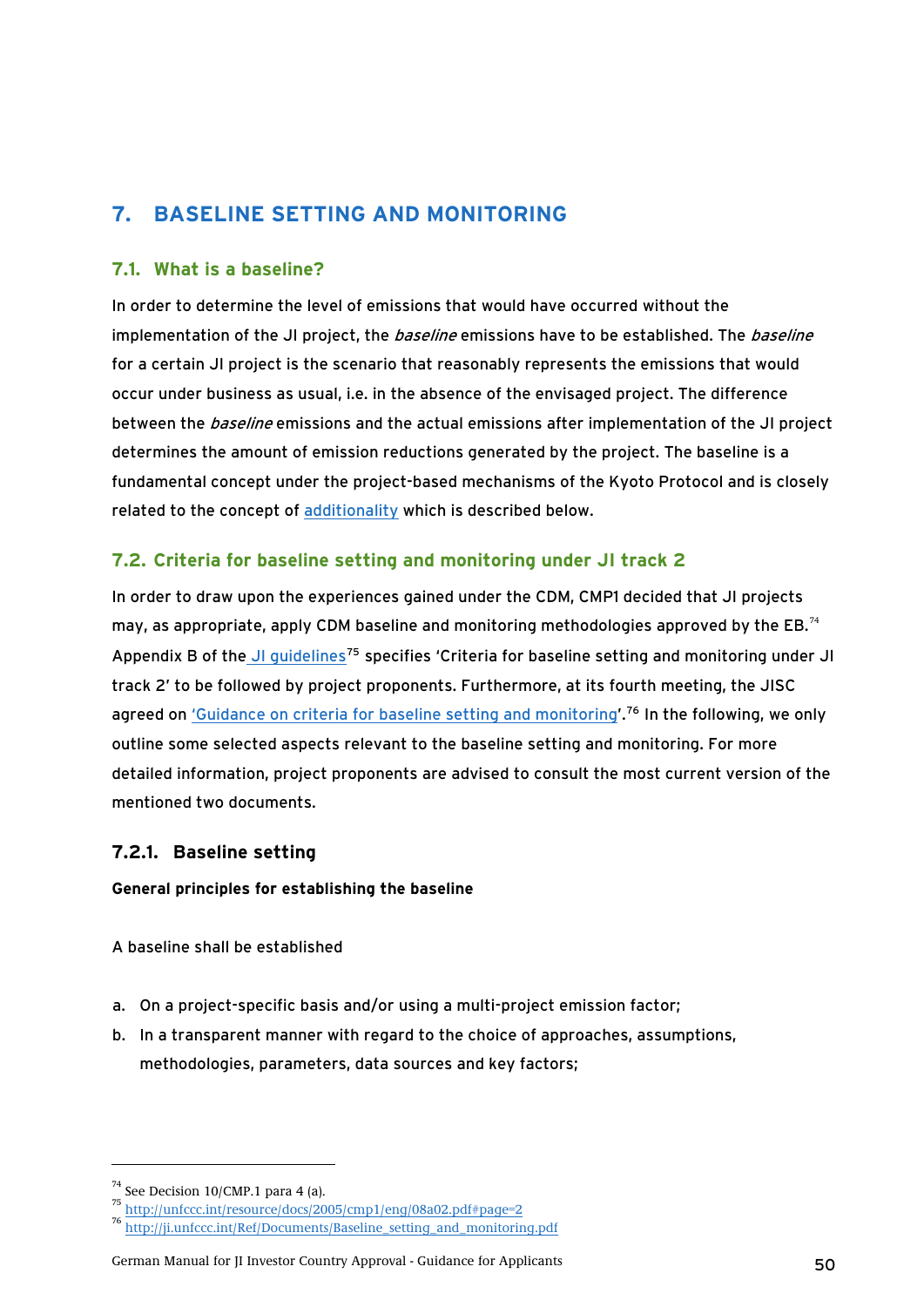# 7. BASELINE SETTING AND MONITORING

## 7.1. What is a baseline?

In order to determine the level of emissions that would have occurred without the implementation of the JI project, the *baseline* emissions have to be established. The *baseline* for a certain JI project is the scenario that reasonably represents the emissions that would occur under business as usual, i.e. in the absence of the envisaged project. The difference between the *baseline* emissions and the actual emissions after implementation of the JI project determines the amount of emission reductions generated by the project. The baseline is a fundamental concept under the project-based mechanisms of the Kyoto Protocol and is closely related to the concept of additionality which is described below.

## 7.2. Criteria for baseline setting and monitoring under JI track 2

In order to draw upon the experiences gained under the CDM, CMP1 decided that JI projects may, as appropriate, apply CDM baseline and monitoring methodologies approved by the EB.[74] Appendix B of the JI guidelines[75] specifies 'Criteria for baseline setting and monitoring under JI track 2' to be followed by project proponents. Furthermore, at its fourth meeting, the JISC agreed on 'Guidance on criteria for baseline setting and monitoring'.[76] In the following, we only outline some selected aspects relevant to the baseline setting and monitoring. For more detailed information, project proponents are advised to consult the most current version of the mentioned two documents.

### 7.2.1. Baseline setting

**General principles for establishing the baseline**

A baseline shall be established

a. On a project-specific basis and/or using a multi-project emission factor;
b. In a transparent manner with regard to the choice of approaches, assumptions, methodologies, parameters, data sources and key factors;

---

[74] See Decision 10/CMP.1 para 4 (a).
[75] http://unfccc.int/resource/docs/2005/cmp1/eng/08a02.pdf#page=2
[76] http://ji.unfccc.int/Ref/Documents/Baseline_setting_and_monitoring.pdf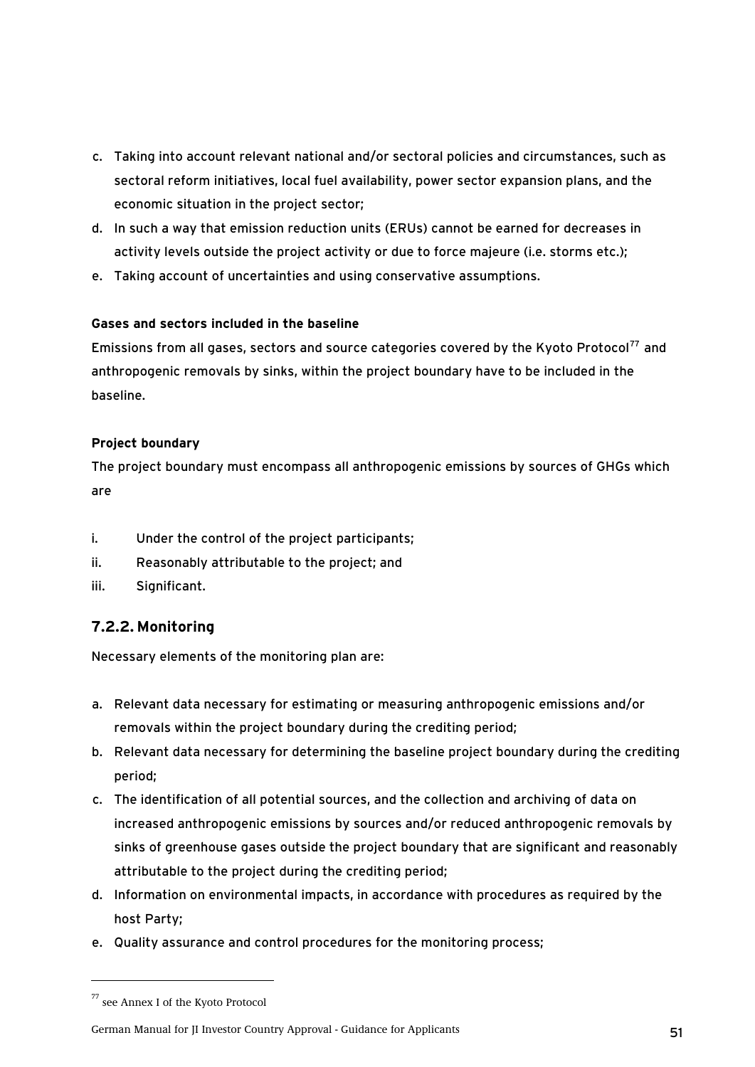c. Taking into account relevant national and/or sectoral policies and circumstances, such as sectoral reform initiatives, local fuel availability, power sector expansion plans, and the economic situation in the project sector;
d. In such a way that emission reduction units (ERUs) cannot be earned for decreases in activity levels outside the project activity or due to force majeure (i.e. storms etc.);
e. Taking account of uncertainties and using conservative assumptions.

**Gases and sectors included in the baseline**

Emissions from all gases, sectors and source categories covered by the Kyoto Protocol[77] and anthropogenic removals by sinks, within the project boundary have to be included in the baseline.

**Project boundary**

The project boundary must encompass all anthropogenic emissions by sources of GHGs which are

i. Under the control of the project participants;
ii. Reasonably attributable to the project; and
iii. Significant.

### 7.2.2. Monitoring

Necessary elements of the monitoring plan are:

a. Relevant data necessary for estimating or measuring anthropogenic emissions and/or removals within the project boundary during the crediting period;
b. Relevant data necessary for determining the baseline project boundary during the crediting period;
c. The identification of all potential sources, and the collection and archiving of data on increased anthropogenic emissions by sources and/or reduced anthropogenic removals by sinks of greenhouse gases outside the project boundary that are significant and reasonably attributable to the project during the crediting period;
d. Information on environmental impacts, in accordance with procedures as required by the host Party;
e. Quality assurance and control procedures for the monitoring process;

[77] see Annex I of the Kyoto Protocol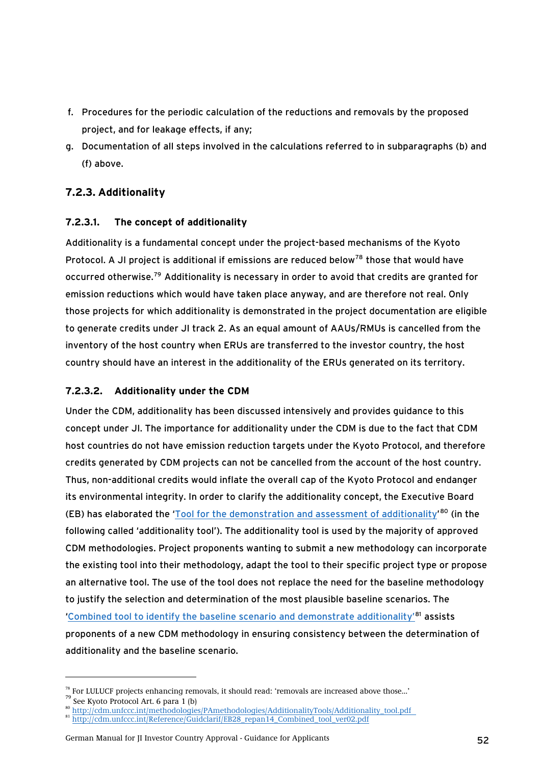f. Procedures for the periodic calculation of the reductions and removals by the proposed project, and for leakage effects, if any;
g. Documentation of all steps involved in the calculations referred to in subparagraphs (b) and (f) above.

### 7.2.3. Additionality

#### 7.2.3.1. The concept of additionality

Additionality is a fundamental concept under the project-based mechanisms of the Kyoto Protocol. A JI project is additional if emissions are reduced below[78] those that would have occurred otherwise.[79] Additionality is necessary in order to avoid that credits are granted for emission reductions which would have taken place anyway, and are therefore not real. Only those projects for which additionality is demonstrated in the project documentation are eligible to generate credits under JI track 2. As an equal amount of AAUs/RMUs is cancelled from the inventory of the host country when ERUs are transferred to the investor country, the host country should have an interest in the additionality of the ERUs generated on its territory.

#### 7.2.3.2. Additionality under the CDM

Under the CDM, additionality has been discussed intensively and provides guidance to this concept under JI. The importance for additionality under the CDM is due to the fact that CDM host countries do not have emission reduction targets under the Kyoto Protocol, and therefore credits generated by CDM projects can not be cancelled from the account of the host country. Thus, non-additional credits would inflate the overall cap of the Kyoto Protocol and endanger its environmental integrity. In order to clarify the additionality concept, the Executive Board (EB) has elaborated the '[Tool for the demonstration and assessment of additionality](http://cdm.unfccc.int/methodologies/PAmethodologies/AdditionalityTools/Additionality_tool.pdf)'[80] (in the following called 'additionality tool'). The additionality tool is used by the majority of approved CDM methodologies. Project proponents wanting to submit a new methodology can incorporate the existing tool into their methodology, adapt the tool to their specific project type or propose an alternative tool. The use of the tool does not replace the need for the baseline methodology to justify the selection and determination of the most plausible baseline scenarios. The '[Combined tool to identify the baseline scenario and demonstrate additionality](http://cdm.unfccc.int/Reference/Guidclarif/EB28_repan14_Combined_tool_ver02.pdf)'[81] assists proponents of a new CDM methodology in ensuring consistency between the determination of additionality and the baseline scenario.

---

[78] For LULUCF projects enhancing removals, it should read: 'removals are increased above those...'
[79] See Kyoto Protocol Art. 6 para 1 (b)
[80] http://cdm.unfccc.int/methodologies/PAmethodologies/AdditionalityTools/Additionality_tool.pdf
[81] http://cdm.unfccc.int/Reference/Guidclarif/EB28_repan14_Combined_tool_ver02.pdf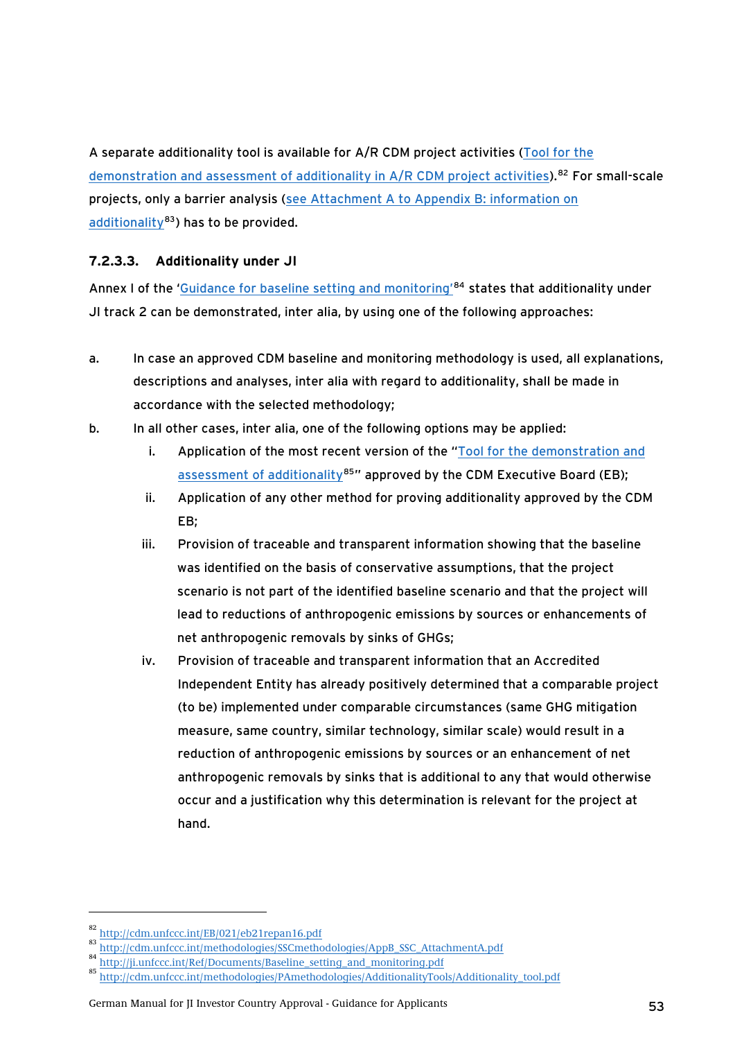A separate additionality tool is available for A/R CDM project activities (Tool for the demonstration and assessment of additionality in A/R CDM project activities).[82] For small-scale projects, only a barrier analysis (see Attachment A to Appendix B: information on additionality[83]) has to be provided.

#### 7.2.3.3. Additionality under JI

Annex I of the 'Guidance for baseline setting and monitoring'[84] states that additionality under JI track 2 can be demonstrated, inter alia, by using one of the following approaches:

a. In case an approved CDM baseline and monitoring methodology is used, all explanations, descriptions and analyses, inter alia with regard to additionality, shall be made in accordance with the selected methodology;

b. In all other cases, inter alia, one of the following options may be applied:

   i. Application of the most recent version of the "Tool for the demonstration and assessment of additionality[85]" approved by the CDM Executive Board (EB);

   ii. Application of any other method for proving additionality approved by the CDM EB;

   iii. Provision of traceable and transparent information showing that the baseline was identified on the basis of conservative assumptions, that the project scenario is not part of the identified baseline scenario and that the project will lead to reductions of anthropogenic emissions by sources or enhancements of net anthropogenic removals by sinks of GHGs;

   iv. Provision of traceable and transparent information that an Accredited Independent Entity has already positively determined that a comparable project (to be) implemented under comparable circumstances (same GHG mitigation measure, same country, similar technology, similar scale) would result in a reduction of anthropogenic emissions by sources or an enhancement of net anthropogenic removals by sinks that is additional to any that would otherwise occur and a justification why this determination is relevant for the project at hand.

---

[82] http://cdm.unfccc.int/EB/021/eb21repan16.pdf

[83] http://cdm.unfccc.int/methodologies/SSCmethodologies/AppB_SSC_AttachmentA.pdf

[84] http://ji.unfccc.int/Ref/Documents/Baseline_setting_and_monitoring.pdf

[85] http://cdm.unfccc.int/methodologies/PAmethodologies/AdditionalityTools/Additionality_tool.pdf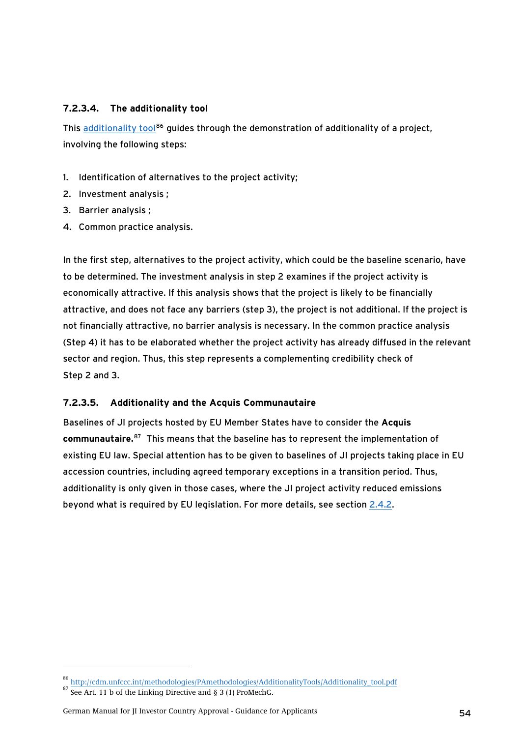#### 7.2.3.4. The additionality tool

This additionality tool[86] guides through the demonstration of additionality of a project, involving the following steps:

1. Identification of alternatives to the project activity;
2. Investment analysis ;
3. Barrier analysis ;
4. Common practice analysis.

In the first step, alternatives to the project activity, which could be the baseline scenario, have to be determined. The investment analysis in step 2 examines if the project activity is economically attractive. If this analysis shows that the project is likely to be financially attractive, and does not face any barriers (step 3), the project is not additional. If the project is not financially attractive, no barrier analysis is necessary. In the common practice analysis (Step 4) it has to be elaborated whether the project activity has already diffused in the relevant sector and region. Thus, this step represents a complementing credibility check of Step 2 and 3.

#### 7.2.3.5. Additionality and the Acquis Communautaire

Baselines of JI projects hosted by EU Member States have to consider the **Acquis communautaire.**[87] This means that the baseline has to represent the implementation of existing EU law. Special attention has to be given to baselines of JI projects taking place in EU accession countries, including agreed temporary exceptions in a transition period. Thus, additionality is only given in those cases, where the JI project activity reduced emissions beyond what is required by EU legislation. For more details, see section 2.4.2.

---

[86] http://cdm.unfccc.int/methodologies/PAmethodologies/AdditionalityTools/Additionality_tool.pdf

[87] See Art. 11 b of the Linking Directive and § 3 (1) ProMechG.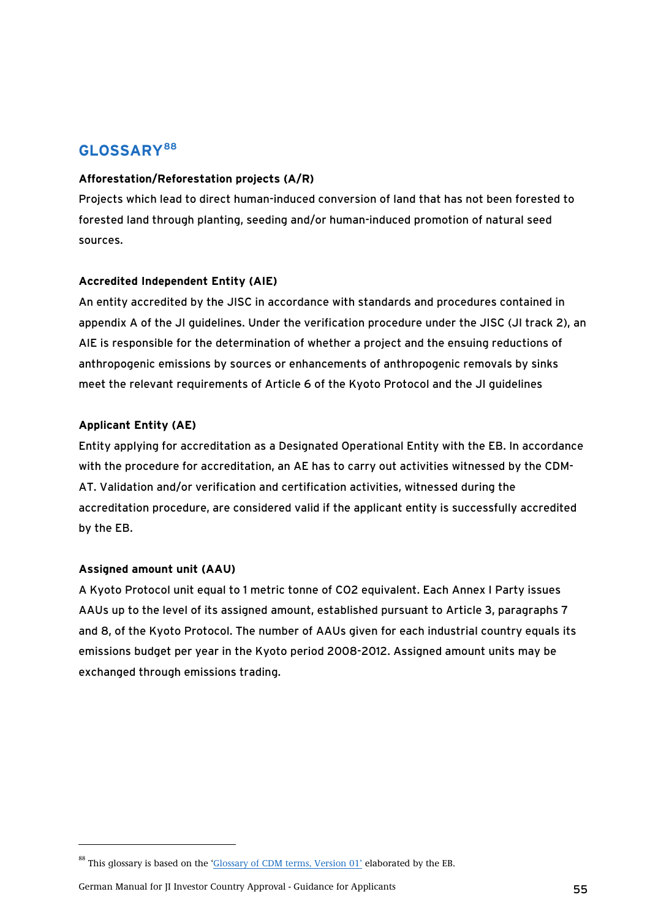# GLOSSARY[88]

**Afforestation/Reforestation projects (A/R)**

Projects which lead to direct human-induced conversion of land that has not been forested to forested land through planting, seeding and/or human-induced promotion of natural seed sources.

**Accredited Independent Entity (AIE)**

An entity accredited by the JISC in accordance with standards and procedures contained in appendix A of the JI guidelines. Under the verification procedure under the JISC (JI track 2), an AIE is responsible for the determination of whether a project and the ensuing reductions of anthropogenic emissions by sources or enhancements of anthropogenic removals by sinks meet the relevant requirements of Article 6 of the Kyoto Protocol and the JI guidelines

**Applicant Entity (AE)**

Entity applying for accreditation as a Designated Operational Entity with the EB. In accordance with the procedure for accreditation, an AE has to carry out activities witnessed by the CDM-AT. Validation and/or verification and certification activities, witnessed during the accreditation procedure, are considered valid if the applicant entity is successfully accredited by the EB.

**Assigned amount unit (AAU)**

A Kyoto Protocol unit equal to 1 metric tonne of $CO_2$ equivalent. Each Annex I Party issues AAUs up to the level of its assigned amount, established pursuant to Article 3, paragraphs 7 and 8, of the Kyoto Protocol. The number of AAUs given for each industrial country equals its emissions budget per year in the Kyoto period 2008-2012. Assigned amount units may be exchanged through emissions trading.

---

[88] This glossary is based on the 'Glossary of CDM terms, Version 01' elaborated by the EB.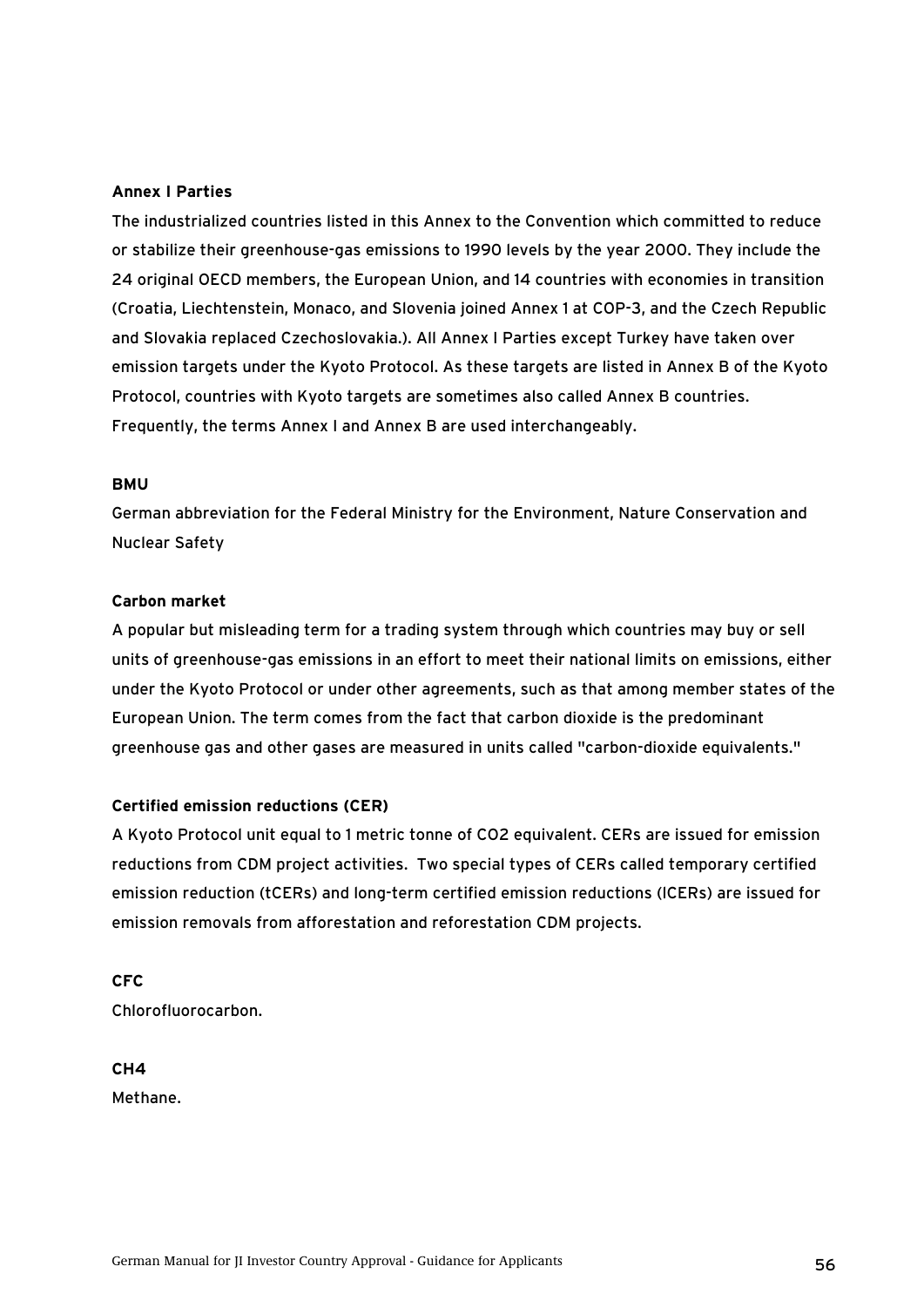**Annex I Parties**

The industrialized countries listed in this Annex to the Convention which committed to reduce or stabilize their greenhouse-gas emissions to 1990 levels by the year 2000. They include the 24 original OECD members, the European Union, and 14 countries with economies in transition (Croatia, Liechtenstein, Monaco, and Slovenia joined Annex 1 at COP-3, and the Czech Republic and Slovakia replaced Czechoslovakia.). All Annex I Parties except Turkey have taken over emission targets under the Kyoto Protocol. As these targets are listed in Annex B of the Kyoto Protocol, countries with Kyoto targets are sometimes also called Annex B countries. Frequently, the terms Annex I and Annex B are used interchangeably.

**BMU**

German abbreviation for the Federal Ministry for the Environment, Nature Conservation and Nuclear Safety

**Carbon market**

A popular but misleading term for a trading system through which countries may buy or sell units of greenhouse-gas emissions in an effort to meet their national limits on emissions, either under the Kyoto Protocol or under other agreements, such as that among member states of the European Union. The term comes from the fact that carbon dioxide is the predominant greenhouse gas and other gases are measured in units called "carbon-dioxide equivalents."

**Certified emission reductions (CER)**

A Kyoto Protocol unit equal to 1 metric tonne of $CO_2$ equivalent. CERs are issued for emission reductions from CDM project activities. Two special types of CERs called temporary certified emission reduction (tCERs) and long-term certified emission reductions (lCERs) are issued for emission removals from afforestation and reforestation CDM projects.

**CFC**

Chlorofluorocarbon.

**$CH_4$**

Methane.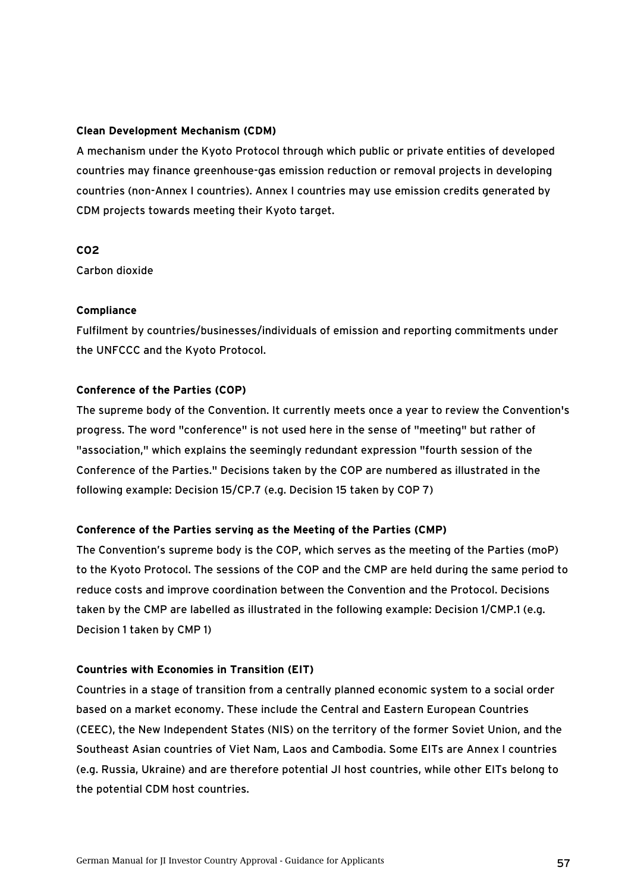**Clean Development Mechanism (CDM)**

A mechanism under the Kyoto Protocol through which public or private entities of developed countries may finance greenhouse-gas emission reduction or removal projects in developing countries (non-Annex I countries). Annex I countries may use emission credits generated by CDM projects towards meeting their Kyoto target.

**CO2**

Carbon dioxide

**Compliance**

Fulfilment by countries/businesses/individuals of emission and reporting commitments under the UNFCCC and the Kyoto Protocol.

**Conference of the Parties (COP)**

The supreme body of the Convention. It currently meets once a year to review the Convention's progress. The word "conference" is not used here in the sense of "meeting" but rather of "association," which explains the seemingly redundant expression "fourth session of the Conference of the Parties." Decisions taken by the COP are numbered as illustrated in the following example: Decision 15/CP.7 (e.g. Decision 15 taken by COP 7)

**Conference of the Parties serving as the Meeting of the Parties (CMP)**

The Convention's supreme body is the COP, which serves as the meeting of the Parties (moP) to the Kyoto Protocol. The sessions of the COP and the CMP are held during the same period to reduce costs and improve coordination between the Convention and the Protocol. Decisions taken by the CMP are labelled as illustrated in the following example: Decision 1/CMP.1 (e.g. Decision 1 taken by CMP 1)

**Countries with Economies in Transition (EIT)**

Countries in a stage of transition from a centrally planned economic system to a social order based on a market economy. These include the Central and Eastern European Countries (CEEC), the New Independent States (NIS) on the territory of the former Soviet Union, and the Southeast Asian countries of Viet Nam, Laos and Cambodia. Some EITs are Annex I countries (e.g. Russia, Ukraine) and are therefore potential JI host countries, while other EITs belong to the potential CDM host countries.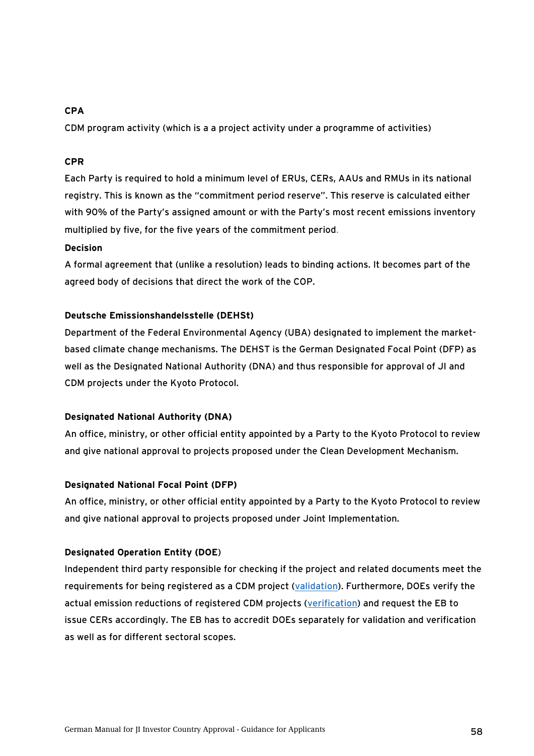**CPA**

CDM program activity (which is a a project activity under a programme of activities)

**CPR**

Each Party is required to hold a minimum level of ERUs, CERs, AAUs and RMUs in its national registry. This is known as the "commitment period reserve". This reserve is calculated either with 90% of the Party's assigned amount or with the Party's most recent emissions inventory multiplied by five, for the five years of the commitment period.

**Decision**

A formal agreement that (unlike a resolution) leads to binding actions. It becomes part of the agreed body of decisions that direct the work of the COP.

**Deutsche Emissionshandelsstelle (DEHSt)**

Department of the Federal Environmental Agency (UBA) designated to implement the market-based climate change mechanisms. The DEHST is the German Designated Focal Point (DFP) as well as the Designated National Authority (DNA) and thus responsible for approval of JI and CDM projects under the Kyoto Protocol.

**Designated National Authority (DNA)**

An office, ministry, or other official entity appointed by a Party to the Kyoto Protocol to review and give national approval to projects proposed under the Clean Development Mechanism.

**Designated National Focal Point (DFP)**

An office, ministry, or other official entity appointed by a Party to the Kyoto Protocol to review and give national approval to projects proposed under Joint Implementation.

**Designated Operation Entity (DOE)**

Independent third party responsible for checking if the project and related documents meet the requirements for being registered as a CDM project (validation). Furthermore, DOEs verify the actual emission reductions of registered CDM projects (verification) and request the EB to issue CERs accordingly. The EB has to accredit DOEs separately for validation and verification as well as for different sectoral scopes.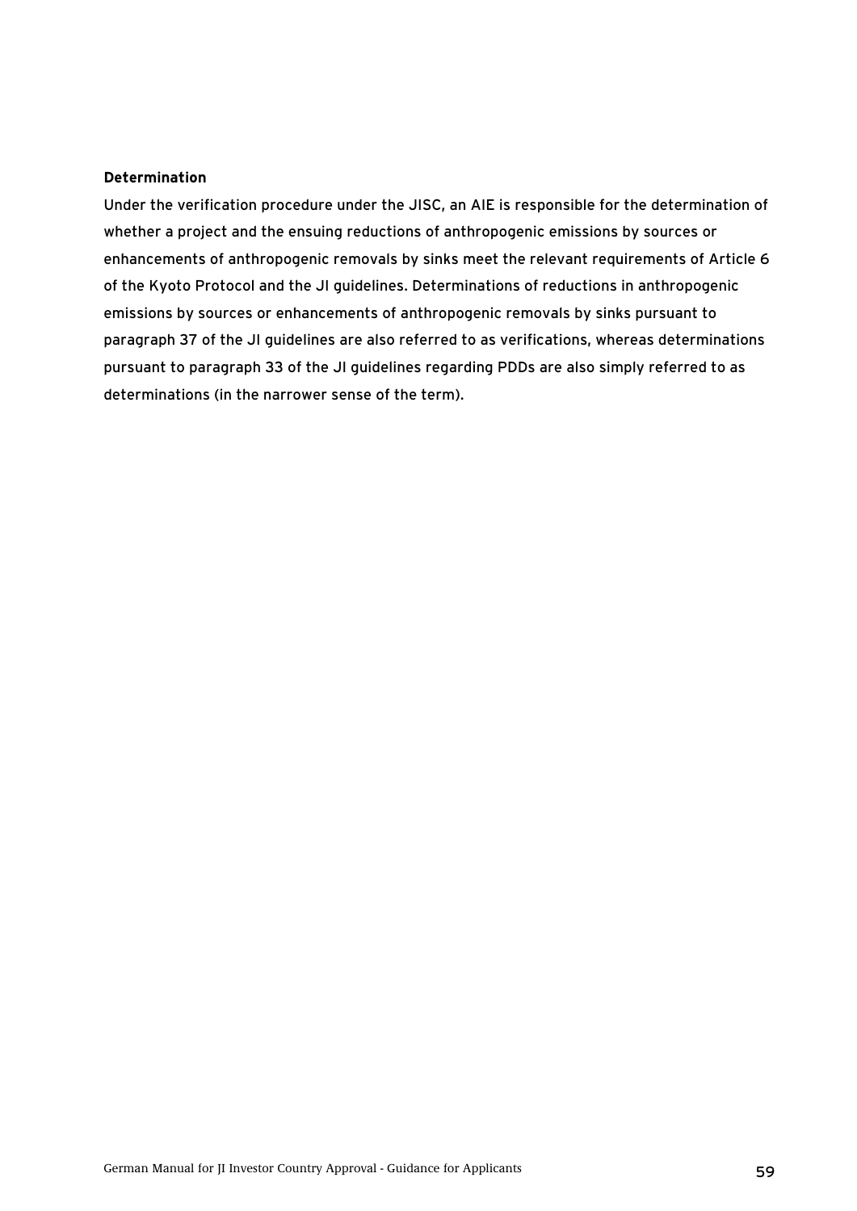**Determination**

Under the verification procedure under the JISC, an AIE is responsible for the determination of whether a project and the ensuing reductions of anthropogenic emissions by sources or enhancements of anthropogenic removals by sinks meet the relevant requirements of Article 6 of the Kyoto Protocol and the JI guidelines. Determinations of reductions in anthropogenic emissions by sources or enhancements of anthropogenic removals by sinks pursuant to paragraph 37 of the JI guidelines are also referred to as verifications, whereas determinations pursuant to paragraph 33 of the JI guidelines regarding PDDs are also simply referred to as determinations (in the narrower sense of the term).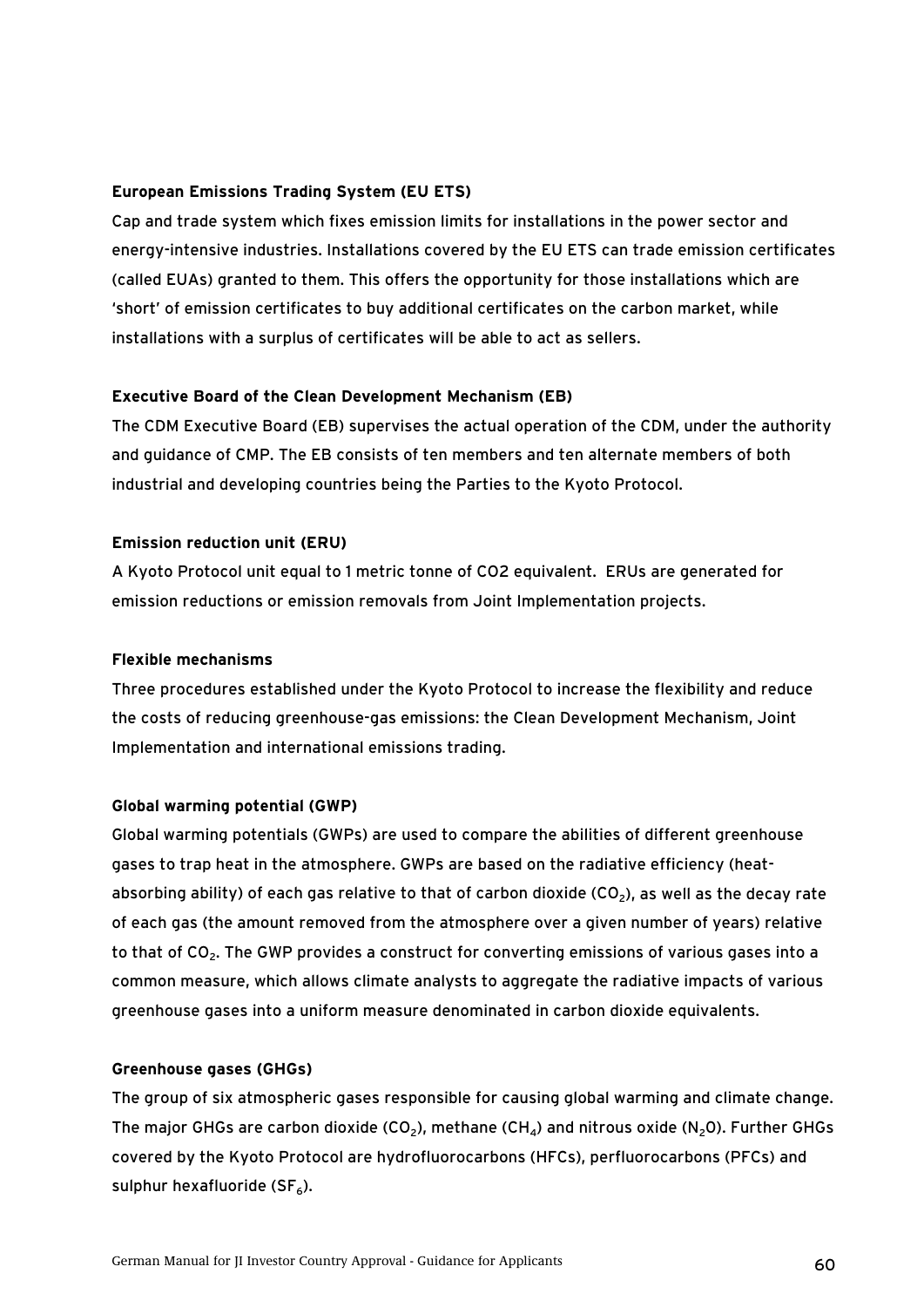**European Emissions Trading System (EU ETS)**

Cap and trade system which fixes emission limits for installations in the power sector and energy-intensive industries. Installations covered by the EU ETS can trade emission certificates (called EUAs) granted to them. This offers the opportunity for those installations which are 'short' of emission certificates to buy additional certificates on the carbon market, while installations with a surplus of certificates will be able to act as sellers.

**Executive Board of the Clean Development Mechanism (EB)**

The CDM Executive Board (EB) supervises the actual operation of the CDM, under the authority and guidance of CMP. The EB consists of ten members and ten alternate members of both industrial and developing countries being the Parties to the Kyoto Protocol.

**Emission reduction unit (ERU)**

A Kyoto Protocol unit equal to 1 metric tonne of CO2 equivalent. ERUs are generated for emission reductions or emission removals from Joint Implementation projects.

**Flexible mechanisms**

Three procedures established under the Kyoto Protocol to increase the flexibility and reduce the costs of reducing greenhouse-gas emissions: the Clean Development Mechanism, Joint Implementation and international emissions trading.

**Global warming potential (GWP)**

Global warming potentials (GWPs) are used to compare the abilities of different greenhouse gases to trap heat in the atmosphere. GWPs are based on the radiative efficiency (heat-absorbing ability) of each gas relative to that of carbon dioxide ($CO_2$), as well as the decay rate of each gas (the amount removed from the atmosphere over a given number of years) relative to that of $CO_2$. The GWP provides a construct for converting emissions of various gases into a common measure, which allows climate analysts to aggregate the radiative impacts of various greenhouse gases into a uniform measure denominated in carbon dioxide equivalents.

**Greenhouse gases (GHGs)**

The group of six atmospheric gases responsible for causing global warming and climate change. The major GHGs are carbon dioxide ($CO_2$), methane ($CH_4$) and nitrous oxide ($N_2O$). Further GHGs covered by the Kyoto Protocol are hydrofluorocarbons (HFCs), perfluorocarbons (PFCs) and sulphur hexafluoride ($SF_6$).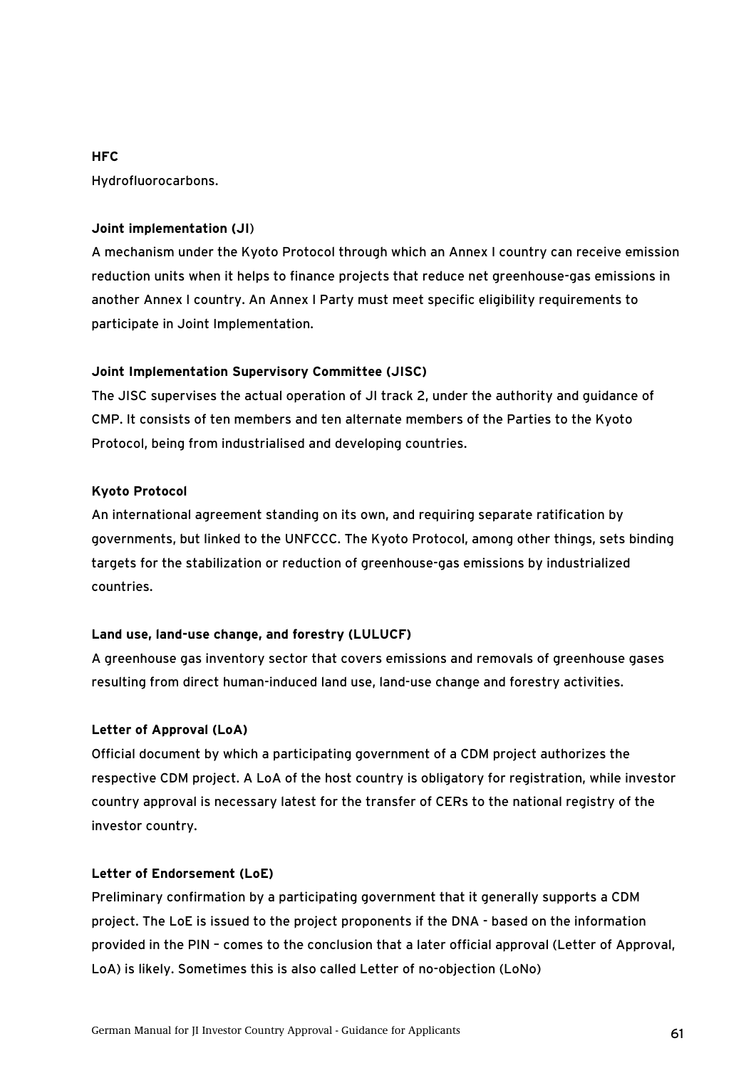**HFC**

Hydrofluorocarbons.

**Joint implementation (JI)**

A mechanism under the Kyoto Protocol through which an Annex I country can receive emission reduction units when it helps to finance projects that reduce net greenhouse-gas emissions in another Annex I country. An Annex I Party must meet specific eligibility requirements to participate in Joint Implementation.

**Joint Implementation Supervisory Committee (JISC)**

The JISC supervises the actual operation of JI track 2, under the authority and guidance of CMP. It consists of ten members and ten alternate members of the Parties to the Kyoto Protocol, being from industrialised and developing countries.

**Kyoto Protocol**

An international agreement standing on its own, and requiring separate ratification by governments, but linked to the UNFCCC. The Kyoto Protocol, among other things, sets binding targets for the stabilization or reduction of greenhouse-gas emissions by industrialized countries.

**Land use, land-use change, and forestry (LULUCF)**

A greenhouse gas inventory sector that covers emissions and removals of greenhouse gases resulting from direct human-induced land use, land-use change and forestry activities.

**Letter of Approval (LoA)**

Official document by which a participating government of a CDM project authorizes the respective CDM project. A LoA of the host country is obligatory for registration, while investor country approval is necessary latest for the transfer of CERs to the national registry of the investor country.

**Letter of Endorsement (LoE)**

Preliminary confirmation by a participating government that it generally supports a CDM project. The LoE is issued to the project proponents if the DNA - based on the information provided in the PIN – comes to the conclusion that a later official approval (Letter of Approval, LoA) is likely. Sometimes this is also called Letter of no-objection (LoNo)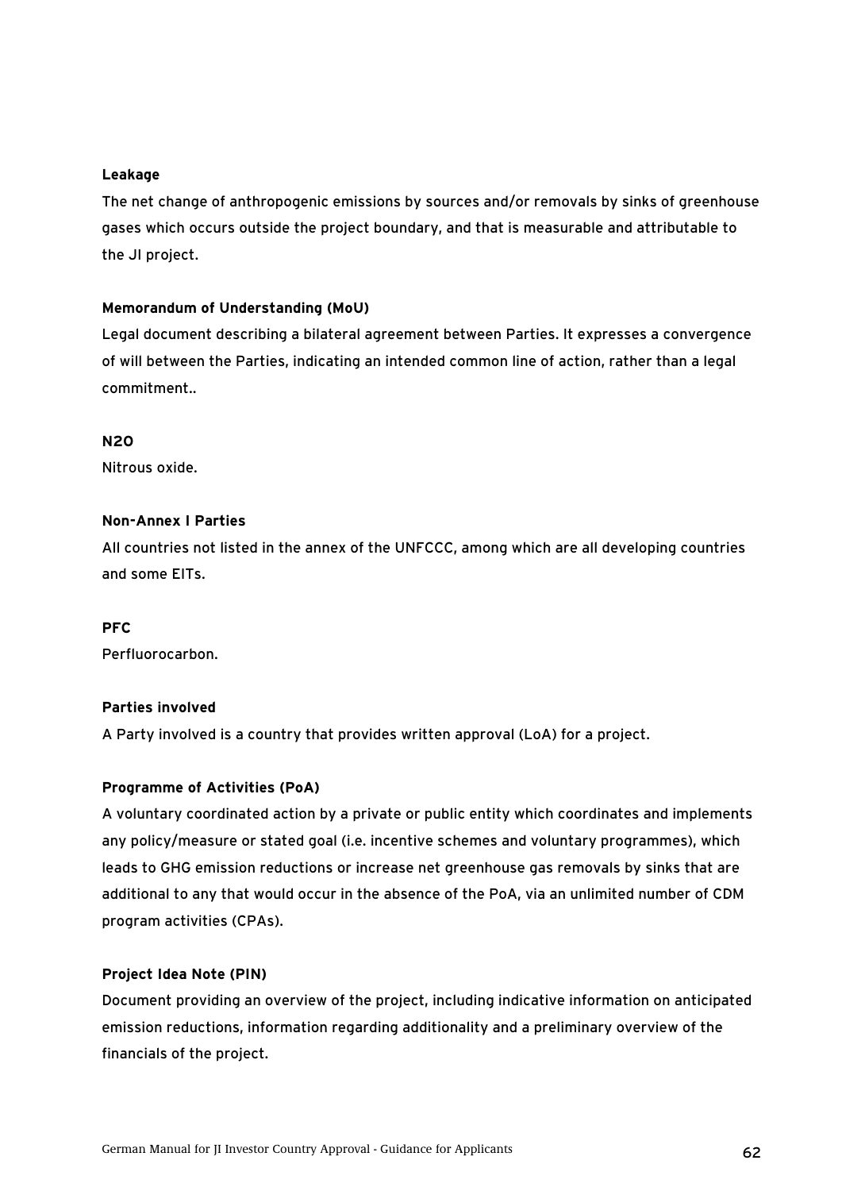**Leakage**

The net change of anthropogenic emissions by sources and/or removals by sinks of greenhouse gases which occurs outside the project boundary, and that is measurable and attributable to the JI project.

**Memorandum of Understanding (MoU)**

Legal document describing a bilateral agreement between Parties. It expresses a convergence of will between the Parties, indicating an intended common line of action, rather than a legal commitment..

**N2O**

Nitrous oxide.

**Non-Annex I Parties**

All countries not listed in the annex of the UNFCCC, among which are all developing countries and some EITs.

**PFC**

Perfluorocarbon.

**Parties involved**

A Party involved is a country that provides written approval (LoA) for a project.

**Programme of Activities (PoA)**

A voluntary coordinated action by a private or public entity which coordinates and implements any policy/measure or stated goal (i.e. incentive schemes and voluntary programmes), which leads to GHG emission reductions or increase net greenhouse gas removals by sinks that are additional to any that would occur in the absence of the PoA, via an unlimited number of CDM program activities (CPAs).

**Project Idea Note (PIN)**

Document providing an overview of the project, including indicative information on anticipated emission reductions, information regarding additionality and a preliminary overview of the financials of the project.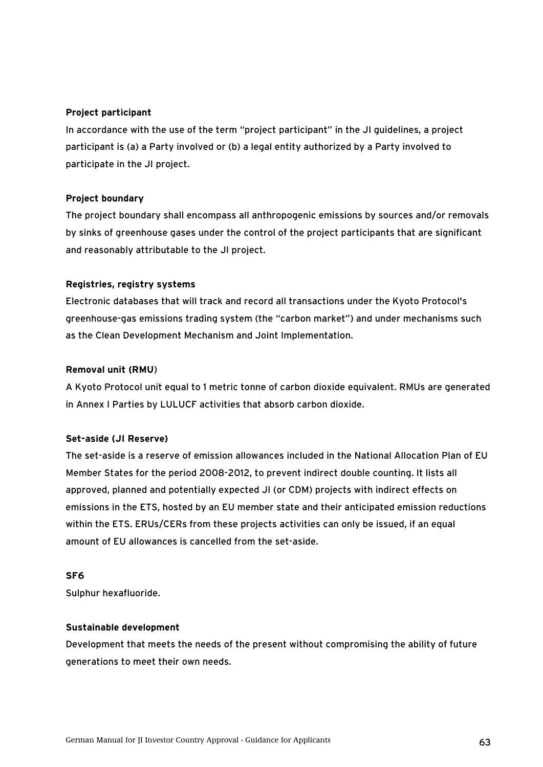**Project participant**

In accordance with the use of the term "project participant" in the JI guidelines, a project participant is (a) a Party involved or (b) a legal entity authorized by a Party involved to participate in the JI project.

**Project boundary**

The project boundary shall encompass all anthropogenic emissions by sources and/or removals by sinks of greenhouse gases under the control of the project participants that are significant and reasonably attributable to the JI project.

**Registries, registry systems**

Electronic databases that will track and record all transactions under the Kyoto Protocol's greenhouse-gas emissions trading system (the "carbon market") and under mechanisms such as the Clean Development Mechanism and Joint Implementation.

**Removal unit (RMU**)

A Kyoto Protocol unit equal to 1 metric tonne of carbon dioxide equivalent. RMUs are generated in Annex I Parties by LULUCF activities that absorb carbon dioxide.

**Set-aside (JI Reserve)**

The set-aside is a reserve of emission allowances included in the National Allocation Plan of EU Member States for the period 2008-2012, to prevent indirect double counting. It lists all approved, planned and potentially expected JI (or CDM) projects with indirect effects on emissions in the ETS, hosted by an EU member state and their anticipated emission reductions within the ETS. ERUs/CERs from these projects activities can only be issued, if an equal amount of EU allowances is cancelled from the set-aside.

**SF6**

Sulphur hexafluoride.

**Sustainable development**

Development that meets the needs of the present without compromising the ability of future generations to meet their own needs.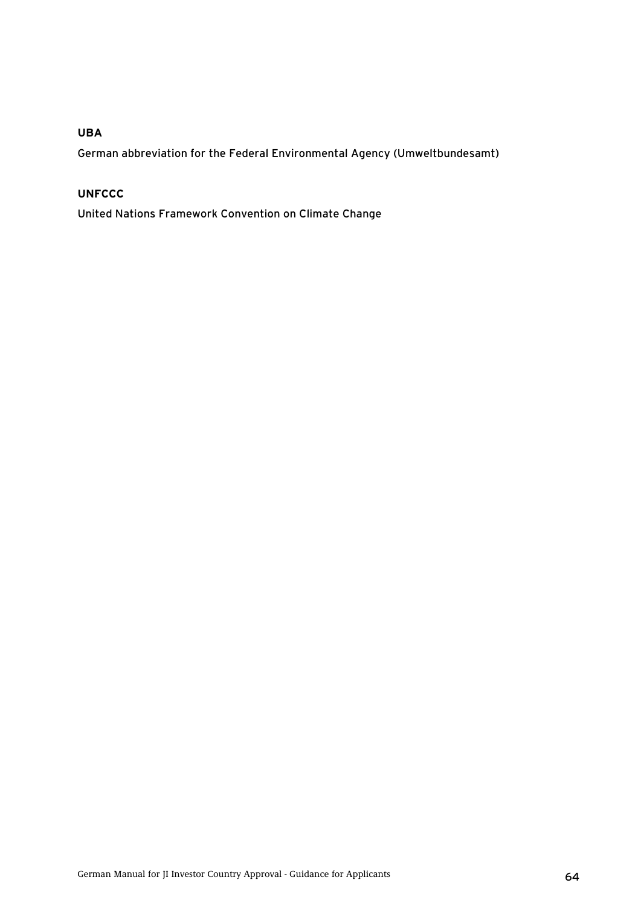**UBA**

German abbreviation for the Federal Environmental Agency (Umweltbundesamt)

**UNFCCC**

United Nations Framework Convention on Climate Change